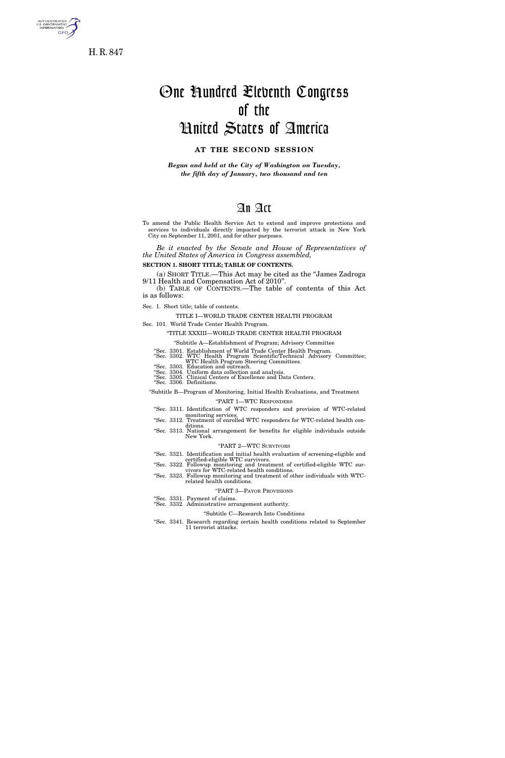H. R. 847

# One Hundred Eleventh Congress of the United States of America

**AT THE SECOND SESSION**

***Begun and held at the City of Washington on Tuesday, the fifth day of January, two thousand and ten***

## An Act

To amend the Public Health Service Act to extend and improve protections and services to individuals directly impacted by the terrorist attack in New York City on September 11, 2001, and for other purposes.

*Be it enacted by the Senate and House of Representatives of the United States of America in Congress assembled,*

**SECTION 1. SHORT TITLE; TABLE OF CONTENTS.**

(a) SHORT TITLE.—This Act may be cited as the "James Zadroga 9/11 Health and Compensation Act of 2010".

(b) TABLE OF CONTENTS.—The table of contents of this Act is as follows:

Sec. 1. Short title; table of contents.

TITLE I—WORLD TRADE CENTER HEALTH PROGRAM

Sec. 101. World Trade Center Health Program.

"TITLE XXXIII—WORLD TRADE CENTER HEALTH PROGRAM

"Subtitle A—Establishment of Program; Advisory Committee

"Sec. 3301. Establishment of World Trade Center Health Program.
"Sec. 3302. WTC Health Program Scientific/Technical Advisory Committee; WTC Health Program Steering Committees.
"Sec. 3303. Education and outreach.
"Sec. 3304. Uniform data collection and analysis.
"Sec. 3305. Clinical Centers of Excellence and Data Centers.
"Sec. 3306. Definitions.

"Subtitle B—Program of Monitoring, Initial Health Evaluations, and Treatment

"PART 1—WTC RESPONDERS

"Sec. 3311. Identification of WTC responders and provision of WTC-related monitoring services.
"Sec. 3312. Treatment of enrolled WTC responders for WTC-related health conditions.
"Sec. 3313. National arrangement for benefits for eligible individuals outside New York.

"PART 2—WTC SURVIVORS

"Sec. 3321. Identification and initial health evaluation of screening-eligible and certified-eligible WTC survivors.
"Sec. 3322. Followup monitoring and treatment of certified-eligible WTC survivors for WTC-related health conditions.
"Sec. 3323. Followup monitoring and treatment of other individuals with WTC-related health conditions.

"PART 3—PAYOR PROVISIONS

"Sec. 3331. Payment of claims.
"Sec. 3332. Administrative arrangement authority.

"Subtitle C—Research Into Conditions

"Sec. 3341. Research regarding certain health conditions related to September 11 terrorist attacks.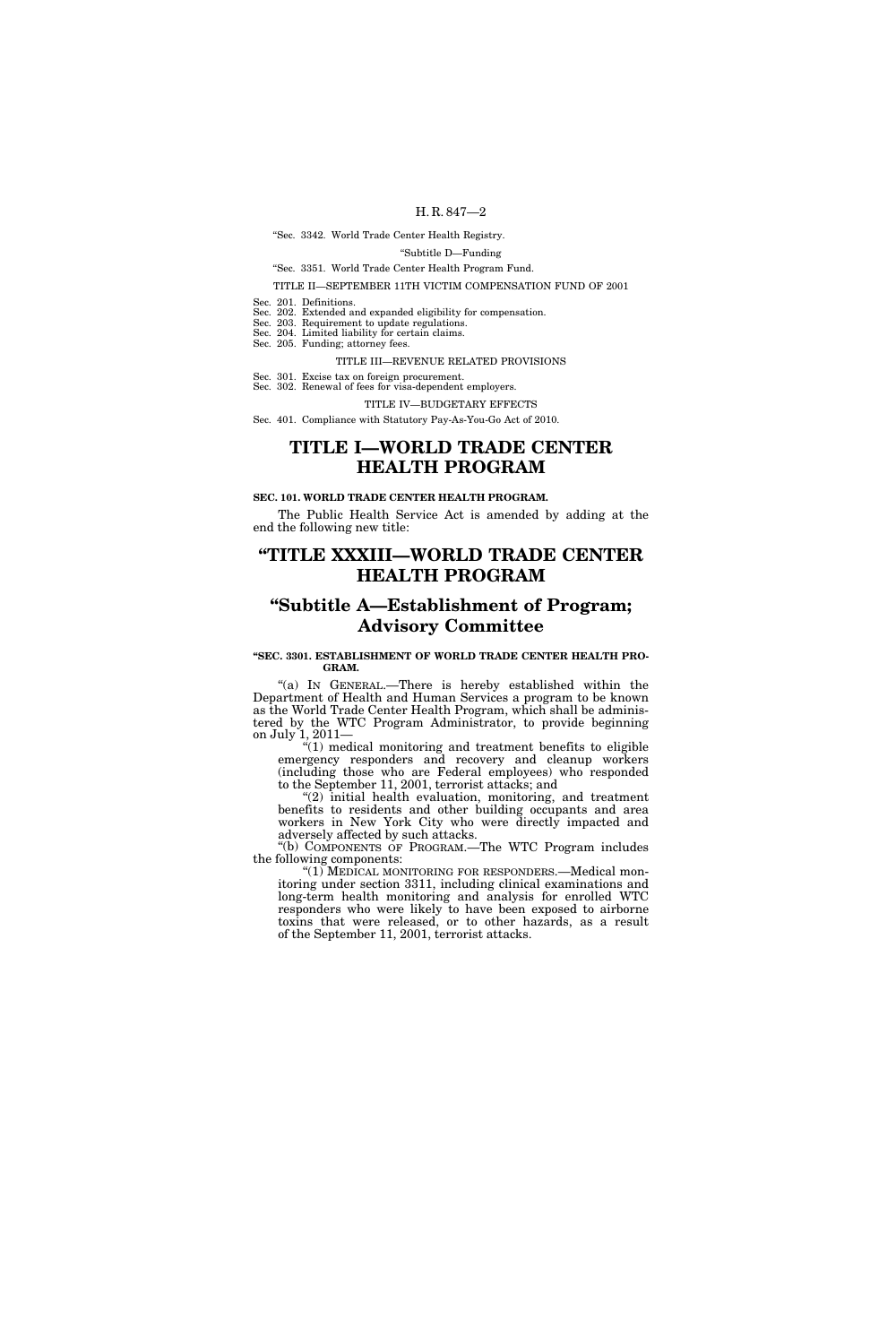"Sec. 3342. World Trade Center Health Registry.

"Subtitle D—Funding

"Sec. 3351. World Trade Center Health Program Fund.

TITLE II—SEPTEMBER 11TH VICTIM COMPENSATION FUND OF 2001

Sec. 201. Definitions.
Sec. 202. Extended and expanded eligibility for compensation.
Sec. 203. Requirement to update regulations.
Sec. 204. Limited liability for certain claims.
Sec. 205. Funding; attorney fees.

TITLE III—REVENUE RELATED PROVISIONS

Sec. 301. Excise tax on foreign procurement.
Sec. 302. Renewal of fees for visa-dependent employers.

TITLE IV—BUDGETARY EFFECTS

Sec. 401. Compliance with Statutory Pay-As-You-Go Act of 2010.

# TITLE I—WORLD TRADE CENTER HEALTH PROGRAM

**SEC. 101. WORLD TRADE CENTER HEALTH PROGRAM.**

The Public Health Service Act is amended by adding at the end the following new title:

# "TITLE XXXIII—WORLD TRADE CENTER HEALTH PROGRAM

## "Subtitle A—Establishment of Program; Advisory Committee

**"SEC. 3301. ESTABLISHMENT OF WORLD TRADE CENTER HEALTH PROGRAM.**

"(a) IN GENERAL.—There is hereby established within the Department of Health and Human Services a program to be known as the World Trade Center Health Program, which shall be administered by the WTC Program Administrator, to provide beginning on July 1, 2011—

"(1) medical monitoring and treatment benefits to eligible emergency responders and recovery and cleanup workers (including those who are Federal employees) who responded to the September 11, 2001, terrorist attacks; and

"(2) initial health evaluation, monitoring, and treatment benefits to residents and other building occupants and area workers in New York City who were directly impacted and adversely affected by such attacks.

"(b) COMPONENTS OF PROGRAM.—The WTC Program includes the following components:

"(1) MEDICAL MONITORING FOR RESPONDERS.—Medical monitoring under section 3311, including clinical examinations and long-term health monitoring and analysis for enrolled WTC responders who were likely to have been exposed to airborne toxins that were released, or to other hazards, as a result of the September 11, 2001, terrorist attacks.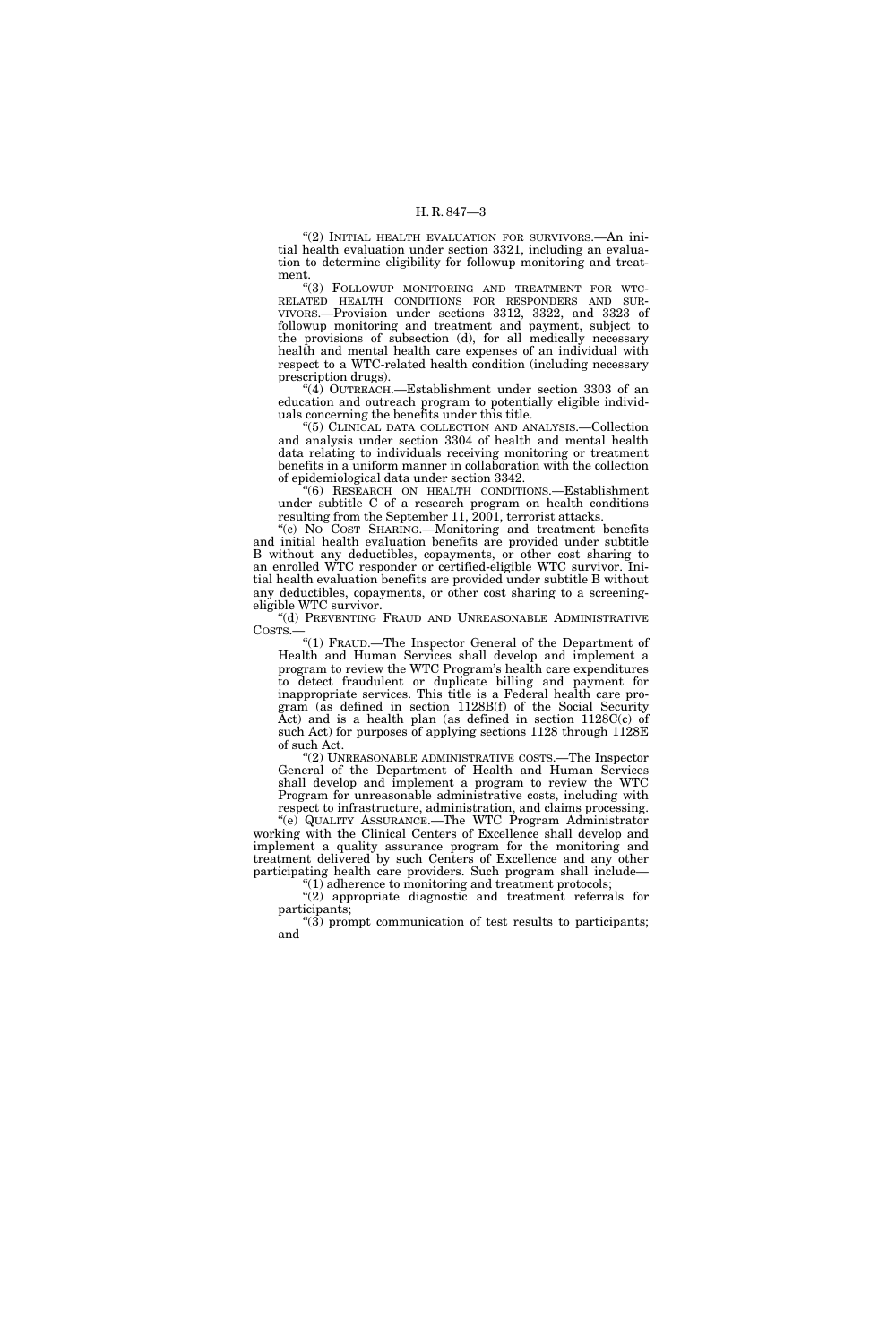"(2) INITIAL HEALTH EVALUATION FOR SURVIVORS.—An initial health evaluation under section 3321, including an evaluation to determine eligibility for followup monitoring and treatment.

"(3) FOLLOWUP MONITORING AND TREATMENT FOR WTC-RELATED HEALTH CONDITIONS FOR RESPONDERS AND SURVIVORS.—Provision under sections 3312, 3322, and 3323 of followup monitoring and treatment and payment, subject to the provisions of subsection (d), for all medically necessary health and mental health care expenses of an individual with respect to a WTC-related health condition (including necessary prescription drugs).

"(4) OUTREACH.—Establishment under section 3303 of an education and outreach program to potentially eligible individuals concerning the benefits under this title.

"(5) CLINICAL DATA COLLECTION AND ANALYSIS.—Collection and analysis under section 3304 of health and mental health data relating to individuals receiving monitoring or treatment benefits in a uniform manner in collaboration with the collection of epidemiological data under section 3342.

"(6) RESEARCH ON HEALTH CONDITIONS.—Establishment under subtitle C of a research program on health conditions resulting from the September 11, 2001, terrorist attacks.

"(c) NO COST SHARING.—Monitoring and treatment benefits and initial health evaluation benefits are provided under subtitle B without any deductibles, copayments, or other cost sharing to an enrolled WTC responder or certified-eligible WTC survivor. Initial health evaluation benefits are provided under subtitle B without any deductibles, copayments, or other cost sharing to a screening-eligible WTC survivor.

"(d) PREVENTING FRAUD AND UNREASONABLE ADMINISTRATIVE COSTS.—

"(1) FRAUD.—The Inspector General of the Department of Health and Human Services shall develop and implement a program to review the WTC Program's health care expenditures to detect fraudulent or duplicate billing and payment for inappropriate services. This title is a Federal health care program (as defined in section 1128B(f) of the Social Security Act) and is a health plan (as defined in section 1128C(c) of such Act) for purposes of applying sections 1128 through 1128E of such Act.

"(2) UNREASONABLE ADMINISTRATIVE COSTS.—The Inspector General of the Department of Health and Human Services shall develop and implement a program to review the WTC Program for unreasonable administrative costs, including with respect to infrastructure, administration, and claims processing.

"(e) QUALITY ASSURANCE.—The WTC Program Administrator working with the Clinical Centers of Excellence shall develop and implement a quality assurance program for the monitoring and treatment delivered by such Centers of Excellence and any other participating health care providers. Such program shall include—

"(1) adherence to monitoring and treatment protocols;

"(2) appropriate diagnostic and treatment referrals for participants;

"(3) prompt communication of test results to participants; and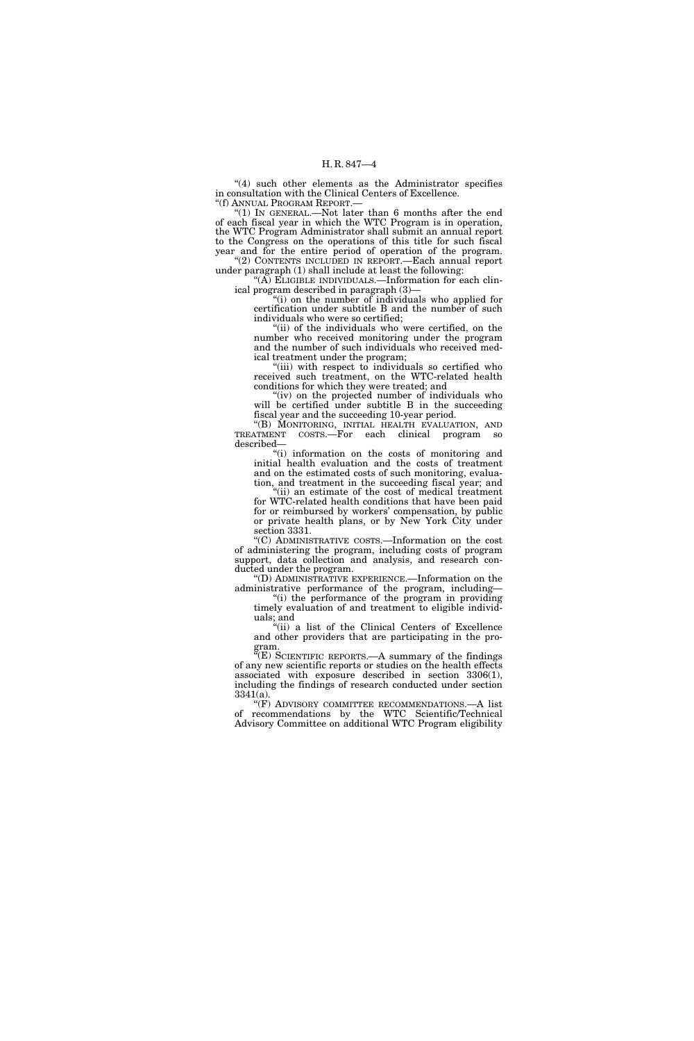"(4) such other elements as the Administrator specifies in consultation with the Clinical Centers of Excellence.

"(f) ANNUAL PROGRAM REPORT.—

"(1) IN GENERAL.—Not later than 6 months after the end of each fiscal year in which the WTC Program is in operation, the WTC Program Administrator shall submit an annual report to the Congress on the operations of this title for such fiscal year and for the entire period of operation of the program.

"(2) CONTENTS INCLUDED IN REPORT.—Each annual report under paragraph (1) shall include at least the following:

"(A) ELIGIBLE INDIVIDUALS.—Information for each clinical program described in paragraph (3)—

"(i) on the number of individuals who applied for certification under subtitle B and the number of such individuals who were so certified;

"(ii) of the individuals who were certified, on the number who received monitoring under the program and the number of such individuals who received medical treatment under the program;

"(iii) with respect to individuals so certified who received such treatment, on the WTC-related health conditions for which they were treated; and

"(iv) on the projected number of individuals who will be certified under subtitle B in the succeeding fiscal year and the succeeding 10-year period.

"(B) MONITORING, INITIAL HEALTH EVALUATION, AND TREATMENT COSTS.—For each clinical program so described—

"(i) information on the costs of monitoring and initial health evaluation and the costs of treatment and on the estimated costs of such monitoring, evaluation, and treatment in the succeeding fiscal year; and

"(ii) an estimate of the cost of medical treatment for WTC-related health conditions that have been paid for or reimbursed by workers' compensation, by public or private health plans, or by New York City under section 3331.

"(C) ADMINISTRATIVE COSTS.—Information on the cost of administering the program, including costs of program support, data collection and analysis, and research conducted under the program.

"(D) ADMINISTRATIVE EXPERIENCE.—Information on the administrative performance of the program, including—

"(i) the performance of the program in providing timely evaluation of and treatment to eligible individuals; and

"(ii) a list of the Clinical Centers of Excellence and other providers that are participating in the program.

"(E) SCIENTIFIC REPORTS.—A summary of the findings of any new scientific reports or studies on the health effects associated with exposure described in section 3306(1), including the findings of research conducted under section 3341(a).

"(F) ADVISORY COMMITTEE RECOMMENDATIONS.—A list of recommendations by the WTC Scientific/Technical Advisory Committee on additional WTC Program eligibility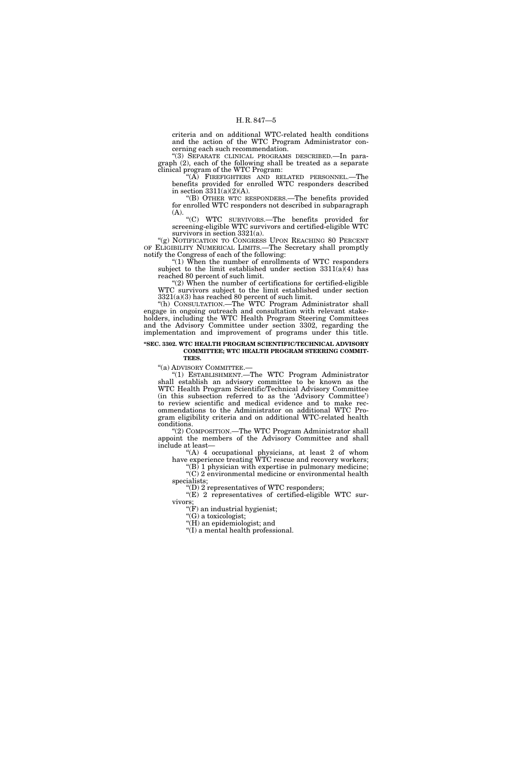criteria and on additional WTC-related health conditions and the action of the WTC Program Administrator concerning each such recommendation.

"(3) SEPARATE CLINICAL PROGRAMS DESCRIBED.—In paragraph (2), each of the following shall be treated as a separate clinical program of the WTC Program:

"(A) FIREFIGHTERS AND RELATED PERSONNEL.—The benefits provided for enrolled WTC responders described in section 3311(a)(2)(A).

"(B) OTHER WTC RESPONDERS.—The benefits provided for enrolled WTC responders not described in subparagraph (A).

"(C) WTC SURVIVORS.—The benefits provided for screening-eligible WTC survivors and certified-eligible WTC survivors in section 3321(a).

"(g) NOTIFICATION TO CONGRESS UPON REACHING 80 PERCENT OF ELIGIBILITY NUMERICAL LIMITS.—The Secretary shall promptly notify the Congress of each of the following:

"(1) When the number of enrollments of WTC responders subject to the limit established under section 3311(a)(4) has reached 80 percent of such limit.

"(2) When the number of certifications for certified-eligible WTC survivors subject to the limit established under section 3321(a)(3) has reached 80 percent of such limit.

"(h) CONSULTATION.—The WTC Program Administrator shall engage in ongoing outreach and consultation with relevant stakeholders, including the WTC Health Program Steering Committees and the Advisory Committee under section 3302, regarding the implementation and improvement of programs under this title.

**"SEC. 3302. WTC HEALTH PROGRAM SCIENTIFIC/TECHNICAL ADVISORY COMMITTEE; WTC HEALTH PROGRAM STEERING COMMITTEES.**

"(a) ADVISORY COMMITTEE.—

"(1) ESTABLISHMENT.—The WTC Program Administrator shall establish an advisory committee to be known as the WTC Health Program Scientific/Technical Advisory Committee (in this subsection referred to as the 'Advisory Committee') to review scientific and medical evidence and to make recommendations to the Administrator on additional WTC Program eligibility criteria and on additional WTC-related health conditions.

"(2) COMPOSITION.—The WTC Program Administrator shall appoint the members of the Advisory Committee and shall include at least—

"(A) 4 occupational physicians, at least 2 of whom have experience treating WTC rescue and recovery workers;

"(B) 1 physician with expertise in pulmonary medicine;

"(C) 2 environmental medicine or environmental health specialists;

"(D) 2 representatives of WTC responders;

"(E) 2 representatives of certified-eligible WTC survivors;

"(F) an industrial hygienist;

"(G) a toxicologist;

"(H) an epidemiologist; and

"(I) a mental health professional.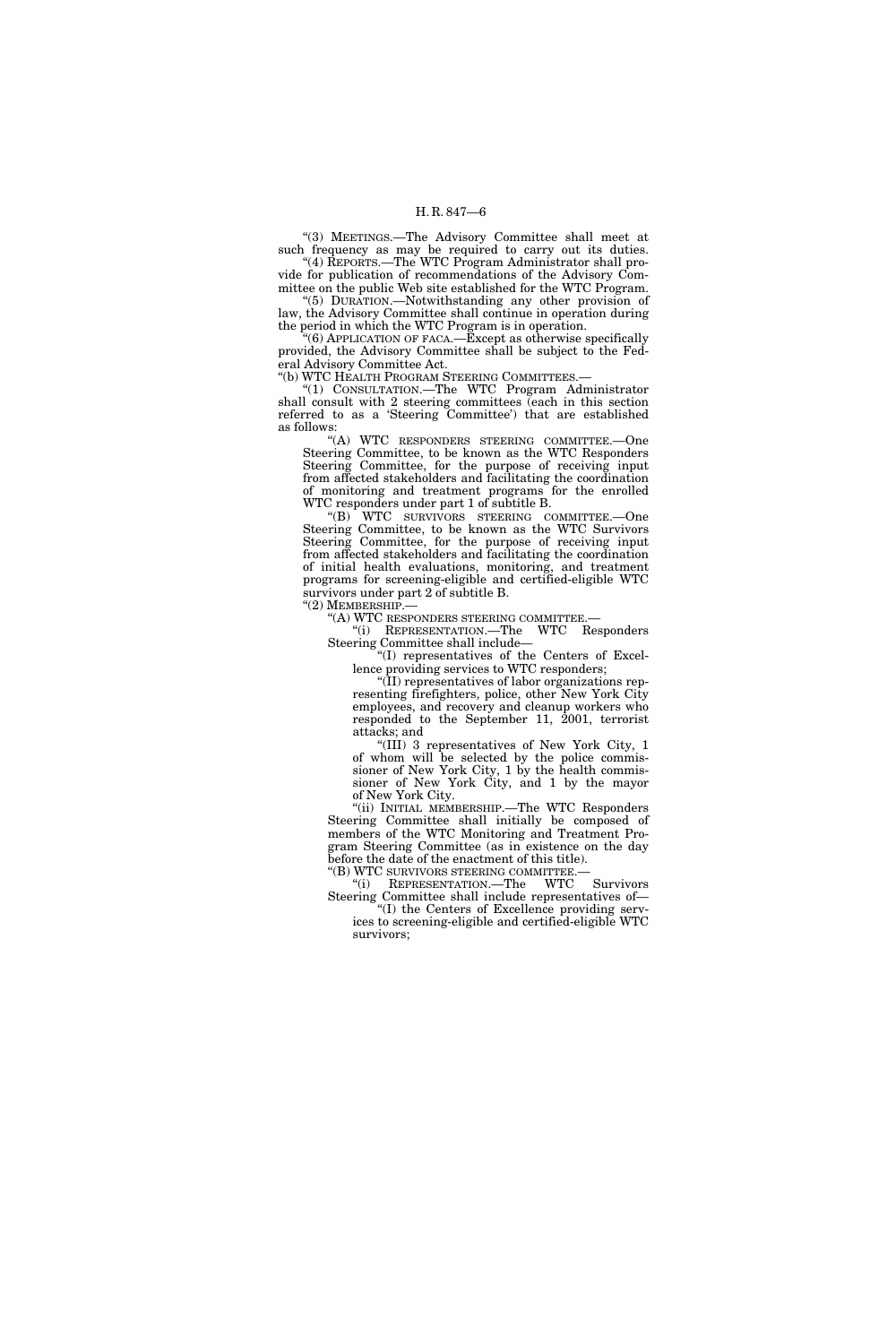"(3) MEETINGS.—The Advisory Committee shall meet at such frequency as may be required to carry out its duties.

"(4) REPORTS.—The WTC Program Administrator shall provide for publication of recommendations of the Advisory Committee on the public Web site established for the WTC Program.

"(5) DURATION.—Notwithstanding any other provision of law, the Advisory Committee shall continue in operation during the period in which the WTC Program is in operation.

"(6) APPLICATION OF FACA.—Except as otherwise specifically provided, the Advisory Committee shall be subject to the Federal Advisory Committee Act.

"(b) WTC HEALTH PROGRAM STEERING COMMITTEES.—

"(1) CONSULTATION.—The WTC Program Administrator shall consult with 2 steering committees (each in this section referred to as a 'Steering Committee') that are established as follows:

"(A) WTC RESPONDERS STEERING COMMITTEE.—One Steering Committee, to be known as the WTC Responders Steering Committee, for the purpose of receiving input from affected stakeholders and facilitating the coordination of monitoring and treatment programs for the enrolled WTC responders under part 1 of subtitle B.

"(B) WTC SURVIVORS STEERING COMMITTEE.—One Steering Committee, to be known as the WTC Survivors Steering Committee, for the purpose of receiving input from affected stakeholders and facilitating the coordination of initial health evaluations, monitoring, and treatment programs for screening-eligible and certified-eligible WTC survivors under part 2 of subtitle B.

"(2) MEMBERSHIP.—

"(A) WTC RESPONDERS STEERING COMMITTEE.—

"(i) REPRESENTATION.—The WTC Responders Steering Committee shall include—

"(I) representatives of the Centers of Excellence providing services to WTC responders;

"(II) representatives of labor organizations representing firefighters, police, other New York City employees, and recovery and cleanup workers who responded to the September 11, 2001, terrorist attacks; and

"(III) 3 representatives of New York City, 1 of whom will be selected by the police commissioner of New York City, 1 by the health commissioner of New York City, and 1 by the mayor of New York City.

"(ii) INITIAL MEMBERSHIP.—The WTC Responders Steering Committee shall initially be composed of members of the WTC Monitoring and Treatment Program Steering Committee (as in existence on the day before the date of the enactment of this title).

"(B) WTC SURVIVORS STEERING COMMITTEE.—

"(i) REPRESENTATION.—The WTC Survivors Steering Committee shall include representatives of—

"(I) the Centers of Excellence providing services to screening-eligible and certified-eligible WTC survivors;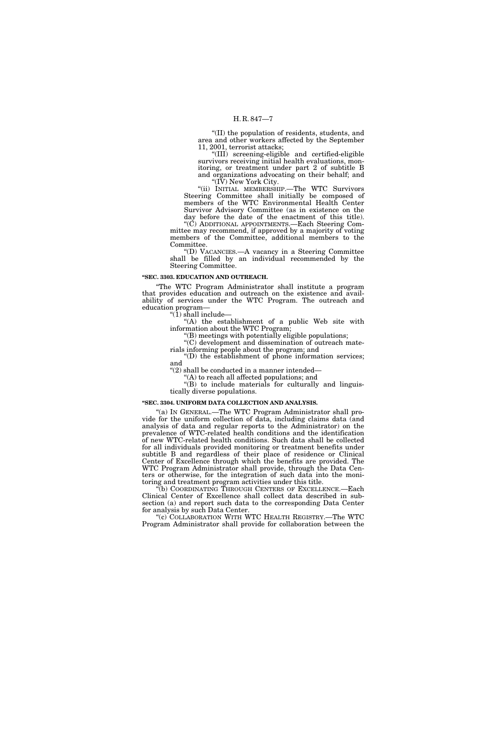"(II) the population of residents, students, and area and other workers affected by the September 11, 2001, terrorist attacks;

"(III) screening-eligible and certified-eligible survivors receiving initial health evaluations, monitoring, or treatment under part 2 of subtitle B and organizations advocating on their behalf; and

"(IV) New York City.

"(ii) INITIAL MEMBERSHIP.—The WTC Survivors Steering Committee shall initially be composed of members of the WTC Environmental Health Center Survivor Advisory Committee (as in existence on the day before the date of the enactment of this title).

"(C) ADDITIONAL APPOINTMENTS.—Each Steering Committee may recommend, if approved by a majority of voting members of the Committee, additional members to the Committee.

"(D) VACANCIES.—A vacancy in a Steering Committee shall be filled by an individual recommended by the Steering Committee.

**"SEC. 3303. EDUCATION AND OUTREACH.**

"The WTC Program Administrator shall institute a program that provides education and outreach on the existence and availability of services under the WTC Program. The outreach and education program—

"(1) shall include—

"(A) the establishment of a public Web site with information about the WTC Program;

"(B) meetings with potentially eligible populations;

"(C) development and dissemination of outreach materials informing people about the program; and

"(D) the establishment of phone information services; and

"(2) shall be conducted in a manner intended—

"(A) to reach all affected populations; and

"(B) to include materials for culturally and linguistically diverse populations.

**"SEC. 3304. UNIFORM DATA COLLECTION AND ANALYSIS.**

"(a) IN GENERAL.—The WTC Program Administrator shall provide for the uniform collection of data, including claims data (and analysis of data and regular reports to the Administrator) on the prevalence of WTC-related health conditions and the identification of new WTC-related health conditions. Such data shall be collected for all individuals provided monitoring or treatment benefits under subtitle B and regardless of their place of residence or Clinical Center of Excellence through which the benefits are provided. The WTC Program Administrator shall provide, through the Data Centers or otherwise, for the integration of such data into the monitoring and treatment program activities under this title.

"(b) COORDINATING THROUGH CENTERS OF EXCELLENCE.—Each Clinical Center of Excellence shall collect data described in subsection (a) and report such data to the corresponding Data Center for analysis by such Data Center.

"(c) COLLABORATION WITH WTC HEALTH REGISTRY.—The WTC Program Administrator shall provide for collaboration between the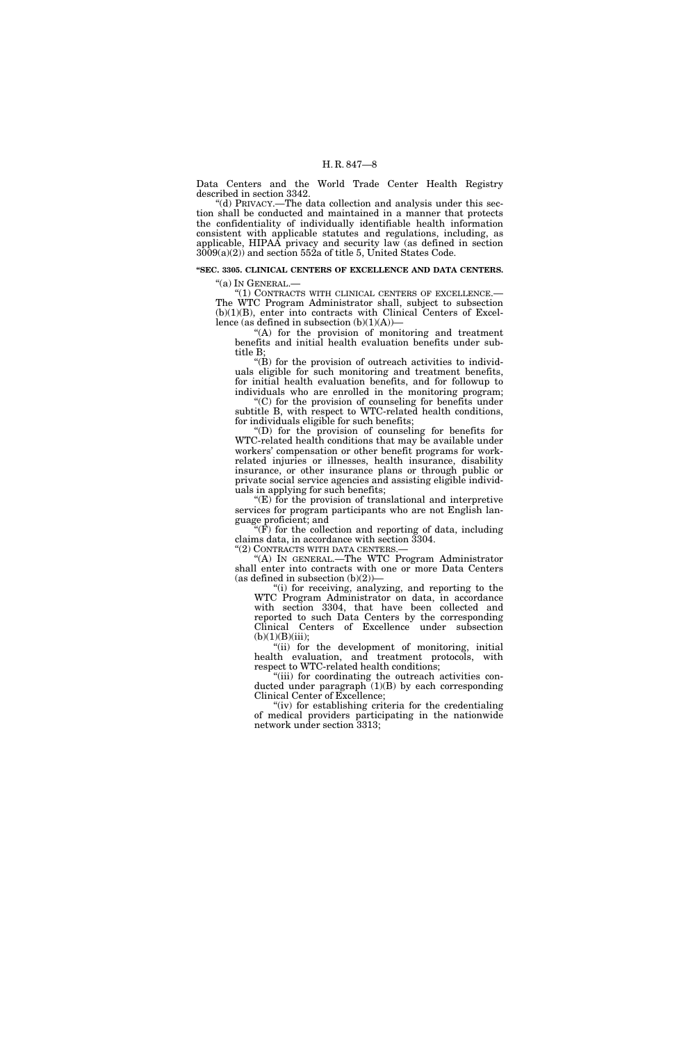Data Centers and the World Trade Center Health Registry described in section 3342.

"(d) PRIVACY.—The data collection and analysis under this section shall be conducted and maintained in a manner that protects the confidentiality of individually identifiable health information consistent with applicable statutes and regulations, including, as applicable, HIPAA privacy and security law (as defined in section 3009(a)(2)) and section 552a of title 5, United States Code.

**"SEC. 3305. CLINICAL CENTERS OF EXCELLENCE AND DATA CENTERS.**

"(a) IN GENERAL.—

"(1) CONTRACTS WITH CLINICAL CENTERS OF EXCELLENCE.—The WTC Program Administrator shall, subject to subsection (b)(1)(B), enter into contracts with Clinical Centers of Excellence (as defined in subsection (b)(1)(A))—

"(A) for the provision of monitoring and treatment benefits and initial health evaluation benefits under subtitle B;

"(B) for the provision of outreach activities to individuals eligible for such monitoring and treatment benefits, for initial health evaluation benefits, and for followup to individuals who are enrolled in the monitoring program;

"(C) for the provision of counseling for benefits under subtitle B, with respect to WTC-related health conditions, for individuals eligible for such benefits;

"(D) for the provision of counseling for benefits for WTC-related health conditions that may be available under workers' compensation or other benefit programs for work-related injuries or illnesses, health insurance, disability insurance, or other insurance plans or through public or private social service agencies and assisting eligible individuals in applying for such benefits;

"(E) for the provision of translational and interpretive services for program participants who are not English language proficient; and

"(F) for the collection and reporting of data, including claims data, in accordance with section 3304.

"(2) CONTRACTS WITH DATA CENTERS.—

"(A) IN GENERAL.—The WTC Program Administrator shall enter into contracts with one or more Data Centers (as defined in subsection (b)(2))—

"(i) for receiving, analyzing, and reporting to the WTC Program Administrator on data, in accordance with section 3304, that have been collected and reported to such Data Centers by the corresponding Clinical Centers of Excellence under subsection (b)(1)(B)(iii);

"(ii) for the development of monitoring, initial health evaluation, and treatment protocols, with respect to WTC-related health conditions;

"(iii) for coordinating the outreach activities conducted under paragraph (1)(B) by each corresponding Clinical Center of Excellence;

"(iv) for establishing criteria for the credentialing of medical providers participating in the nationwide network under section 3313;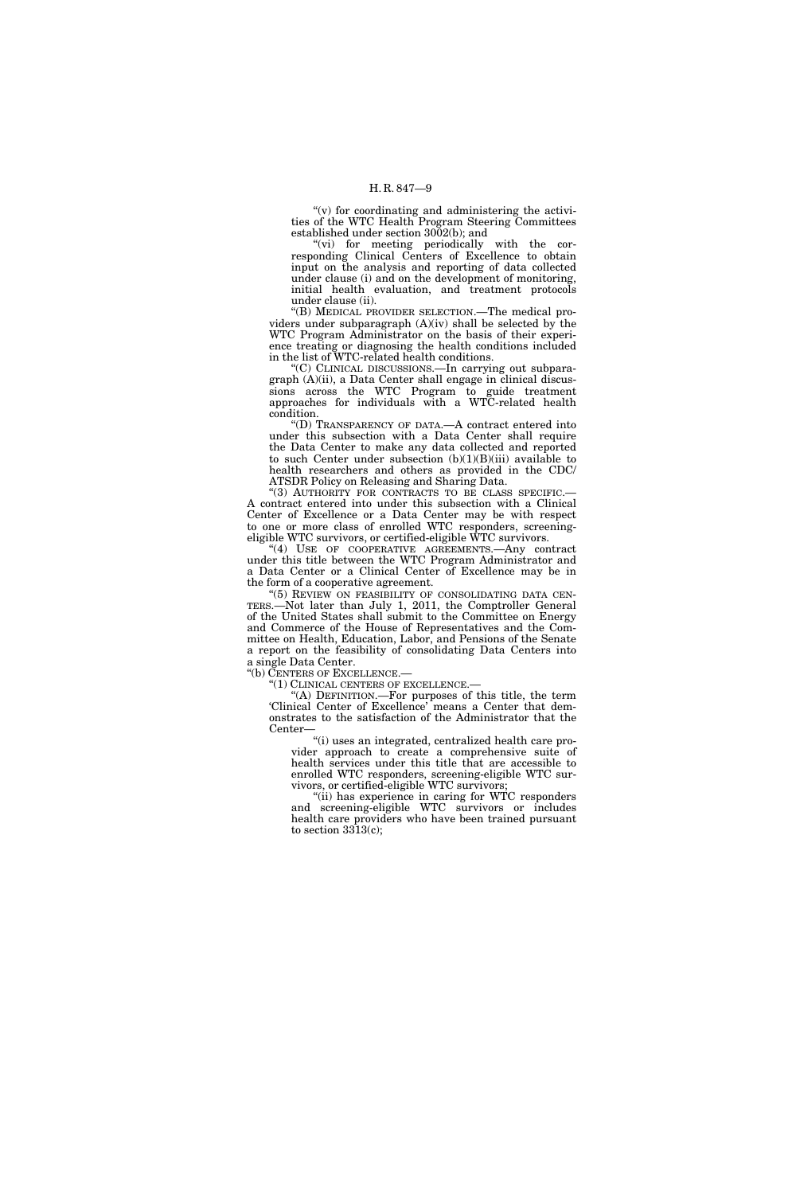"(v) for coordinating and administering the activities of the WTC Health Program Steering Committees established under section 3002(b); and

"(vi) for meeting periodically with the corresponding Clinical Centers of Excellence to obtain input on the analysis and reporting of data collected under clause (i) and on the development of monitoring, initial health evaluation, and treatment protocols under clause (ii).

"(B) MEDICAL PROVIDER SELECTION.—The medical providers under subparagraph (A)(iv) shall be selected by the WTC Program Administrator on the basis of their experience treating or diagnosing the health conditions included in the list of WTC-related health conditions.

"(C) CLINICAL DISCUSSIONS.—In carrying out subparagraph (A)(ii), a Data Center shall engage in clinical discussions across the WTC Program to guide treatment approaches for individuals with a WTC-related health condition.

"(D) TRANSPARENCY OF DATA.—A contract entered into under this subsection with a Data Center shall require the Data Center to make any data collected and reported to such Center under subsection (b)(1)(B)(iii) available to health researchers and others as provided in the CDC/ATSDR Policy on Releasing and Sharing Data.

"(3) AUTHORITY FOR CONTRACTS TO BE CLASS SPECIFIC.—A contract entered into under this subsection with a Clinical Center of Excellence or a Data Center may be with respect to one or more class of enrolled WTC responders, screening-eligible WTC survivors, or certified-eligible WTC survivors.

"(4) USE OF COOPERATIVE AGREEMENTS.—Any contract under this title between the WTC Program Administrator and a Data Center or a Clinical Center of Excellence may be in the form of a cooperative agreement.

"(5) REVIEW ON FEASIBILITY OF CONSOLIDATING DATA CENTERS.—Not later than July 1, 2011, the Comptroller General of the United States shall submit to the Committee on Energy and Commerce of the House of Representatives and the Committee on Health, Education, Labor, and Pensions of the Senate a report on the feasibility of consolidating Data Centers into a single Data Center.

"(b) CENTERS OF EXCELLENCE.—

"(1) CLINICAL CENTERS OF EXCELLENCE.—

"(A) DEFINITION.—For purposes of this title, the term 'Clinical Center of Excellence' means a Center that demonstrates to the satisfaction of the Administrator that the Center—

"(i) uses an integrated, centralized health care provider approach to create a comprehensive suite of health services under this title that are accessible to enrolled WTC responders, screening-eligible WTC survivors, or certified-eligible WTC survivors;

"(ii) has experience in caring for WTC responders and screening-eligible WTC survivors or includes health care providers who have been trained pursuant to section 3313(c);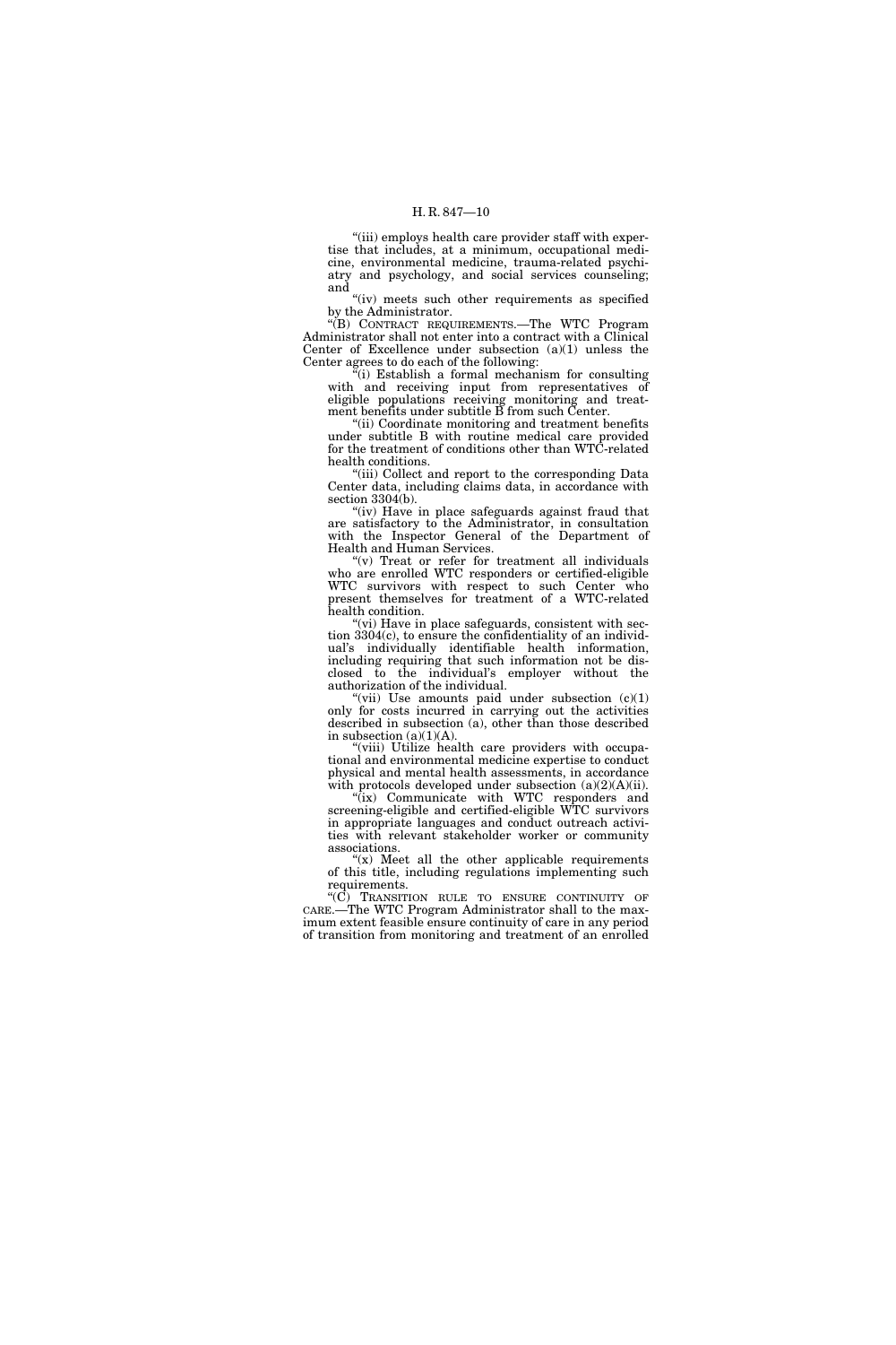"(iii) employs health care provider staff with expertise that includes, at a minimum, occupational medicine, environmental medicine, trauma-related psychiatry and psychology, and social services counseling; and

"(iv) meets such other requirements as specified by the Administrator.

"(B) CONTRACT REQUIREMENTS.—The WTC Program Administrator shall not enter into a contract with a Clinical Center of Excellence under subsection (a)(1) unless the Center agrees to do each of the following:

"(i) Establish a formal mechanism for consulting with and receiving input from representatives of eligible populations receiving monitoring and treatment benefits under subtitle B from such Center.

"(ii) Coordinate monitoring and treatment benefits under subtitle B with routine medical care provided for the treatment of conditions other than WTC-related health conditions.

"(iii) Collect and report to the corresponding Data Center data, including claims data, in accordance with section 3304(b).

"(iv) Have in place safeguards against fraud that are satisfactory to the Administrator, in consultation with the Inspector General of the Department of Health and Human Services.

"(v) Treat or refer for treatment all individuals who are enrolled WTC responders or certified-eligible WTC survivors with respect to such Center who present themselves for treatment of a WTC-related health condition.

"(vi) Have in place safeguards, consistent with section 3304(c), to ensure the confidentiality of an individual's individually identifiable health information, including requiring that such information not be disclosed to the individual's employer without the authorization of the individual.

"(vii) Use amounts paid under subsection (c)(1) only for costs incurred in carrying out the activities described in subsection (a), other than those described in subsection (a)(1)(A).

"(viii) Utilize health care providers with occupational and environmental medicine expertise to conduct physical and mental health assessments, in accordance with protocols developed under subsection (a)(2)(A)(ii).

"(ix) Communicate with WTC responders and screening-eligible and certified-eligible WTC survivors in appropriate languages and conduct outreach activities with relevant stakeholder worker or community associations.

"(x) Meet all the other applicable requirements of this title, including regulations implementing such requirements.

"(C) TRANSITION RULE TO ENSURE CONTINUITY OF CARE.—The WTC Program Administrator shall to the maximum extent feasible ensure continuity of care in any period of transition from monitoring and treatment of an enrolled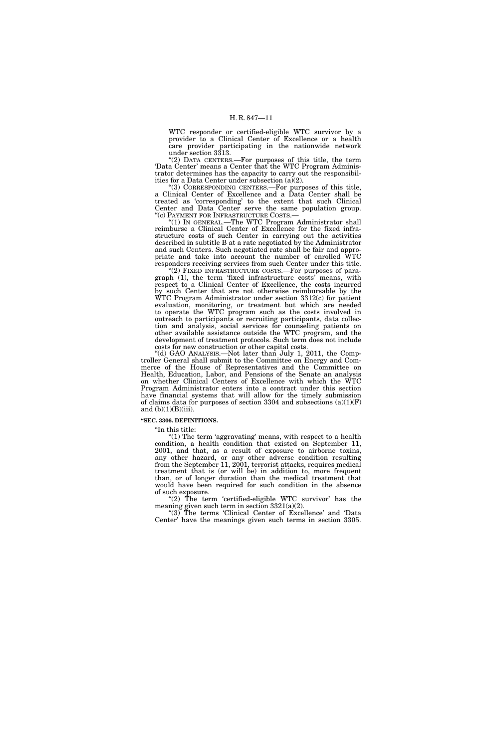WTC responder or certified-eligible WTC survivor by a provider to a Clinical Center of Excellence or a health care provider participating in the nationwide network under section 3313.

"(2) DATA CENTERS.—For purposes of this title, the term 'Data Center' means a Center that the WTC Program Administrator determines has the capacity to carry out the responsibilities for a Data Center under subsection (a)(2).

"(3) CORRESPONDING CENTERS.—For purposes of this title, a Clinical Center of Excellence and a Data Center shall be treated as 'corresponding' to the extent that such Clinical Center and Data Center serve the same population group.

"(c) PAYMENT FOR INFRASTRUCTURE COSTS.—

"(1) IN GENERAL.—The WTC Program Administrator shall reimburse a Clinical Center of Excellence for the fixed infrastructure costs of such Center in carrying out the activities described in subtitle B at a rate negotiated by the Administrator and such Centers. Such negotiated rate shall be fair and appropriate and take into account the number of enrolled WTC responders receiving services from such Center under this title.

"(2) FIXED INFRASTRUCTURE COSTS.—For purposes of paragraph (1), the term 'fixed infrastructure costs' means, with respect to a Clinical Center of Excellence, the costs incurred by such Center that are not otherwise reimbursable by the WTC Program Administrator under section 3312(c) for patient evaluation, monitoring, or treatment but which are needed to operate the WTC program such as the costs involved in outreach to participants or recruiting participants, data collection and analysis, social services for counseling patients on other available assistance outside the WTC program, and the development of treatment protocols. Such term does not include costs for new construction or other capital costs.

"(d) GAO ANALYSIS.—Not later than July 1, 2011, the Comptroller General shall submit to the Committee on Energy and Commerce of the House of Representatives and the Committee on Health, Education, Labor, and Pensions of the Senate an analysis on whether Clinical Centers of Excellence with which the WTC Program Administrator enters into a contract under this section have financial systems that will allow for the timely submission of claims data for purposes of section 3304 and subsections (a)(1)(F) and (b)(1)(B)(iii).

**"SEC. 3306. DEFINITIONS.**

"In this title:

"(1) The term 'aggravating' means, with respect to a health condition, a health condition that existed on September 11, 2001, and that, as a result of exposure to airborne toxins, any other hazard, or any other adverse condition resulting from the September 11, 2001, terrorist attacks, requires medical treatment that is (or will be) in addition to, more frequent than, or of longer duration than the medical treatment that would have been required for such condition in the absence of such exposure.

"(2) The term 'certified-eligible WTC survivor' has the meaning given such term in section 3321(a)(2).

"(3) The terms 'Clinical Center of Excellence' and 'Data Center' have the meanings given such terms in section 3305.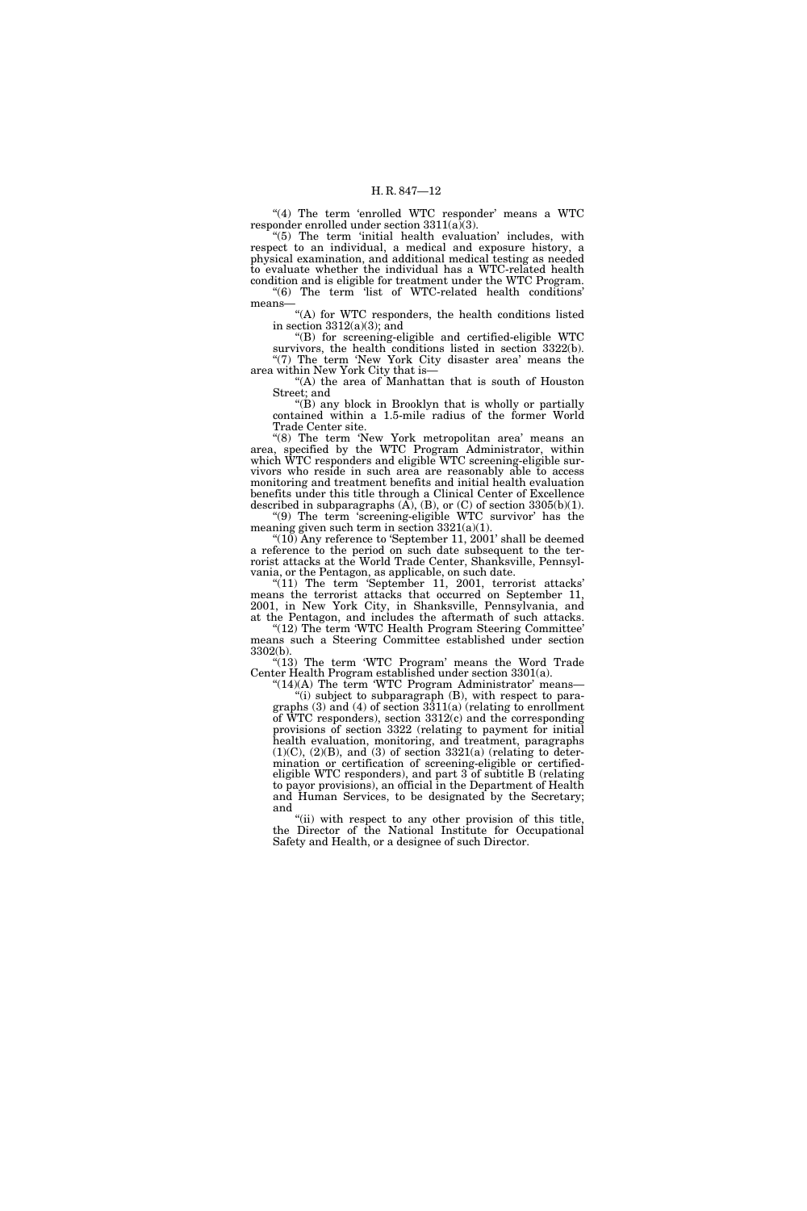"(4) The term 'enrolled WTC responder' means a WTC responder enrolled under section 3311(a)(3).

"(5) The term 'initial health evaluation' includes, with respect to an individual, a medical and exposure history, a physical examination, and additional medical testing as needed to evaluate whether the individual has a WTC-related health condition and is eligible for treatment under the WTC Program.

"(6) The term 'list of WTC-related health conditions' means—

"(A) for WTC responders, the health conditions listed in section 3312(a)(3); and

"(B) for screening-eligible and certified-eligible WTC survivors, the health conditions listed in section 3322(b).

"(7) The term 'New York City disaster area' means the area within New York City that is—

"(A) the area of Manhattan that is south of Houston Street; and

"(B) any block in Brooklyn that is wholly or partially contained within a 1.5-mile radius of the former World Trade Center site.

"(8) The term 'New York metropolitan area' means an area, specified by the WTC Program Administrator, within which WTC responders and eligible WTC screening-eligible survivors who reside in such area are reasonably able to access monitoring and treatment benefits and initial health evaluation benefits under this title through a Clinical Center of Excellence described in subparagraphs (A), (B), or (C) of section 3305(b)(1).

"(9) The term 'screening-eligible WTC survivor' has the meaning given such term in section 3321(a)(1).

"(10) Any reference to 'September 11, 2001' shall be deemed a reference to the period on such date subsequent to the terrorist attacks at the World Trade Center, Shanksville, Pennsylvania, or the Pentagon, as applicable, on such date.

"(11) The term 'September 11, 2001, terrorist attacks' means the terrorist attacks that occurred on September 11, 2001, in New York City, in Shanksville, Pennsylvania, and at the Pentagon, and includes the aftermath of such attacks.

"(12) The term 'WTC Health Program Steering Committee' means such a Steering Committee established under section 3302(b).

"(13) The term 'WTC Program' means the Word Trade Center Health Program established under section 3301(a).

"(14)(A) The term 'WTC Program Administrator' means—

"(i) subject to subparagraph (B), with respect to paragraphs (3) and (4) of section 3311(a) (relating to enrollment of WTC responders), section 3312(c) and the corresponding provisions of section 3322 (relating to payment for initial health evaluation, monitoring, and treatment, paragraphs (1)(C), (2)(B), and (3) of section 3321(a) (relating to determination or certification of screening-eligible or certified-eligible WTC responders), and part 3 of subtitle B (relating to payor provisions), an official in the Department of Health and Human Services, to be designated by the Secretary; and

"(ii) with respect to any other provision of this title, the Director of the National Institute for Occupational Safety and Health, or a designee of such Director.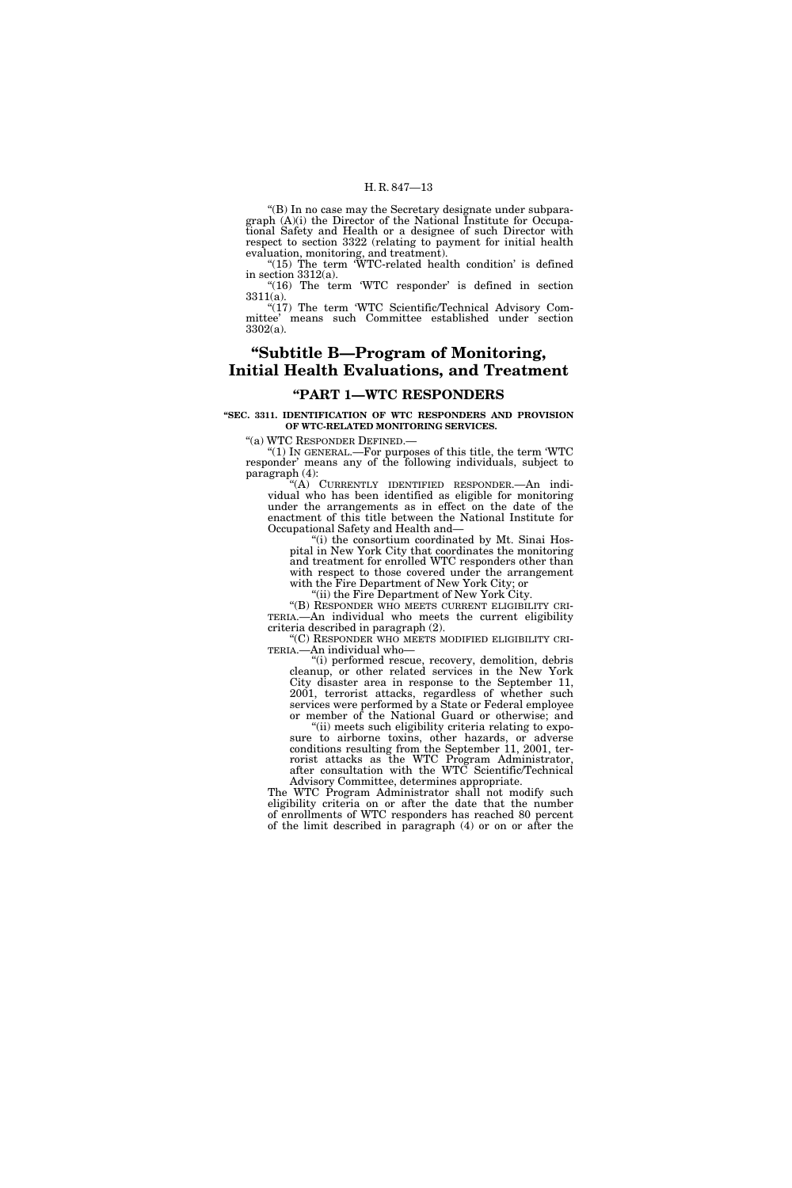"(B) In no case may the Secretary designate under subparagraph (A)(i) the Director of the National Institute for Occupational Safety and Health or a designee of such Director with respect to section 3322 (relating to payment for initial health evaluation, monitoring, and treatment).

"(15) The term 'WTC-related health condition' is defined in section 3312(a).

"(16) The term 'WTC responder' is defined in section 3311(a).

"(17) The term 'WTC Scientific/Technical Advisory Committee' means such Committee established under section 3302(a).

## "Subtitle B—Program of Monitoring, Initial Health Evaluations, and Treatment

### "PART 1—WTC RESPONDERS

**"SEC. 3311. IDENTIFICATION OF WTC RESPONDERS AND PROVISION OF WTC-RELATED MONITORING SERVICES.**

"(a) WTC RESPONDER DEFINED.—

"(1) IN GENERAL.—For purposes of this title, the term 'WTC responder' means any of the following individuals, subject to paragraph (4):

"(A) CURRENTLY IDENTIFIED RESPONDER.—An individual who has been identified as eligible for monitoring under the arrangements as in effect on the date of the enactment of this title between the National Institute for Occupational Safety and Health and—

"(i) the consortium coordinated by Mt. Sinai Hospital in New York City that coordinates the monitoring and treatment for enrolled WTC responders other than with respect to those covered under the arrangement with the Fire Department of New York City; or

"(ii) the Fire Department of New York City.

"(B) RESPONDER WHO MEETS CURRENT ELIGIBILITY CRITERIA.—An individual who meets the current eligibility criteria described in paragraph (2).

"(C) RESPONDER WHO MEETS MODIFIED ELIGIBILITY CRITERIA.—An individual who—

"(i) performed rescue, recovery, demolition, debris cleanup, or other related services in the New York City disaster area in response to the September 11, 2001, terrorist attacks, regardless of whether such services were performed by a State or Federal employee or member of the National Guard or otherwise; and

"(ii) meets such eligibility criteria relating to exposure to airborne toxins, other hazards, or adverse conditions resulting from the September 11, 2001, terrorist attacks as the WTC Program Administrator, after consultation with the WTC Scientific/Technical Advisory Committee, determines appropriate.

The WTC Program Administrator shall not modify such eligibility criteria on or after the date that the number of enrollments of WTC responders has reached 80 percent of the limit described in paragraph (4) or on or after the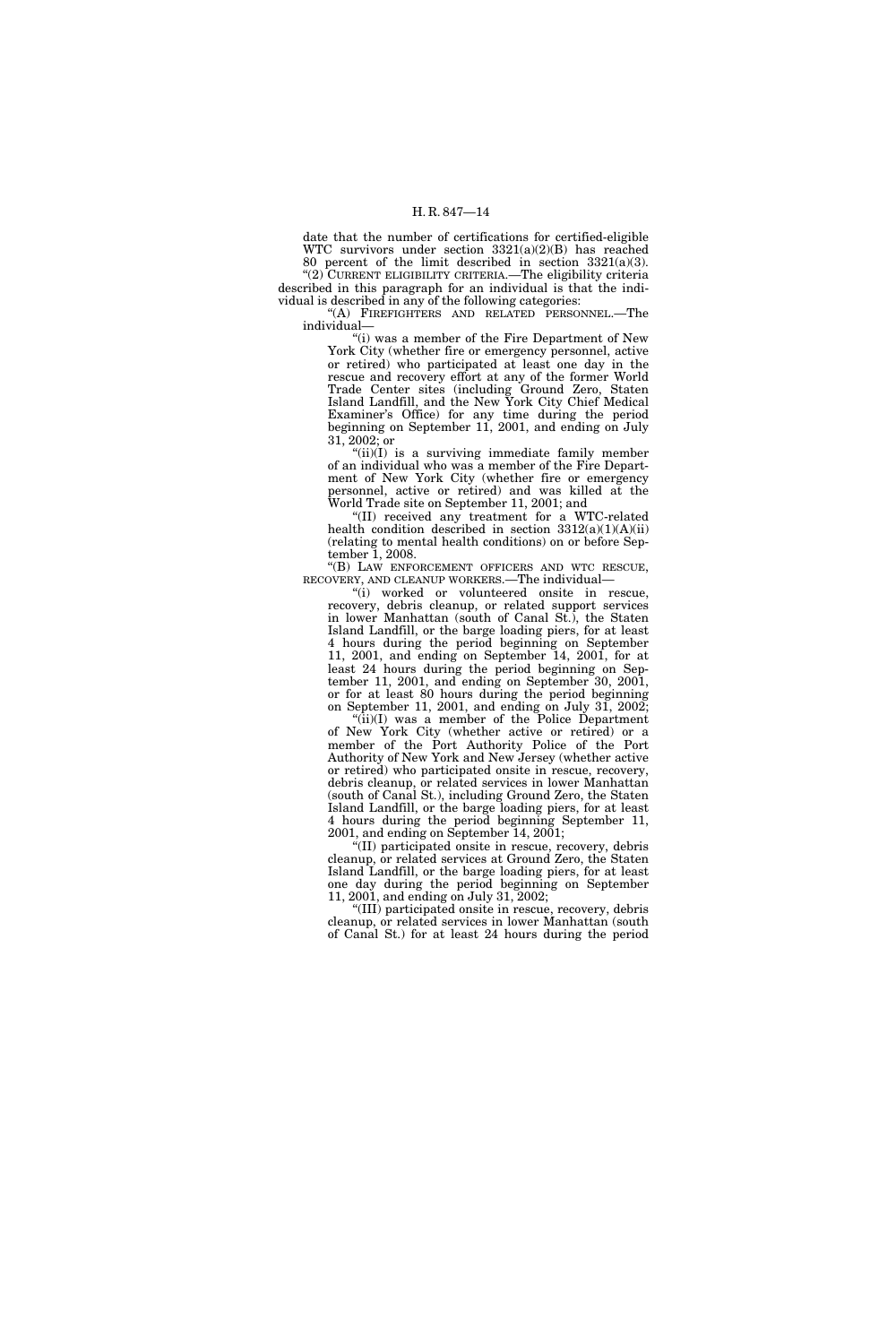date that the number of certifications for certified-eligible WTC survivors under section 3321(a)(2)(B) has reached 80 percent of the limit described in section 3321(a)(3).

"(2) CURRENT ELIGIBILITY CRITERIA.—The eligibility criteria described in this paragraph for an individual is that the individual is described in any of the following categories:

"(A) FIREFIGHTERS AND RELATED PERSONNEL.—The individual—

"(i) was a member of the Fire Department of New York City (whether fire or emergency personnel, active or retired) who participated at least one day in the rescue and recovery effort at any of the former World Trade Center sites (including Ground Zero, Staten Island Landfill, and the New York City Chief Medical Examiner's Office) for any time during the period beginning on September 11, 2001, and ending on July 31, 2002; or

"(ii)(I) is a surviving immediate family member of an individual who was a member of the Fire Department of New York City (whether fire or emergency personnel, active or retired) and was killed at the World Trade site on September 11, 2001; and

"(II) received any treatment for a WTC-related health condition described in section 3312(a)(1)(A)(ii) (relating to mental health conditions) on or before September 1, 2008.

"(B) LAW ENFORCEMENT OFFICERS AND WTC RESCUE, RECOVERY, AND CLEANUP WORKERS.—The individual—

"(i) worked or volunteered onsite in rescue, recovery, debris cleanup, or related support services in lower Manhattan (south of Canal St.), the Staten Island Landfill, or the barge loading piers, for at least 4 hours during the period beginning on September 11, 2001, and ending on September 14, 2001, for at least 24 hours during the period beginning on September 11, 2001, and ending on September 30, 2001, or for at least 80 hours during the period beginning on September 11, 2001, and ending on July 31, 2002;

"(ii)(I) was a member of the Police Department of New York City (whether active or retired) or a member of the Port Authority Police of the Port Authority of New York and New Jersey (whether active or retired) who participated onsite in rescue, recovery, debris cleanup, or related services in lower Manhattan (south of Canal St.), including Ground Zero, the Staten Island Landfill, or the barge loading piers, for at least 4 hours during the period beginning September 11, 2001, and ending on September 14, 2001;

"(II) participated onsite in rescue, recovery, debris cleanup, or related services at Ground Zero, the Staten Island Landfill, or the barge loading piers, for at least one day during the period beginning on September 11, 2001, and ending on July 31, 2002;

"(III) participated onsite in rescue, recovery, debris cleanup, or related services in lower Manhattan (south of Canal St.) for at least 24 hours during the period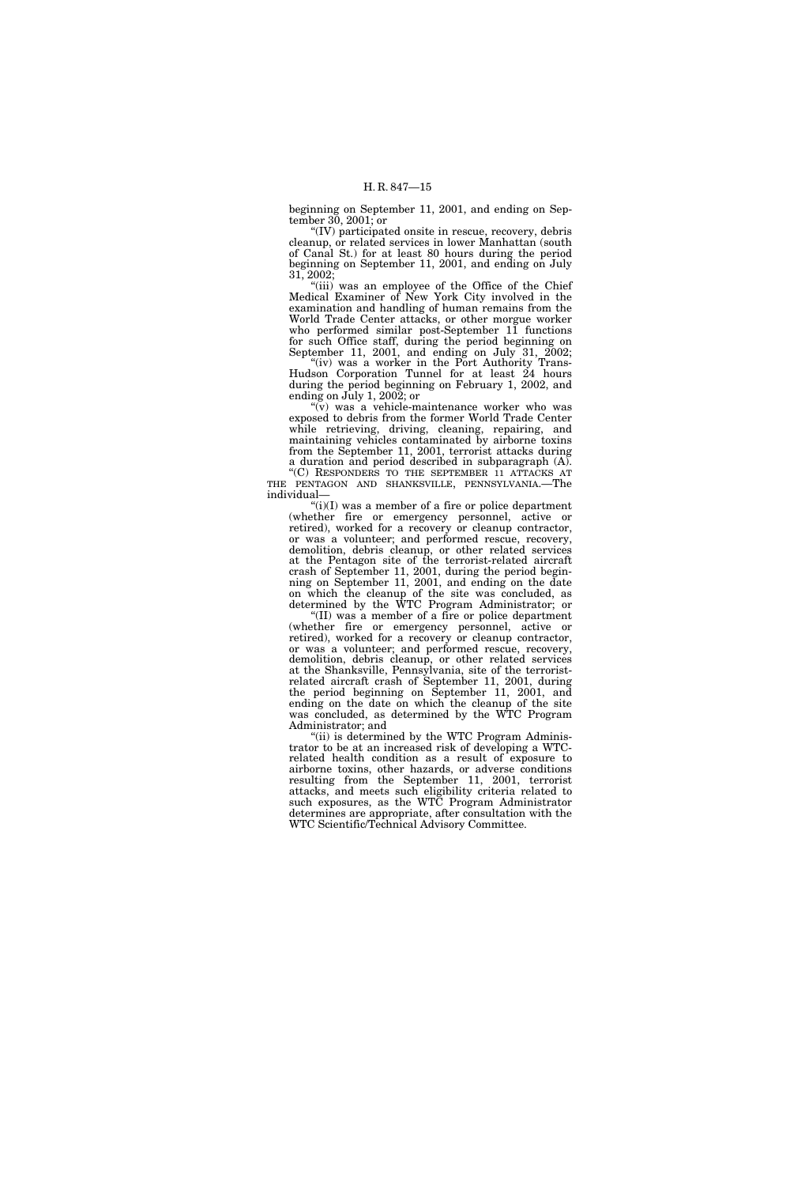beginning on September 11, 2001, and ending on September 30, 2001; or

"(IV) participated onsite in rescue, recovery, debris cleanup, or related services in lower Manhattan (south of Canal St.) for at least 80 hours during the period beginning on September 11, 2001, and ending on July 31, 2002;

"(iii) was an employee of the Office of the Chief Medical Examiner of New York City involved in the examination and handling of human remains from the World Trade Center attacks, or other morgue worker who performed similar post-September 11 functions for such Office staff, during the period beginning on September 11, 2001, and ending on July 31, 2002;

"(iv) was a worker in the Port Authority Trans-Hudson Corporation Tunnel for at least 24 hours during the period beginning on February 1, 2002, and ending on July 1, 2002; or

"(v) was a vehicle-maintenance worker who was exposed to debris from the former World Trade Center while retrieving, driving, cleaning, repairing, and maintaining vehicles contaminated by airborne toxins from the September 11, 2001, terrorist attacks during a duration and period described in subparagraph (A).

"(C) RESPONDERS TO THE SEPTEMBER 11 ATTACKS AT THE PENTAGON AND SHANKSVILLE, PENNSYLVANIA.—The individual—

"(i)(I) was a member of a fire or police department (whether fire or emergency personnel, active or retired), worked for a recovery or cleanup contractor, or was a volunteer; and performed rescue, recovery, demolition, debris cleanup, or other related services at the Pentagon site of the terrorist-related aircraft crash of September 11, 2001, during the period beginning on September 11, 2001, and ending on the date on which the cleanup of the site was concluded, as determined by the WTC Program Administrator; or

"(II) was a member of a fire or police department (whether fire or emergency personnel, active or retired), worked for a recovery or cleanup contractor, or was a volunteer; and performed rescue, recovery, demolition, debris cleanup, or other related services at the Shanksville, Pennsylvania, site of the terrorist-related aircraft crash of September 11, 2001, during the period beginning on September 11, 2001, and ending on the date on which the cleanup of the site was concluded, as determined by the WTC Program Administrator; and

"(ii) is determined by the WTC Program Administrator to be at an increased risk of developing a WTC-related health condition as a result of exposure to airborne toxins, other hazards, or adverse conditions resulting from the September 11, 2001, terrorist attacks, and meets such eligibility criteria related to such exposures, as the WTC Program Administrator determines are appropriate, after consultation with the WTC Scientific/Technical Advisory Committee.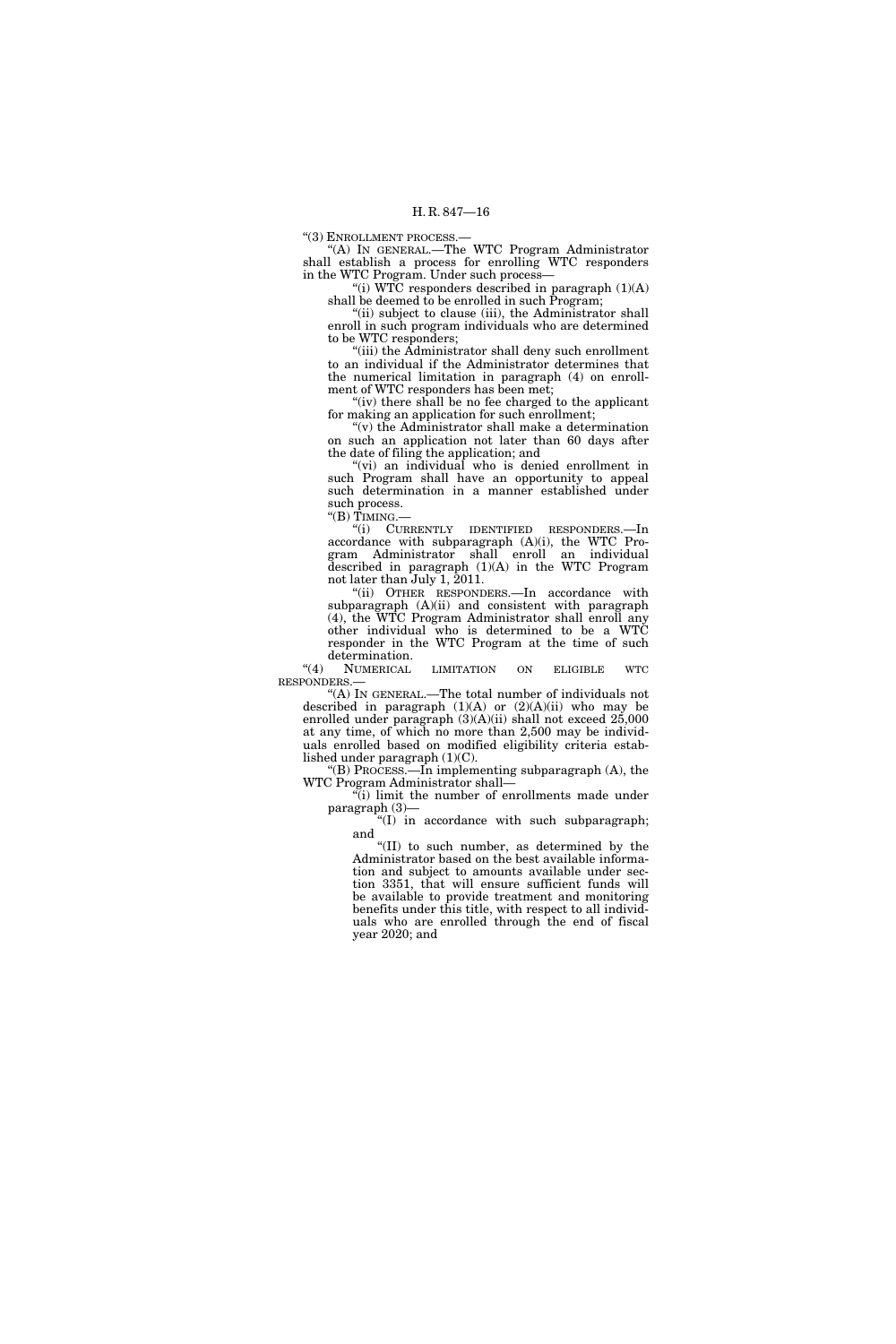"(3) ENROLLMENT PROCESS.—

"(A) IN GENERAL.—The WTC Program Administrator shall establish a process for enrolling WTC responders in the WTC Program. Under such process—

"(i) WTC responders described in paragraph (1)(A) shall be deemed to be enrolled in such Program;

"(ii) subject to clause (iii), the Administrator shall enroll in such program individuals who are determined to be WTC responders;

"(iii) the Administrator shall deny such enrollment to an individual if the Administrator determines that the numerical limitation in paragraph (4) on enrollment of WTC responders has been met;

"(iv) there shall be no fee charged to the applicant for making an application for such enrollment;

"(v) the Administrator shall make a determination on such an application not later than 60 days after the date of filing the application; and

"(vi) an individual who is denied enrollment in such Program shall have an opportunity to appeal such determination in a manner established under such process.

"(B) TIMING.—

"(i) CURRENTLY IDENTIFIED RESPONDERS.—In accordance with subparagraph (A)(i), the WTC Program Administrator shall enroll an individual described in paragraph (1)(A) in the WTC Program not later than July 1, 2011.

"(ii) OTHER RESPONDERS.—In accordance with subparagraph (A)(ii) and consistent with paragraph (4), the WTC Program Administrator shall enroll any other individual who is determined to be a WTC responder in the WTC Program at the time of such determination.

"(4) NUMERICAL LIMITATION ON ELIGIBLE WTC RESPONDERS.—

"(A) IN GENERAL.—The total number of individuals not described in paragraph (1)(A) or (2)(A)(ii) who may be enrolled under paragraph (3)(A)(ii) shall not exceed 25,000 at any time, of which no more than 2,500 may be individuals enrolled based on modified eligibility criteria established under paragraph (1)(C).

"(B) PROCESS.—In implementing subparagraph (A), the WTC Program Administrator shall—

"(i) limit the number of enrollments made under paragraph (3)—

"(I) in accordance with such subparagraph; and

"(II) to such number, as determined by the Administrator based on the best available information and subject to amounts available under section 3351, that will ensure sufficient funds will be available to provide treatment and monitoring benefits under this title, with respect to all individuals who are enrolled through the end of fiscal year 2020; and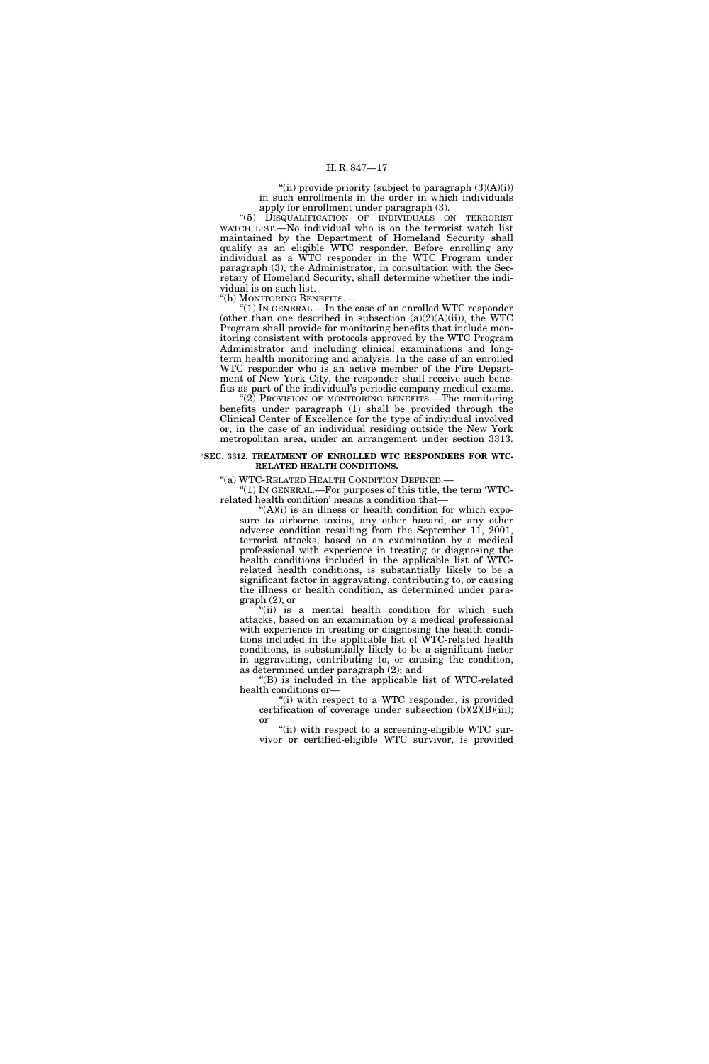"(ii) provide priority (subject to paragraph (3)(A)(i)) in such enrollments in the order in which individuals apply for enrollment under paragraph (3).

"(5) DISQUALIFICATION OF INDIVIDUALS ON TERRORIST WATCH LIST.—No individual who is on the terrorist watch list maintained by the Department of Homeland Security shall qualify as an eligible WTC responder. Before enrolling any individual as a WTC responder in the WTC Program under paragraph (3), the Administrator, in consultation with the Secretary of Homeland Security, shall determine whether the individual is on such list.

"(b) MONITORING BENEFITS.—

"(1) IN GENERAL.—In the case of an enrolled WTC responder (other than one described in subsection (a)(2)(A)(ii)), the WTC Program shall provide for monitoring benefits that include monitoring consistent with protocols approved by the WTC Program Administrator and including clinical examinations and long-term health monitoring and analysis. In the case of an enrolled WTC responder who is an active member of the Fire Department of New York City, the responder shall receive such benefits as part of the individual's periodic company medical exams.

"(2) PROVISION OF MONITORING BENEFITS.—The monitoring benefits under paragraph (1) shall be provided through the Clinical Center of Excellence for the type of individual involved or, in the case of an individual residing outside the New York metropolitan area, under an arrangement under section 3313.

**"SEC. 3312. TREATMENT OF ENROLLED WTC RESPONDERS FOR WTC-RELATED HEALTH CONDITIONS.**

"(a) WTC-RELATED HEALTH CONDITION DEFINED.—

"(1) IN GENERAL.—For purposes of this title, the term 'WTC-related health condition' means a condition that—

"(A)(i) is an illness or health condition for which exposure to airborne toxins, any other hazard, or any other adverse condition resulting from the September 11, 2001, terrorist attacks, based on an examination by a medical professional with experience in treating or diagnosing the health conditions included in the applicable list of WTC-related health conditions, is substantially likely to be a significant factor in aggravating, contributing to, or causing the illness or health condition, as determined under paragraph (2); or

"(ii) is a mental health condition for which such attacks, based on an examination by a medical professional with experience in treating or diagnosing the health conditions included in the applicable list of WTC-related health conditions, is substantially likely to be a significant factor in aggravating, contributing to, or causing the condition, as determined under paragraph (2); and

"(B) is included in the applicable list of WTC-related health conditions or—

"(i) with respect to a WTC responder, is provided certification of coverage under subsection (b)(2)(B)(iii); or

"(ii) with respect to a screening-eligible WTC survivor or certified-eligible WTC survivor, is provided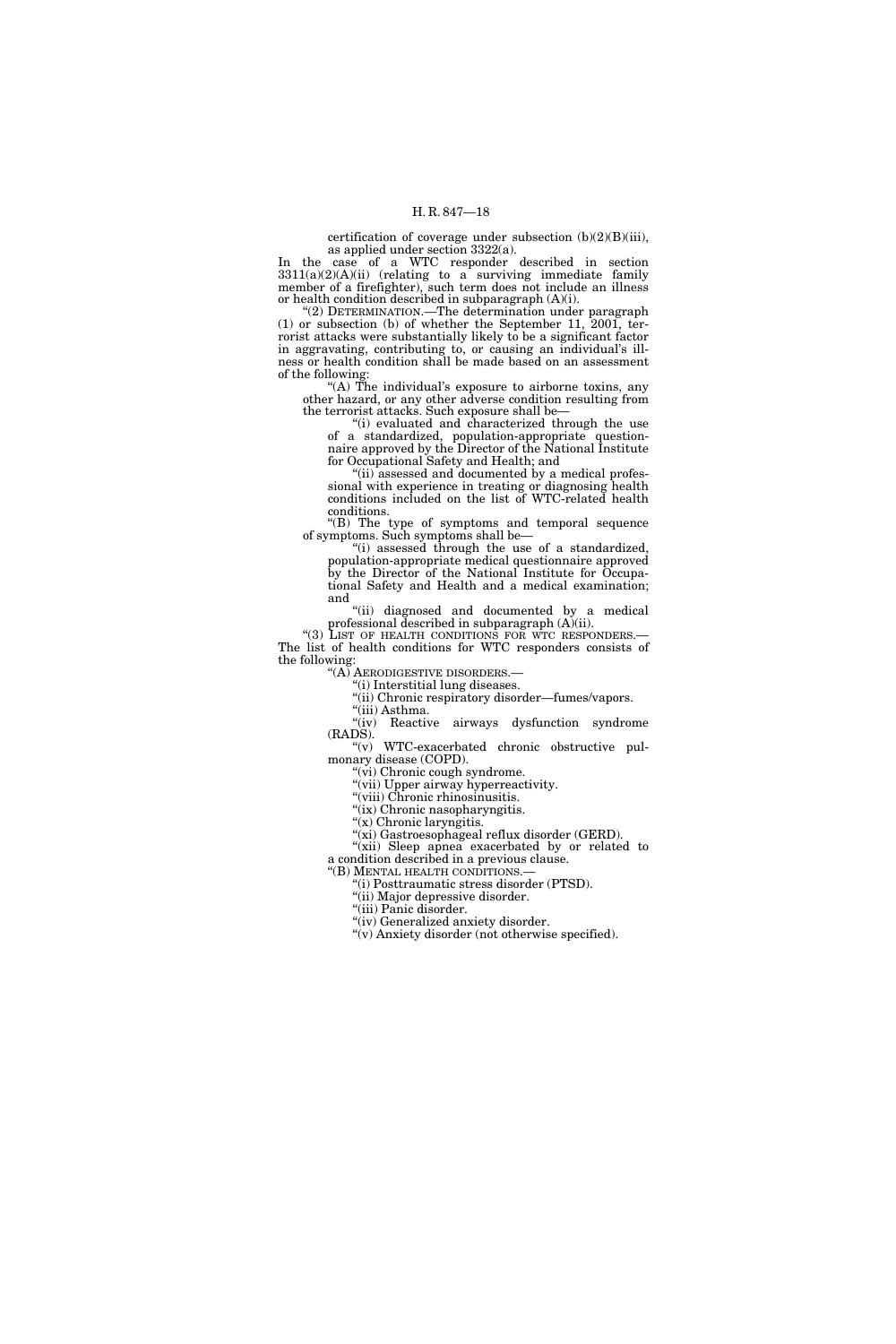certification of coverage under subsection (b)(2)(B)(iii), as applied under section 3322(a).

In the case of a WTC responder described in section 3311(a)(2)(A)(ii) (relating to a surviving immediate family member of a firefighter), such term does not include an illness or health condition described in subparagraph (A)(i).

"(2) DETERMINATION.—The determination under paragraph (1) or subsection (b) of whether the September 11, 2001, terrorist attacks were substantially likely to be a significant factor in aggravating, contributing to, or causing an individual's illness or health condition shall be made based on an assessment of the following:

"(A) The individual's exposure to airborne toxins, any other hazard, or any other adverse condition resulting from the terrorist attacks. Such exposure shall be—

"(i) evaluated and characterized through the use of a standardized, population-appropriate questionnaire approved by the Director of the National Institute for Occupational Safety and Health; and

"(ii) assessed and documented by a medical professional with experience in treating or diagnosing health conditions included on the list of WTC-related health conditions.

"(B) The type of symptoms and temporal sequence of symptoms. Such symptoms shall be—

"(i) assessed through the use of a standardized, population-appropriate medical questionnaire approved by the Director of the National Institute for Occupational Safety and Health and a medical examination; and

"(ii) diagnosed and documented by a medical professional described in subparagraph (A)(ii).

"(3) LIST OF HEALTH CONDITIONS FOR WTC RESPONDERS.—The list of health conditions for WTC responders consists of the following:

"(A) AERODIGESTIVE DISORDERS.—

"(i) Interstitial lung diseases.

"(ii) Chronic respiratory disorder—fumes/vapors.

"(iii) Asthma.

"(iv) Reactive airways dysfunction syndrome (RADS).

"(v) WTC-exacerbated chronic obstructive pulmonary disease (COPD).

"(vi) Chronic cough syndrome.

"(vii) Upper airway hyperreactivity.

"(viii) Chronic rhinosinusitis.

"(ix) Chronic nasopharyngitis.

"(x) Chronic laryngitis.

"(xi) Gastroesophageal reflux disorder (GERD).

"(xii) Sleep apnea exacerbated by or related to a condition described in a previous clause.

"(B) MENTAL HEALTH CONDITIONS.—

"(i) Posttraumatic stress disorder (PTSD).

"(ii) Major depressive disorder.

"(iii) Panic disorder.

"(iv) Generalized anxiety disorder.

"(v) Anxiety disorder (not otherwise specified).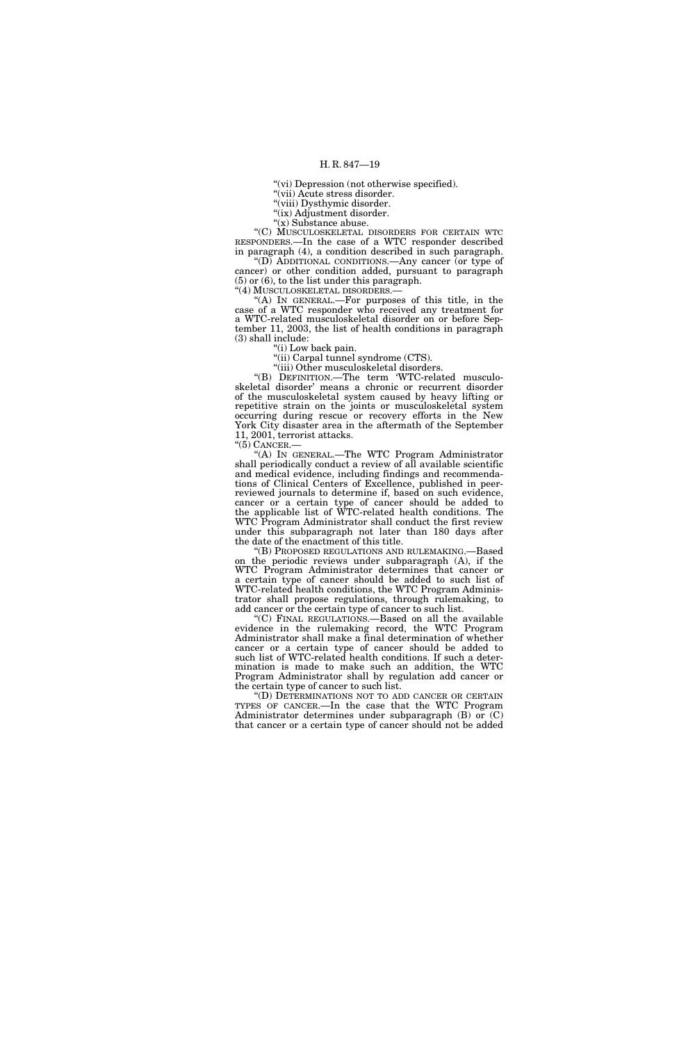"(vi) Depression (not otherwise specified).

"(vii) Acute stress disorder.

"(viii) Dysthymic disorder.

"(ix) Adjustment disorder.

"(x) Substance abuse.

"(C) MUSCULOSKELETAL DISORDERS FOR CERTAIN WTC RESPONDERS.—In the case of a WTC responder described in paragraph (4), a condition described in such paragraph.

"(D) ADDITIONAL CONDITIONS.—Any cancer (or type of cancer) or other condition added, pursuant to paragraph (5) or (6), to the list under this paragraph.

"(4) MUSCULOSKELETAL DISORDERS.—

"(A) IN GENERAL.—For purposes of this title, in the case of a WTC responder who received any treatment for a WTC-related musculoskeletal disorder on or before September 11, 2003, the list of health conditions in paragraph (3) shall include:

"(i) Low back pain.

"(ii) Carpal tunnel syndrome (CTS).

"(iii) Other musculoskeletal disorders.

"(B) DEFINITION.—The term 'WTC-related musculoskeletal disorder' means a chronic or recurrent disorder of the musculoskeletal system caused by heavy lifting or repetitive strain on the joints or musculoskeletal system occurring during rescue or recovery efforts in the New York City disaster area in the aftermath of the September 11, 2001, terrorist attacks.

"(5) CANCER.—

"(A) IN GENERAL.—The WTC Program Administrator shall periodically conduct a review of all available scientific and medical evidence, including findings and recommendations of Clinical Centers of Excellence, published in peer-reviewed journals to determine if, based on such evidence, cancer or a certain type of cancer should be added to the applicable list of WTC-related health conditions. The WTC Program Administrator shall conduct the first review under this subparagraph not later than 180 days after the date of the enactment of this title.

"(B) PROPOSED REGULATIONS AND RULEMAKING.—Based on the periodic reviews under subparagraph (A), if the WTC Program Administrator determines that cancer or a certain type of cancer should be added to such list of WTC-related health conditions, the WTC Program Administrator shall propose regulations, through rulemaking, to add cancer or the certain type of cancer to such list.

"(C) FINAL REGULATIONS.—Based on all the available evidence in the rulemaking record, the WTC Program Administrator shall make a final determination of whether cancer or a certain type of cancer should be added to such list of WTC-related health conditions. If such a determination is made to make such an addition, the WTC Program Administrator shall by regulation add cancer or the certain type of cancer to such list.

"(D) DETERMINATIONS NOT TO ADD CANCER OR CERTAIN TYPES OF CANCER.—In the case that the WTC Program Administrator determines under subparagraph (B) or (C) that cancer or a certain type of cancer should not be added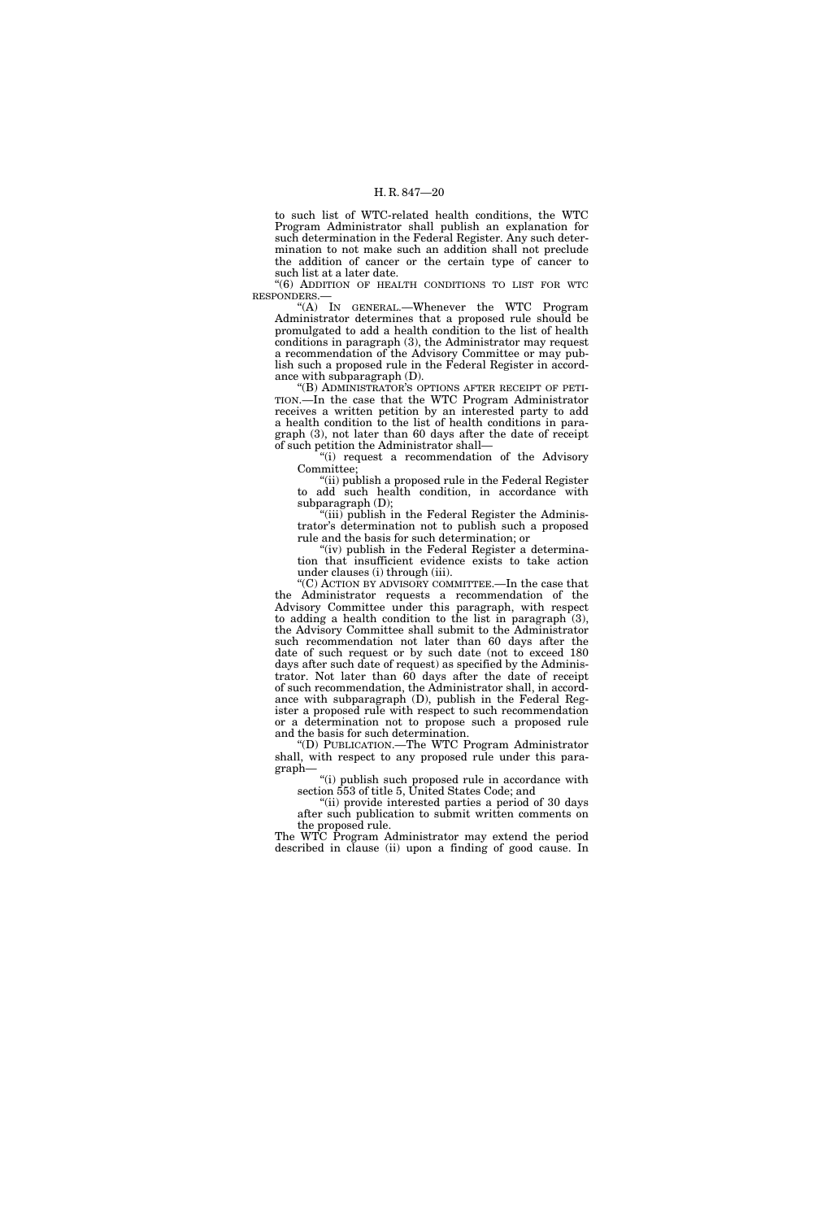to such list of WTC-related health conditions, the WTC Program Administrator shall publish an explanation for such determination in the Federal Register. Any such determination to not make such an addition shall not preclude the addition of cancer or the certain type of cancer to such list at a later date.

"(6) ADDITION OF HEALTH CONDITIONS TO LIST FOR WTC RESPONDERS.—

"(A) IN GENERAL.—Whenever the WTC Program Administrator determines that a proposed rule should be promulgated to add a health condition to the list of health conditions in paragraph (3), the Administrator may request a recommendation of the Advisory Committee or may publish such a proposed rule in the Federal Register in accordance with subparagraph (D).

"(B) ADMINISTRATOR'S OPTIONS AFTER RECEIPT OF PETITION.—In the case that the WTC Program Administrator receives a written petition by an interested party to add a health condition to the list of health conditions in paragraph (3), not later than 60 days after the date of receipt of such petition the Administrator shall—

"(i) request a recommendation of the Advisory Committee;

"(ii) publish a proposed rule in the Federal Register to add such health condition, in accordance with subparagraph (D);

"(iii) publish in the Federal Register the Administrator's determination not to publish such a proposed rule and the basis for such determination; or

"(iv) publish in the Federal Register a determination that insufficient evidence exists to take action under clauses (i) through (iii).

"(C) ACTION BY ADVISORY COMMITTEE.—In the case that the Administrator requests a recommendation of the Advisory Committee under this paragraph, with respect to adding a health condition to the list in paragraph (3), the Advisory Committee shall submit to the Administrator such recommendation not later than 60 days after the date of such request or by such date (not to exceed 180 days after such date of request) as specified by the Administrator. Not later than 60 days after the date of receipt of such recommendation, the Administrator shall, in accordance with subparagraph (D), publish in the Federal Register a proposed rule with respect to such recommendation or a determination not to propose such a proposed rule and the basis for such determination.

"(D) PUBLICATION.—The WTC Program Administrator shall, with respect to any proposed rule under this paragraph—

"(i) publish such proposed rule in accordance with section 553 of title 5, United States Code; and

"(ii) provide interested parties a period of 30 days after such publication to submit written comments on the proposed rule.

The WTC Program Administrator may extend the period described in clause (ii) upon a finding of good cause. In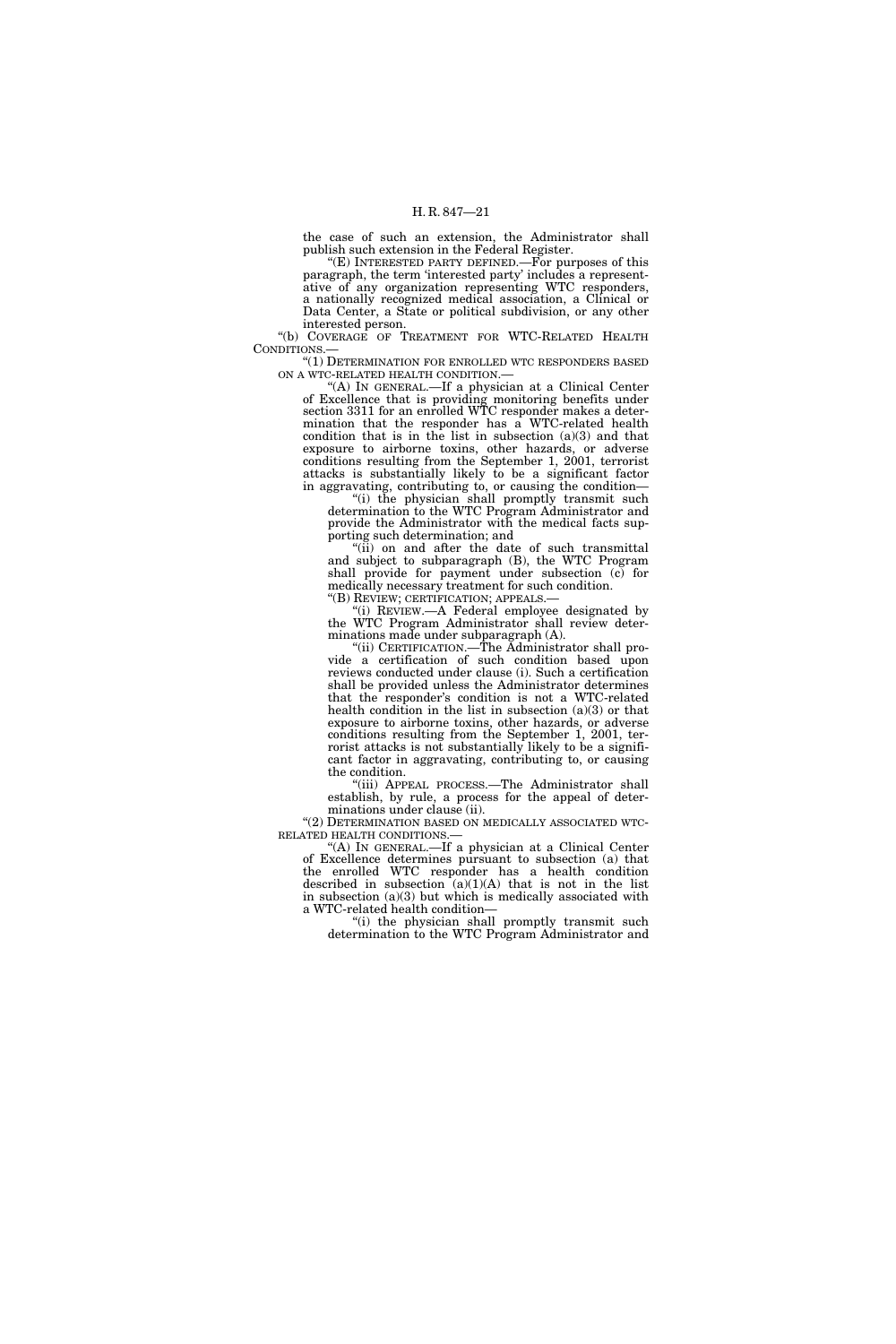the case of such an extension, the Administrator shall publish such extension in the Federal Register.

"(E) INTERESTED PARTY DEFINED.—For purposes of this paragraph, the term 'interested party' includes a representative of any organization representing WTC responders, a nationally recognized medical association, a Clinical or Data Center, a State or political subdivision, or any other interested person.

"(b) COVERAGE OF TREATMENT FOR WTC-RELATED HEALTH CONDITIONS.—

"(1) DETERMINATION FOR ENROLLED WTC RESPONDERS BASED ON A WTC-RELATED HEALTH CONDITION.—

"(A) IN GENERAL.—If a physician at a Clinical Center of Excellence that is providing monitoring benefits under section 3311 for an enrolled WTC responder makes a determination that the responder has a WTC-related health condition that is in the list in subsection (a)(3) and that exposure to airborne toxins, other hazards, or adverse conditions resulting from the September 1, 2001, terrorist attacks is substantially likely to be a significant factor in aggravating, contributing to, or causing the condition—

"(i) the physician shall promptly transmit such determination to the WTC Program Administrator and provide the Administrator with the medical facts supporting such determination; and

"(ii) on and after the date of such transmittal and subject to subparagraph (B), the WTC Program shall provide for payment under subsection (c) for medically necessary treatment for such condition.

"(B) REVIEW; CERTIFICATION; APPEALS.—

"(i) REVIEW.—A Federal employee designated by the WTC Program Administrator shall review determinations made under subparagraph (A).

"(ii) CERTIFICATION.—The Administrator shall provide a certification of such condition based upon reviews conducted under clause (i). Such a certification shall be provided unless the Administrator determines that the responder's condition is not a WTC-related health condition in the list in subsection (a)(3) or that exposure to airborne toxins, other hazards, or adverse conditions resulting from the September 1, 2001, terrorist attacks is not substantially likely to be a significant factor in aggravating, contributing to, or causing the condition.

"(iii) APPEAL PROCESS.—The Administrator shall establish, by rule, a process for the appeal of determinations under clause (ii).

"(2) DETERMINATION BASED ON MEDICALLY ASSOCIATED WTC-RELATED HEALTH CONDITIONS.—

"(A) IN GENERAL.—If a physician at a Clinical Center of Excellence determines pursuant to subsection (a) that the enrolled WTC responder has a health condition described in subsection (a)(1)(A) that is not in the list in subsection (a)(3) but which is medically associated with a WTC-related health condition—

"(i) the physician shall promptly transmit such determination to the WTC Program Administrator and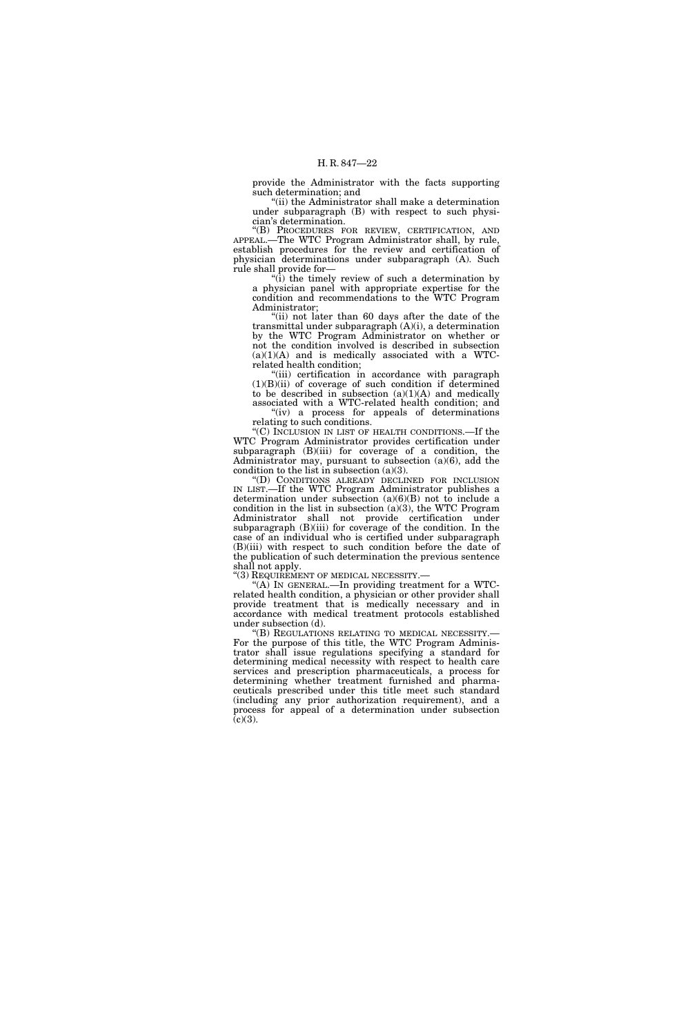provide the Administrator with the facts supporting such determination; and

"(ii) the Administrator shall make a determination under subparagraph (B) with respect to such physician's determination.

"(B) PROCEDURES FOR REVIEW, CERTIFICATION, AND APPEAL.—The WTC Program Administrator shall, by rule, establish procedures for the review and certification of physician determinations under subparagraph (A). Such rule shall provide for—

"(i) the timely review of such a determination by a physician panel with appropriate expertise for the condition and recommendations to the WTC Program Administrator;

"(ii) not later than 60 days after the date of the transmittal under subparagraph (A)(i), a determination by the WTC Program Administrator on whether or not the condition involved is described in subsection (a)(1)(A) and is medically associated with a WTC-related health condition;

"(iii) certification in accordance with paragraph (1)(B)(ii) of coverage of such condition if determined to be described in subsection (a)(1)(A) and medically associated with a WTC-related health condition; and

"(iv) a process for appeals of determinations relating to such conditions.

"(C) INCLUSION IN LIST OF HEALTH CONDITIONS.—If the WTC Program Administrator provides certification under subparagraph (B)(iii) for coverage of a condition, the Administrator may, pursuant to subsection (a)(6), add the condition to the list in subsection (a)(3).

"(D) CONDITIONS ALREADY DECLINED FOR INCLUSION IN LIST.—If the WTC Program Administrator publishes a determination under subsection (a)(6)(B) not to include a condition in the list in subsection (a)(3), the WTC Program Administrator shall not provide certification under subparagraph (B)(iii) for coverage of the condition. In the case of an individual who is certified under subparagraph (B)(iii) with respect to such condition before the date of the publication of such determination the previous sentence shall not apply.

"(3) REQUIREMENT OF MEDICAL NECESSITY.—

"(A) IN GENERAL.—In providing treatment for a WTC-related health condition, a physician or other provider shall provide treatment that is medically necessary and in accordance with medical treatment protocols established under subsection (d).

"(B) REGULATIONS RELATING TO MEDICAL NECESSITY.—For the purpose of this title, the WTC Program Administrator shall issue regulations specifying a standard for determining medical necessity with respect to health care services and prescription pharmaceuticals, a process for determining whether treatment furnished and pharmaceuticals prescribed under this title meet such standard (including any prior authorization requirement), and a process for appeal of a determination under subsection (c)(3).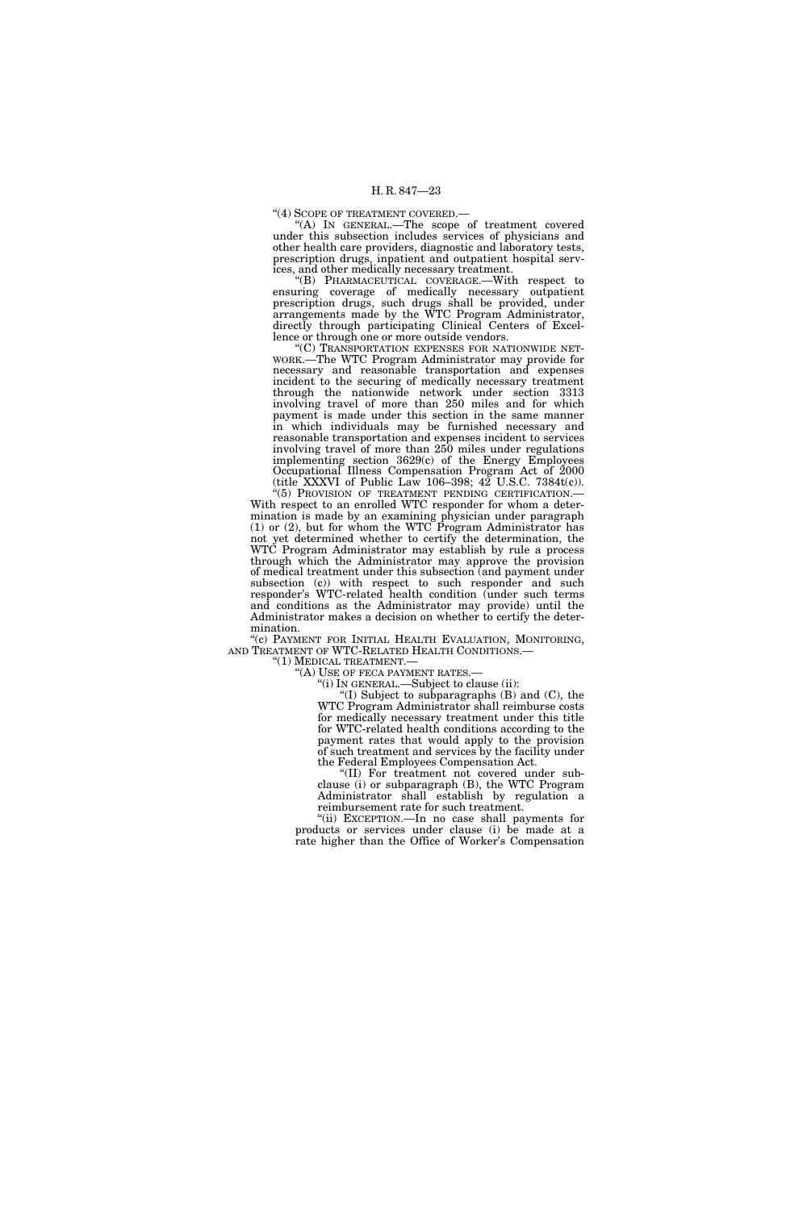"(4) SCOPE OF TREATMENT COVERED.—

"(A) IN GENERAL.—The scope of treatment covered under this subsection includes services of physicians and other health care providers, diagnostic and laboratory tests, prescription drugs, inpatient and outpatient hospital services, and other medically necessary treatment.

"(B) PHARMACEUTICAL COVERAGE.—With respect to ensuring coverage of medically necessary outpatient prescription drugs, such drugs shall be provided, under arrangements made by the WTC Program Administrator, directly through participating Clinical Centers of Excellence or through one or more outside vendors.

"(C) TRANSPORTATION EXPENSES FOR NATIONWIDE NETWORK.—The WTC Program Administrator may provide for necessary and reasonable transportation and expenses incident to the securing of medically necessary treatment through the nationwide network under section 3313 involving travel of more than 250 miles and for which payment is made under this section in the same manner in which individuals may be furnished necessary and reasonable transportation and expenses incident to services involving travel of more than 250 miles under regulations implementing section 3629(c) of the Energy Employees Occupational Illness Compensation Program Act of 2000 (title XXXVI of Public Law 106–398; 42 U.S.C. 7384t(c)).

"(5) PROVISION OF TREATMENT PENDING CERTIFICATION.—With respect to an enrolled WTC responder for whom a determination is made by an examining physician under paragraph (1) or (2), but for whom the WTC Program Administrator has not yet determined whether to certify the determination, the WTC Program Administrator may establish by rule a process through which the Administrator may approve the provision of medical treatment under this subsection (and payment under subsection (c)) with respect to such responder and such responder's WTC-related health condition (under such terms and conditions as the Administrator may provide) until the Administrator makes a decision on whether to certify the determination.

"(c) PAYMENT FOR INITIAL HEALTH EVALUATION, MONITORING, AND TREATMENT OF WTC-RELATED HEALTH CONDITIONS.—

"(1) MEDICAL TREATMENT.—

"(A) USE OF FECA PAYMENT RATES.—

"(i) IN GENERAL.—Subject to clause (ii):

"(I) Subject to subparagraphs (B) and (C), the WTC Program Administrator shall reimburse costs for medically necessary treatment under this title for WTC-related health conditions according to the payment rates that would apply to the provision of such treatment and services by the facility under the Federal Employees Compensation Act.

"(II) For treatment not covered under subclause (i) or subparagraph (B), the WTC Program Administrator shall establish by regulation a reimbursement rate for such treatment.

"(ii) EXCEPTION.—In no case shall payments for products or services under clause (i) be made at a rate higher than the Office of Worker's Compensation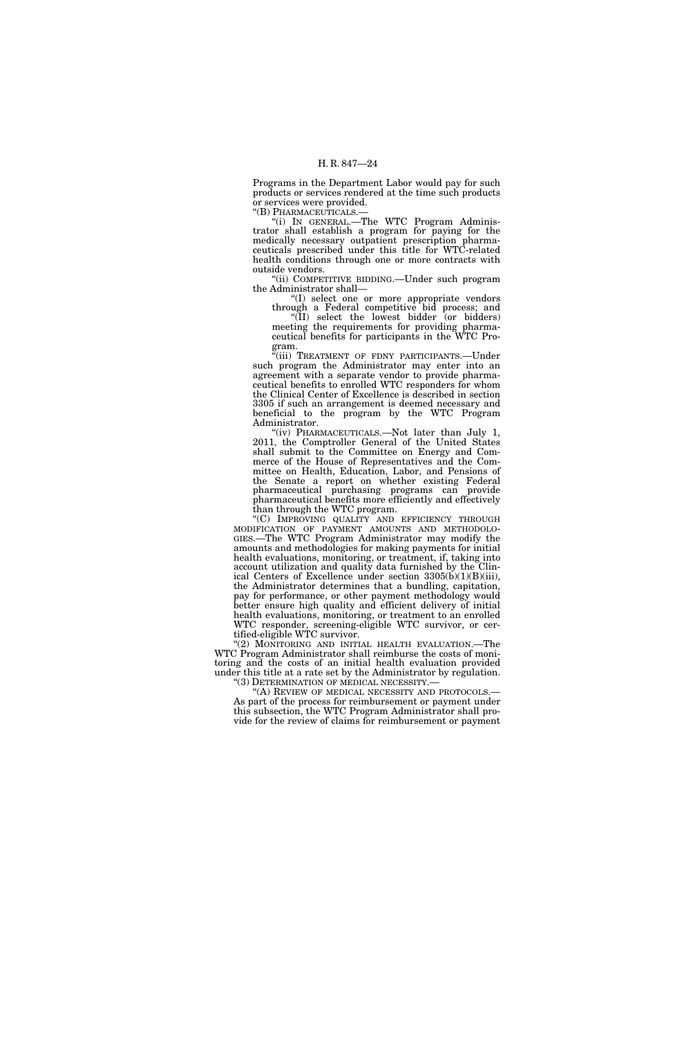Programs in the Department Labor would pay for such products or services rendered at the time such products or services were provided.

"(B) PHARMACEUTICALS.—

"(i) IN GENERAL.—The WTC Program Administrator shall establish a program for paying for the medically necessary outpatient prescription pharmaceuticals prescribed under this title for WTC-related health conditions through one or more contracts with outside vendors.

"(ii) COMPETITIVE BIDDING.—Under such program the Administrator shall—

"(I) select one or more appropriate vendors through a Federal competitive bid process; and

"(II) select the lowest bidder (or bidders) meeting the requirements for providing pharmaceutical benefits for participants in the WTC Program.

"(iii) TREATMENT OF FDNY PARTICIPANTS.—Under such program the Administrator may enter into an agreement with a separate vendor to provide pharmaceutical benefits to enrolled WTC responders for whom the Clinical Center of Excellence is described in section 3305 if such an arrangement is deemed necessary and beneficial to the program by the WTC Program Administrator.

"(iv) PHARMACEUTICALS.—Not later than July 1, 2011, the Comptroller General of the United States shall submit to the Committee on Energy and Commerce of the House of Representatives and the Committee on Health, Education, Labor, and Pensions of the Senate a report on whether existing Federal pharmaceutical purchasing programs can provide pharmaceutical benefits more efficiently and effectively than through the WTC program.

"(C) IMPROVING QUALITY AND EFFICIENCY THROUGH MODIFICATION OF PAYMENT AMOUNTS AND METHODOLOGIES.—The WTC Program Administrator may modify the amounts and methodologies for making payments for initial health evaluations, monitoring, or treatment, if, taking into account utilization and quality data furnished by the Clinical Centers of Excellence under section 3305(b)(1)(B)(iii), the Administrator determines that a bundling, capitation, pay for performance, or other payment methodology would better ensure high quality and efficient delivery of initial health evaluations, monitoring, or treatment to an enrolled WTC responder, screening-eligible WTC survivor, or certified-eligible WTC survivor.

"(2) MONITORING AND INITIAL HEALTH EVALUATION.—The WTC Program Administrator shall reimburse the costs of monitoring and the costs of an initial health evaluation provided under this title at a rate set by the Administrator by regulation.

"(3) DETERMINATION OF MEDICAL NECESSITY.—

"(A) REVIEW OF MEDICAL NECESSITY AND PROTOCOLS.— As part of the process for reimbursement or payment under this subsection, the WTC Program Administrator shall provide for the review of claims for reimbursement or payment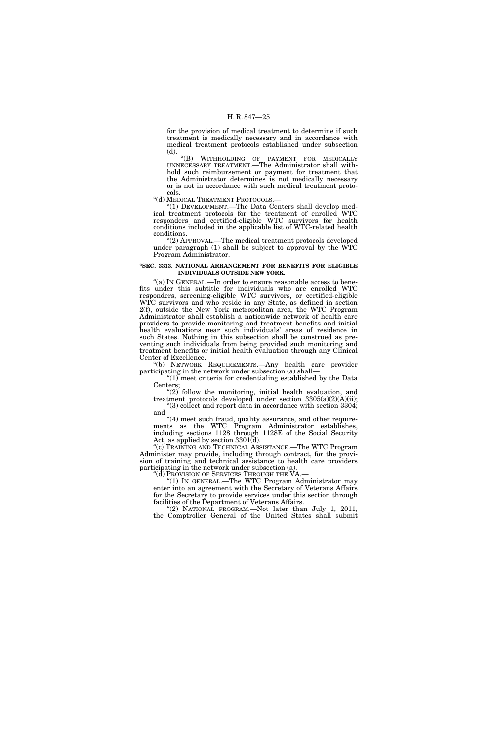for the provision of medical treatment to determine if such treatment is medically necessary and in accordance with medical treatment protocols established under subsection (d).

"(B) WITHHOLDING OF PAYMENT FOR MEDICALLY UNNECESSARY TREATMENT.—The Administrator shall withhold such reimbursement or payment for treatment that the Administrator determines is not medically necessary or is not in accordance with such medical treatment protocols.

"(d) MEDICAL TREATMENT PROTOCOLS.—

"(1) DEVELOPMENT.—The Data Centers shall develop medical treatment protocols for the treatment of enrolled WTC responders and certified-eligible WTC survivors for health conditions included in the applicable list of WTC-related health conditions.

"(2) APPROVAL.—The medical treatment protocols developed under paragraph (1) shall be subject to approval by the WTC Program Administrator.

**"SEC. 3313. NATIONAL ARRANGEMENT FOR BENEFITS FOR ELIGIBLE INDIVIDUALS OUTSIDE NEW YORK.**

"(a) IN GENERAL.—In order to ensure reasonable access to benefits under this subtitle for individuals who are enrolled WTC responders, screening-eligible WTC survivors, or certified-eligible WTC survivors and who reside in any State, as defined in section 2(f), outside the New York metropolitan area, the WTC Program Administrator shall establish a nationwide network of health care providers to provide monitoring and treatment benefits and initial health evaluations near such individuals' areas of residence in such States. Nothing in this subsection shall be construed as preventing such individuals from being provided such monitoring and treatment benefits or initial health evaluation through any Clinical Center of Excellence.

"(b) NETWORK REQUIREMENTS.—Any health care provider participating in the network under subsection (a) shall—

"(1) meet criteria for credentialing established by the Data Centers;

"(2) follow the monitoring, initial health evaluation, and treatment protocols developed under section 3305(a)(2)(A)(ii);

"(3) collect and report data in accordance with section 3304; and

"(4) meet such fraud, quality assurance, and other requirements as the WTC Program Administrator establishes, including sections 1128 through 1128E of the Social Security Act, as applied by section 3301(d).

"(c) TRAINING AND TECHNICAL ASSISTANCE.—The WTC Program Administer may provide, including through contract, for the provision of training and technical assistance to health care providers participating in the network under subsection (a).

"(d) PROVISION OF SERVICES THROUGH THE VA.—

"(1) IN GENERAL.—The WTC Program Administrator may enter into an agreement with the Secretary of Veterans Affairs for the Secretary to provide services under this section through facilities of the Department of Veterans Affairs.

"(2) NATIONAL PROGRAM.—Not later than July 1, 2011, the Comptroller General of the United States shall submit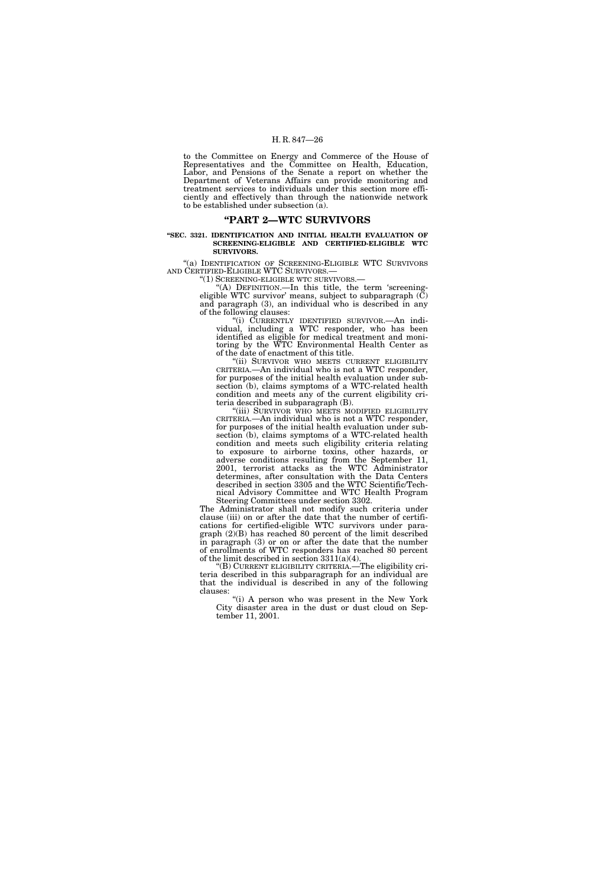to the Committee on Energy and Commerce of the House of Representatives and the Committee on Health, Education, Labor, and Pensions of the Senate a report on whether the Department of Veterans Affairs can provide monitoring and treatment services to individuals under this section more efficiently and effectively than through the nationwide network to be established under subsection (a).

## “PART 2—WTC SURVIVORS

**“SEC. 3321. IDENTIFICATION AND INITIAL HEALTH EVALUATION OF SCREENING-ELIGIBLE AND CERTIFIED-ELIGIBLE WTC SURVIVORS.**

“(a) IDENTIFICATION OF SCREENING-ELIGIBLE WTC SURVIVORS AND CERTIFIED-ELIGIBLE WTC SURVIVORS.—

“(1) SCREENING-ELIGIBLE WTC SURVIVORS.—

“(A) DEFINITION.—In this title, the term ‘screening-eligible WTC survivor’ means, subject to subparagraph (C) and paragraph (3), an individual who is described in any of the following clauses:

“(i) CURRENTLY IDENTIFIED SURVIVOR.—An individual, including a WTC responder, who has been identified as eligible for medical treatment and monitoring by the WTC Environmental Health Center as of the date of enactment of this title.

“(ii) SURVIVOR WHO MEETS CURRENT ELIGIBILITY CRITERIA.—An individual who is not a WTC responder, for purposes of the initial health evaluation under subsection (b), claims symptoms of a WTC-related health condition and meets any of the current eligibility criteria described in subparagraph (B).

“(iii) SURVIVOR WHO MEETS MODIFIED ELIGIBILITY CRITERIA.—An individual who is not a WTC responder, for purposes of the initial health evaluation under subsection (b), claims symptoms of a WTC-related health condition and meets such eligibility criteria relating to exposure to airborne toxins, other hazards, or adverse conditions resulting from the September 11, 2001, terrorist attacks as the WTC Administrator determines, after consultation with the Data Centers described in section 3305 and the WTC Scientific/Technical Advisory Committee and WTC Health Program Steering Committees under section 3302.

The Administrator shall not modify such criteria under clause (iii) on or after the date that the number of certifications for certified-eligible WTC survivors under paragraph (2)(B) has reached 80 percent of the limit described in paragraph (3) or on or after the date that the number of enrollments of WTC responders has reached 80 percent of the limit described in section 3311(a)(4).

“(B) CURRENT ELIGIBILITY CRITERIA.—The eligibility criteria described in this subparagraph for an individual are that the individual is described in any of the following clauses:

“(i) A person who was present in the New York City disaster area in the dust or dust cloud on September 11, 2001.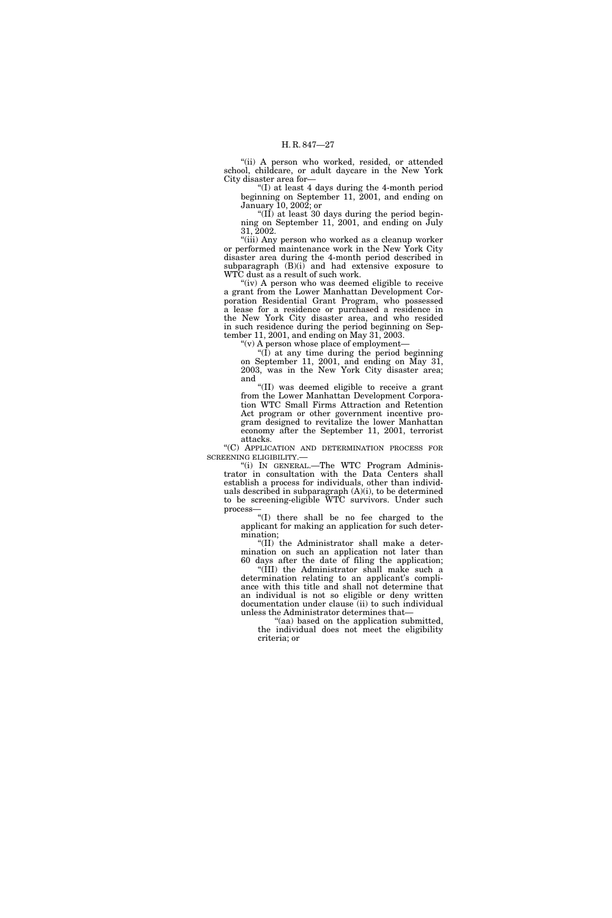"(ii) A person who worked, resided, or attended school, childcare, or adult daycare in the New York City disaster area for—

"(I) at least 4 days during the 4-month period beginning on September 11, 2001, and ending on January 10, 2002; or

"(II) at least 30 days during the period beginning on September 11, 2001, and ending on July 31, 2002.

"(iii) Any person who worked as a cleanup worker or performed maintenance work in the New York City disaster area during the 4-month period described in subparagraph (B)(i) and had extensive exposure to WTC dust as a result of such work.

"(iv) A person who was deemed eligible to receive a grant from the Lower Manhattan Development Corporation Residential Grant Program, who possessed a lease for a residence or purchased a residence in the New York City disaster area, and who resided in such residence during the period beginning on September 11, 2001, and ending on May 31, 2003.

"(v) A person whose place of employment—

"(I) at any time during the period beginning on September 11, 2001, and ending on May 31, 2003, was in the New York City disaster area; and

"(II) was deemed eligible to receive a grant from the Lower Manhattan Development Corporation WTC Small Firms Attraction and Retention Act program or other government incentive program designed to revitalize the lower Manhattan economy after the September 11, 2001, terrorist attacks.

"(C) APPLICATION AND DETERMINATION PROCESS FOR SCREENING ELIGIBILITY.—

"(i) IN GENERAL.—The WTC Program Administrator in consultation with the Data Centers shall establish a process for individuals, other than individuals described in subparagraph (A)(i), to be determined to be screening-eligible WTC survivors. Under such process—

"(I) there shall be no fee charged to the applicant for making an application for such determination;

"(II) the Administrator shall make a determination on such an application not later than 60 days after the date of filing the application;

"(III) the Administrator shall make such a determination relating to an applicant's compliance with this title and shall not determine that an individual is not so eligible or deny written documentation under clause (ii) to such individual unless the Administrator determines that—

"(aa) based on the application submitted, the individual does not meet the eligibility criteria; or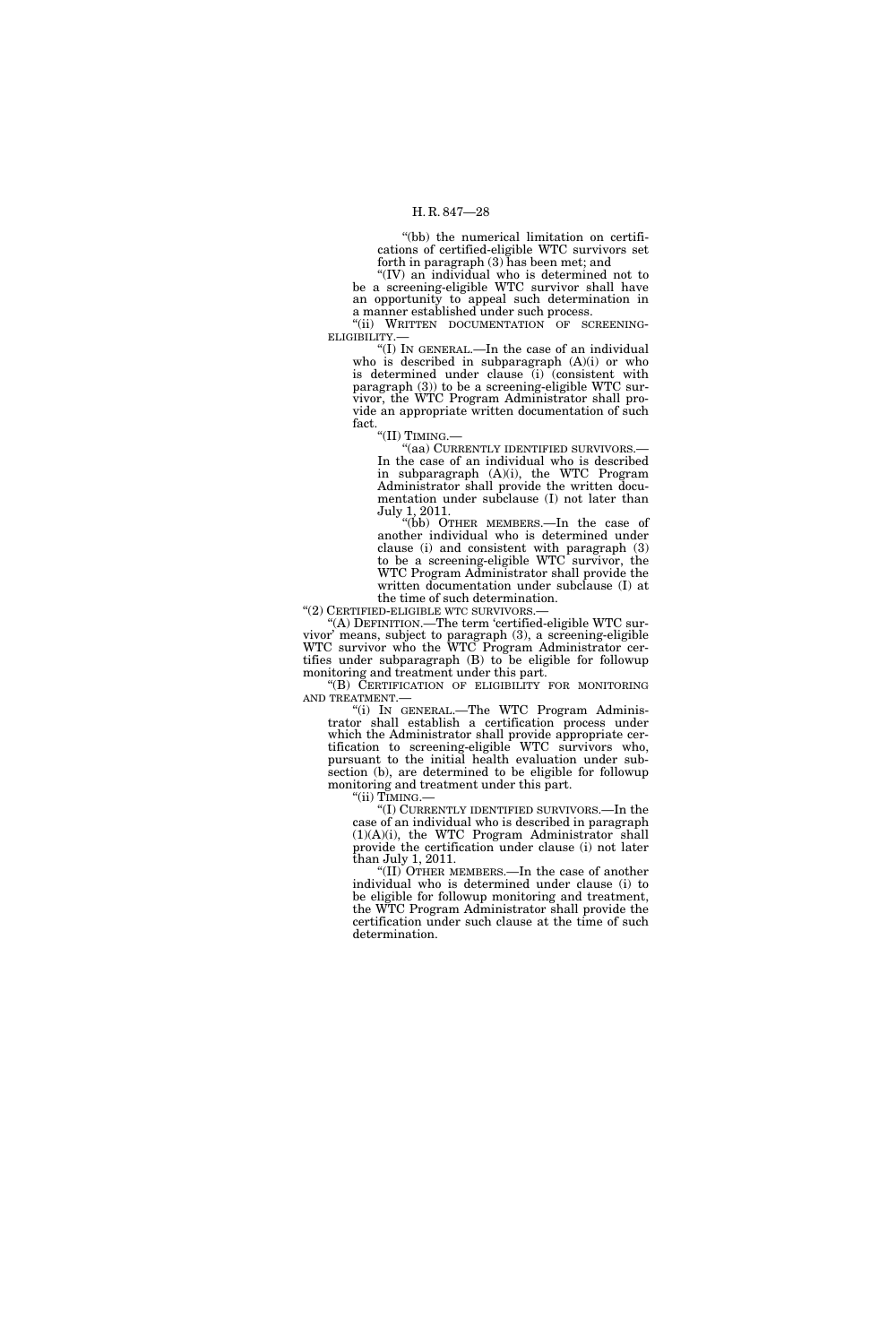"(bb) the numerical limitation on certifications of certified-eligible WTC survivors set forth in paragraph (3) has been met; and

"(IV) an individual who is determined not to be a screening-eligible WTC survivor shall have an opportunity to appeal such determination in a manner established under such process.

"(ii) WRITTEN DOCUMENTATION OF SCREENING-ELIGIBILITY.—

"(I) IN GENERAL.—In the case of an individual who is described in subparagraph (A)(i) or who is determined under clause (i) (consistent with paragraph (3)) to be a screening-eligible WTC survivor, the WTC Program Administrator shall provide an appropriate written documentation of such fact.

"(II) TIMING.—

"(aa) CURRENTLY IDENTIFIED SURVIVORS.—In the case of an individual who is described in subparagraph (A)(i), the WTC Program Administrator shall provide the written documentation under subclause (I) not later than July 1, 2011.

"(bb) OTHER MEMBERS.—In the case of another individual who is determined under clause (i) and consistent with paragraph (3) to be a screening-eligible WTC survivor, the WTC Program Administrator shall provide the written documentation under subclause (I) at the time of such determination.

"(2) CERTIFIED-ELIGIBLE WTC SURVIVORS.—

"(A) DEFINITION.—The term 'certified-eligible WTC survivor' means, subject to paragraph (3), a screening-eligible WTC survivor who the WTC Program Administrator certifies under subparagraph (B) to be eligible for followup monitoring and treatment under this part.

"(B) CERTIFICATION OF ELIGIBILITY FOR MONITORING AND TREATMENT.—

"(i) IN GENERAL.—The WTC Program Administrator shall establish a certification process under which the Administrator shall provide appropriate certification to screening-eligible WTC survivors who, pursuant to the initial health evaluation under subsection (b), are determined to be eligible for followup monitoring and treatment under this part.

"(ii) TIMING.—

"(I) CURRENTLY IDENTIFIED SURVIVORS.—In the case of an individual who is described in paragraph (1)(A)(i), the WTC Program Administrator shall provide the certification under clause (i) not later than July 1, 2011.

"(II) OTHER MEMBERS.—In the case of another individual who is determined under clause (i) to be eligible for followup monitoring and treatment, the WTC Program Administrator shall provide the certification under such clause at the time of such determination.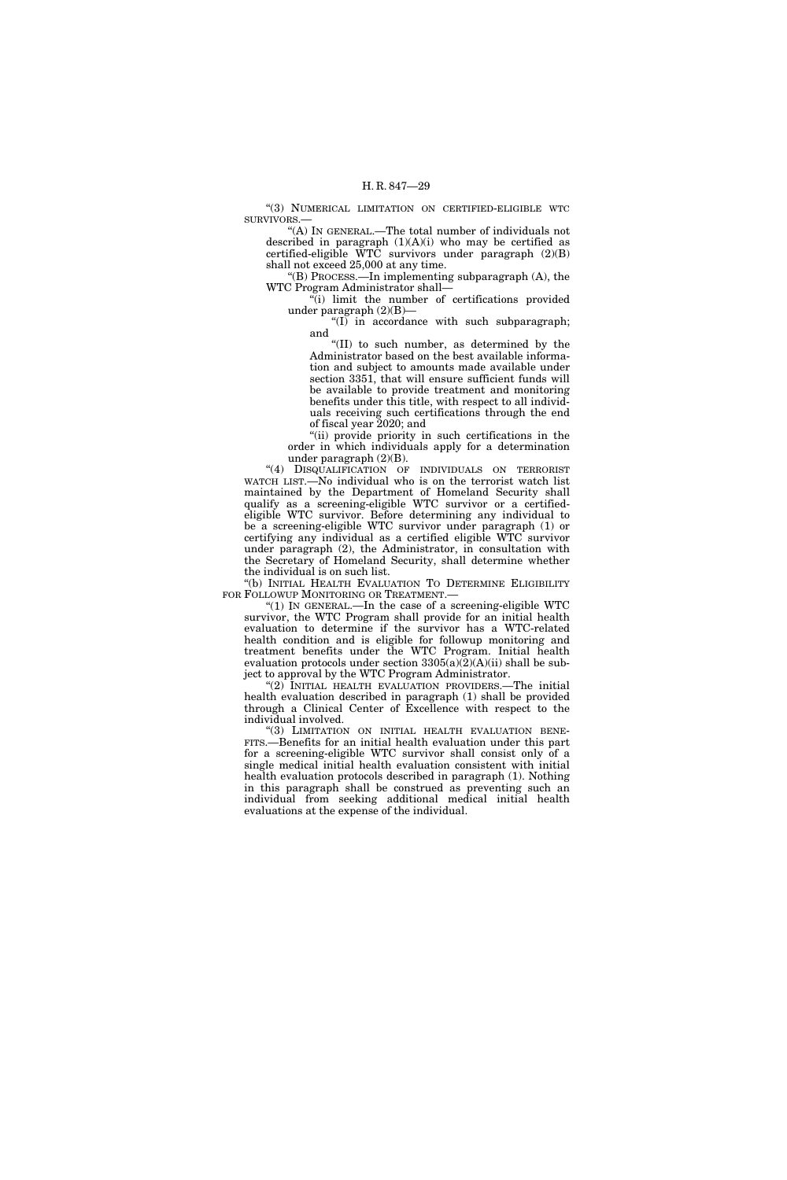"(3) NUMERICAL LIMITATION ON CERTIFIED-ELIGIBLE WTC SURVIVORS.—

"(A) IN GENERAL.—The total number of individuals not described in paragraph (1)(A)(i) who may be certified as certified-eligible WTC survivors under paragraph (2)(B) shall not exceed 25,000 at any time.

"(B) PROCESS.—In implementing subparagraph (A), the WTC Program Administrator shall—

"(i) limit the number of certifications provided under paragraph (2)(B)—

"(I) in accordance with such subparagraph; and

"(II) to such number, as determined by the Administrator based on the best available information and subject to amounts made available under section 3351, that will ensure sufficient funds will be available to provide treatment and monitoring benefits under this title, with respect to all individuals receiving such certifications through the end of fiscal year 2020; and

"(ii) provide priority in such certifications in the order in which individuals apply for a determination under paragraph (2)(B).

"(4) DISQUALIFICATION OF INDIVIDUALS ON TERRORIST WATCH LIST.—No individual who is on the terrorist watch list maintained by the Department of Homeland Security shall qualify as a screening-eligible WTC survivor or a certified-eligible WTC survivor. Before determining any individual to be a screening-eligible WTC survivor under paragraph (1) or certifying any individual as a certified eligible WTC survivor under paragraph (2), the Administrator, in consultation with the Secretary of Homeland Security, shall determine whether the individual is on such list.

"(b) INITIAL HEALTH EVALUATION TO DETERMINE ELIGIBILITY FOR FOLLOWUP MONITORING OR TREATMENT.—

"(1) IN GENERAL.—In the case of a screening-eligible WTC survivor, the WTC Program shall provide for an initial health evaluation to determine if the survivor has a WTC-related health condition and is eligible for followup monitoring and treatment benefits under the WTC Program. Initial health evaluation protocols under section 3305(a)(2)(A)(ii) shall be subject to approval by the WTC Program Administrator.

"(2) INITIAL HEALTH EVALUATION PROVIDERS.—The initial health evaluation described in paragraph (1) shall be provided through a Clinical Center of Excellence with respect to the individual involved.

"(3) LIMITATION ON INITIAL HEALTH EVALUATION BENEFITS.—Benefits for an initial health evaluation under this part for a screening-eligible WTC survivor shall consist only of a single medical initial health evaluation consistent with initial health evaluation protocols described in paragraph (1). Nothing in this paragraph shall be construed as preventing such an individual from seeking additional medical initial health evaluations at the expense of the individual.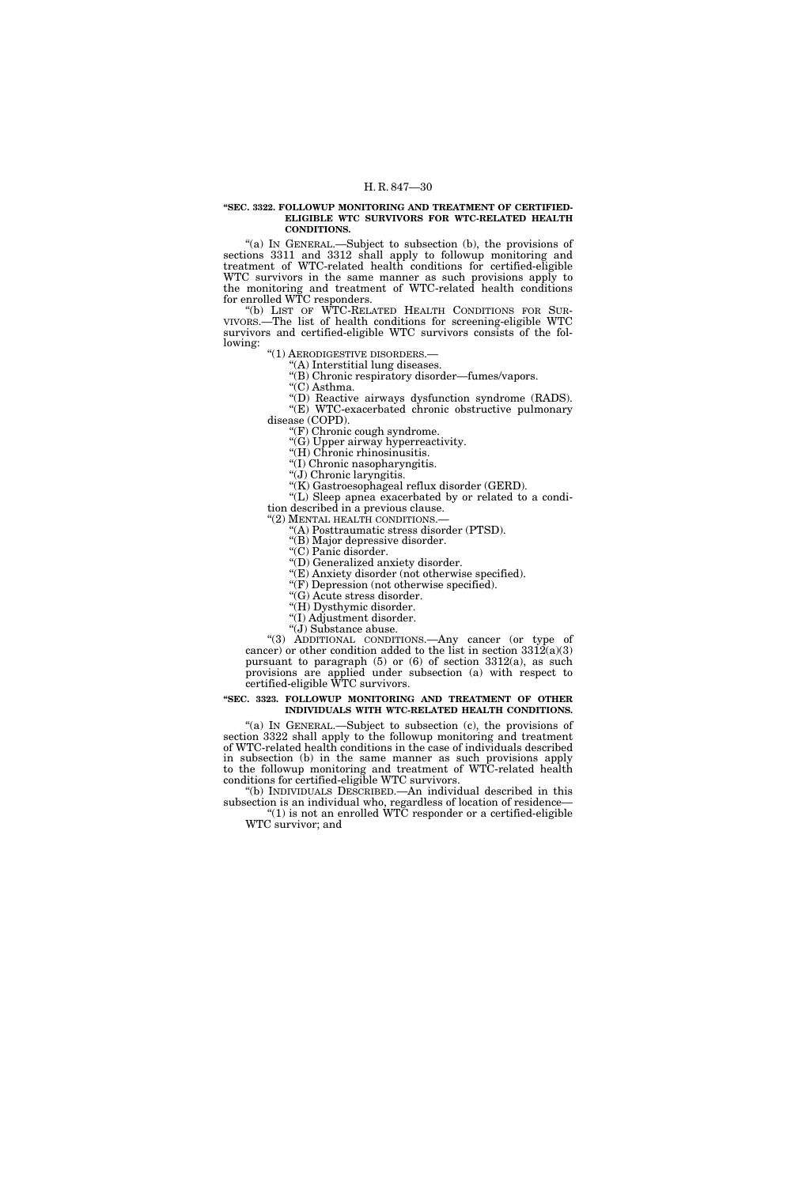**"SEC. 3322. FOLLOWUP MONITORING AND TREATMENT OF CERTIFIED-ELIGIBLE WTC SURVIVORS FOR WTC-RELATED HEALTH CONDITIONS.**

"(a) IN GENERAL.—Subject to subsection (b), the provisions of sections 3311 and 3312 shall apply to followup monitoring and treatment of WTC-related health conditions for certified-eligible WTC survivors in the same manner as such provisions apply to the monitoring and treatment of WTC-related health conditions for enrolled WTC responders.

"(b) LIST OF WTC-RELATED HEALTH CONDITIONS FOR SURVIVORS.—The list of health conditions for screening-eligible WTC survivors and certified-eligible WTC survivors consists of the following:

"(1) AERODIGESTIVE DISORDERS.—

"(A) Interstitial lung diseases.

"(B) Chronic respiratory disorder—fumes/vapors.

"(C) Asthma.

"(D) Reactive airways dysfunction syndrome (RADS).

"(E) WTC-exacerbated chronic obstructive pulmonary disease (COPD).

"(F) Chronic cough syndrome.

"(G) Upper airway hyperreactivity.

"(H) Chronic rhinosinusitis.

"(I) Chronic nasopharyngitis.

"(J) Chronic laryngitis.

"(K) Gastroesophageal reflux disorder (GERD).

"(L) Sleep apnea exacerbated by or related to a condition described in a previous clause.

"(2) MENTAL HEALTH CONDITIONS.—

"(A) Posttraumatic stress disorder (PTSD).

"(B) Major depressive disorder.

"(C) Panic disorder.

"(D) Generalized anxiety disorder.

"(E) Anxiety disorder (not otherwise specified).

"(F) Depression (not otherwise specified).

"(G) Acute stress disorder.

"(H) Dysthymic disorder.

"(I) Adjustment disorder.

"(J) Substance abuse.

"(3) ADDITIONAL CONDITIONS.—Any cancer (or type of cancer) or other condition added to the list in section 3312(a)(3) pursuant to paragraph (5) or (6) of section 3312(a), as such provisions are applied under subsection (a) with respect to certified-eligible WTC survivors.

**"SEC. 3323. FOLLOWUP MONITORING AND TREATMENT OF OTHER INDIVIDUALS WITH WTC-RELATED HEALTH CONDITIONS.**

"(a) IN GENERAL.—Subject to subsection (c), the provisions of section 3322 shall apply to the followup monitoring and treatment of WTC-related health conditions in the case of individuals described in subsection (b) in the same manner as such provisions apply to the followup monitoring and treatment of WTC-related health conditions for certified-eligible WTC survivors.

"(b) INDIVIDUALS DESCRIBED.—An individual described in this subsection is an individual who, regardless of location of residence—

"(1) is not an enrolled WTC responder or a certified-eligible WTC survivor; and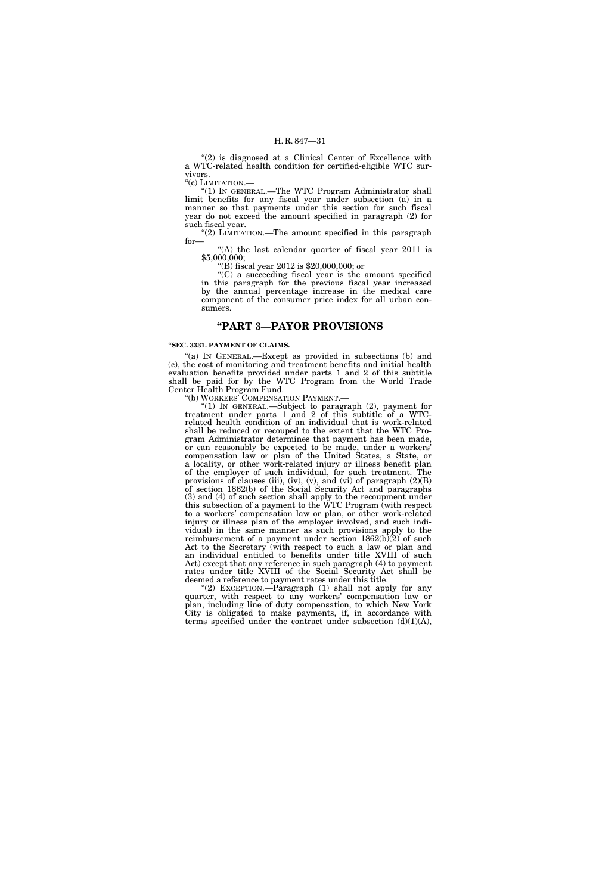"(2) is diagnosed at a Clinical Center of Excellence with a WTC-related health condition for certified-eligible WTC survivors.

"(c) LIMITATION.—

"(1) IN GENERAL.—The WTC Program Administrator shall limit benefits for any fiscal year under subsection (a) in a manner so that payments under this section for such fiscal year do not exceed the amount specified in paragraph (2) for such fiscal year.

"(2) LIMITATION.—The amount specified in this paragraph for—

"(A) the last calendar quarter of fiscal year 2011 is $5,000,000;

"(B) fiscal year 2012 is $20,000,000; or

"(C) a succeeding fiscal year is the amount specified in this paragraph for the previous fiscal year increased by the annual percentage increase in the medical care component of the consumer price index for all urban consumers.

## "PART 3—PAYOR PROVISIONS

**"SEC. 3331. PAYMENT OF CLAIMS.**

"(a) IN GENERAL.—Except as provided in subsections (b) and (c), the cost of monitoring and treatment benefits and initial health evaluation benefits provided under parts 1 and 2 of this subtitle shall be paid for by the WTC Program from the World Trade Center Health Program Fund.

"(b) WORKERS' COMPENSATION PAYMENT.—

"(1) IN GENERAL.—Subject to paragraph (2), payment for treatment under parts 1 and 2 of this subtitle of a WTC-related health condition of an individual that is work-related shall be reduced or recouped to the extent that the WTC Program Administrator determines that payment has been made, or can reasonably be expected to be made, under a workers' compensation law or plan of the United States, a State, or a locality, or other work-related injury or illness benefit plan of the employer of such individual, for such treatment. The provisions of clauses (iii), (iv), (v), and (vi) of paragraph (2)(B) of section 1862(b) of the Social Security Act and paragraphs (3) and (4) of such section shall apply to the recoupment under this subsection of a payment to the WTC Program (with respect to a workers' compensation law or plan, or other work-related injury or illness plan of the employer involved, and such individual) in the same manner as such provisions apply to the reimbursement of a payment under section 1862(b)(2) of such Act to the Secretary (with respect to such a law or plan and an individual entitled to benefits under title XVIII of such Act) except that any reference in such paragraph (4) to payment rates under title XVIII of the Social Security Act shall be deemed a reference to payment rates under this title.

"(2) EXCEPTION.—Paragraph (1) shall not apply for any quarter, with respect to any workers' compensation law or plan, including line of duty compensation, to which New York City is obligated to make payments, if, in accordance with terms specified under the contract under subsection (d)(1)(A),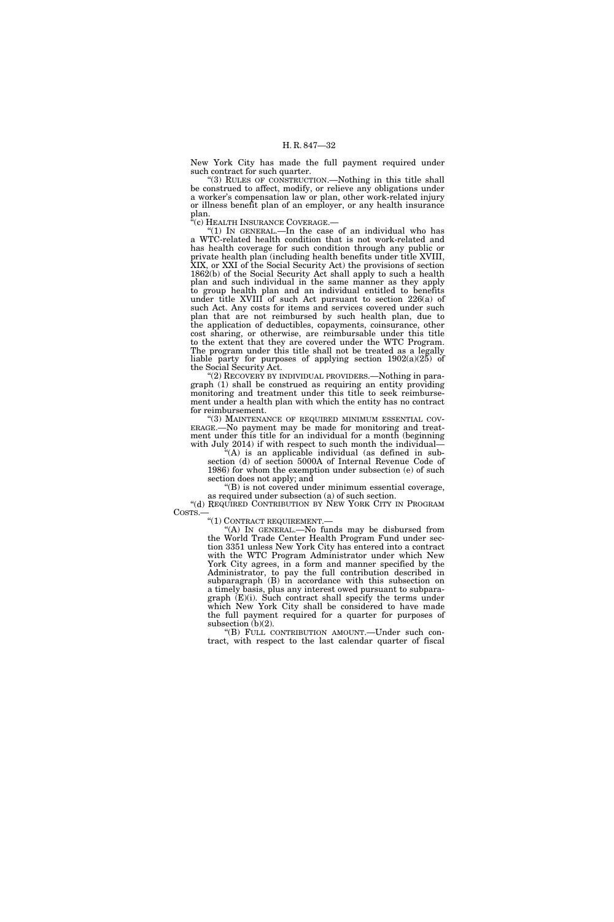New York City has made the full payment required under such contract for such quarter.

"(3) RULES OF CONSTRUCTION.—Nothing in this title shall be construed to affect, modify, or relieve any obligations under a worker's compensation law or plan, other work-related injury or illness benefit plan of an employer, or any health insurance plan.

"(c) HEALTH INSURANCE COVERAGE.—

"(1) IN GENERAL.—In the case of an individual who has a WTC-related health condition that is not work-related and has health coverage for such condition through any public or private health plan (including health benefits under title XVIII, XIX, or XXI of the Social Security Act) the provisions of section 1862(b) of the Social Security Act shall apply to such a health plan and such individual in the same manner as they apply to group health plan and an individual entitled to benefits under title XVIII of such Act pursuant to section 226(a) of such Act. Any costs for items and services covered under such plan that are not reimbursed by such health plan, due to the application of deductibles, copayments, coinsurance, other cost sharing, or otherwise, are reimbursable under this title to the extent that they are covered under the WTC Program. The program under this title shall not be treated as a legally liable party for purposes of applying section 1902(a)(25) of the Social Security Act.

"(2) RECOVERY BY INDIVIDUAL PROVIDERS.—Nothing in paragraph (1) shall be construed as requiring an entity providing monitoring and treatment under this title to seek reimbursement under a health plan with which the entity has no contract for reimbursement.

"(3) MAINTENANCE OF REQUIRED MINIMUM ESSENTIAL COVERAGE.—No payment may be made for monitoring and treatment under this title for an individual for a month (beginning with July 2014) if with respect to such month the individual—

"(A) is an applicable individual (as defined in subsection (d) of section 5000A of Internal Revenue Code of 1986) for whom the exemption under subsection (e) of such section does not apply; and

"(B) is not covered under minimum essential coverage, as required under subsection (a) of such section.

"(d) REQUIRED CONTRIBUTION BY NEW YORK CITY IN PROGRAM COSTS.—

"(1) CONTRACT REQUIREMENT.—

"(A) IN GENERAL.—No funds may be disbursed from the World Trade Center Health Program Fund under section 3351 unless New York City has entered into a contract with the WTC Program Administrator under which New York City agrees, in a form and manner specified by the Administrator, to pay the full contribution described in subparagraph (B) in accordance with this subsection on a timely basis, plus any interest owed pursuant to subparagraph (E)(i). Such contract shall specify the terms under which New York City shall be considered to have made the full payment required for a quarter for purposes of subsection (b)(2).

"(B) FULL CONTRIBUTION AMOUNT.—Under such contract, with respect to the last calendar quarter of fiscal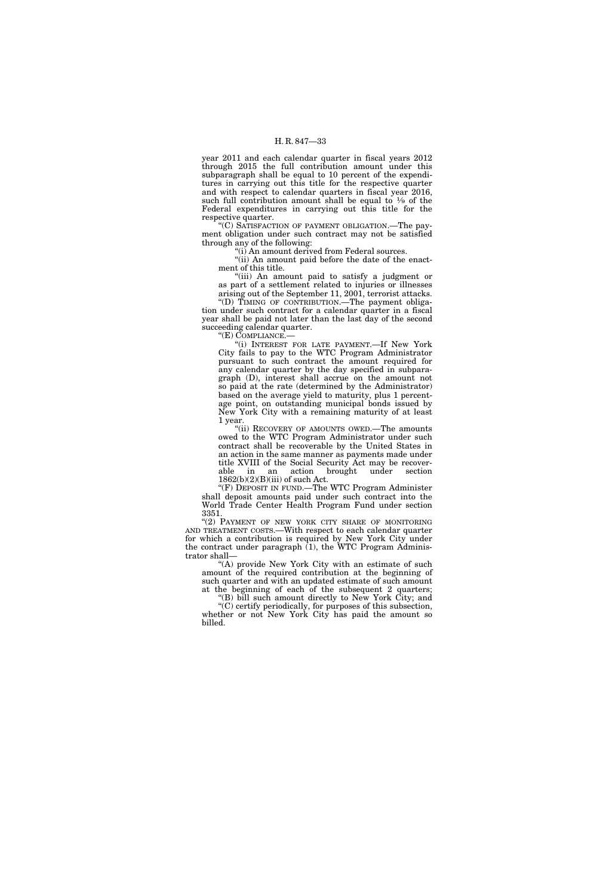year 2011 and each calendar quarter in fiscal years 2012 through 2015 the full contribution amount under this subparagraph shall be equal to 10 percent of the expenditures in carrying out this title for the respective quarter and with respect to calendar quarters in fiscal year 2016, such full contribution amount shall be equal to ¹⁄₉ of the Federal expenditures in carrying out this title for the respective quarter.

"(C) SATISFACTION OF PAYMENT OBLIGATION.—The payment obligation under such contract may not be satisfied through any of the following:

"(i) An amount derived from Federal sources.

"(ii) An amount paid before the date of the enactment of this title.

"(iii) An amount paid to satisfy a judgment or as part of a settlement related to injuries or illnesses arising out of the September 11, 2001, terrorist attacks.

"(D) TIMING OF CONTRIBUTION.—The payment obligation under such contract for a calendar quarter in a fiscal year shall be paid not later than the last day of the second succeeding calendar quarter.

"(E) COMPLIANCE.—

"(i) INTEREST FOR LATE PAYMENT.—If New York City fails to pay to the WTC Program Administrator pursuant to such contract the amount required for any calendar quarter by the day specified in subparagraph (D), interest shall accrue on the amount not so paid at the rate (determined by the Administrator) based on the average yield to maturity, plus 1 percentage point, on outstanding municipal bonds issued by New York City with a remaining maturity of at least 1 year.

"(ii) RECOVERY OF AMOUNTS OWED.—The amounts owed to the WTC Program Administrator under such contract shall be recoverable by the United States in an action in the same manner as payments made under title XVIII of the Social Security Act may be recoverable in an action brought under section 1862(b)(2)(B)(iii) of such Act.

"(F) DEPOSIT IN FUND.—The WTC Program Administer shall deposit amounts paid under such contract into the World Trade Center Health Program Fund under section 3351.

"(2) PAYMENT OF NEW YORK CITY SHARE OF MONITORING AND TREATMENT COSTS.—With respect to each calendar quarter for which a contribution is required by New York City under the contract under paragraph (1), the WTC Program Administrator shall—

"(A) provide New York City with an estimate of such amount of the required contribution at the beginning of such quarter and with an updated estimate of such amount at the beginning of each of the subsequent 2 quarters;

"(B) bill such amount directly to New York City; and

"(C) certify periodically, for purposes of this subsection, whether or not New York City has paid the amount so billed.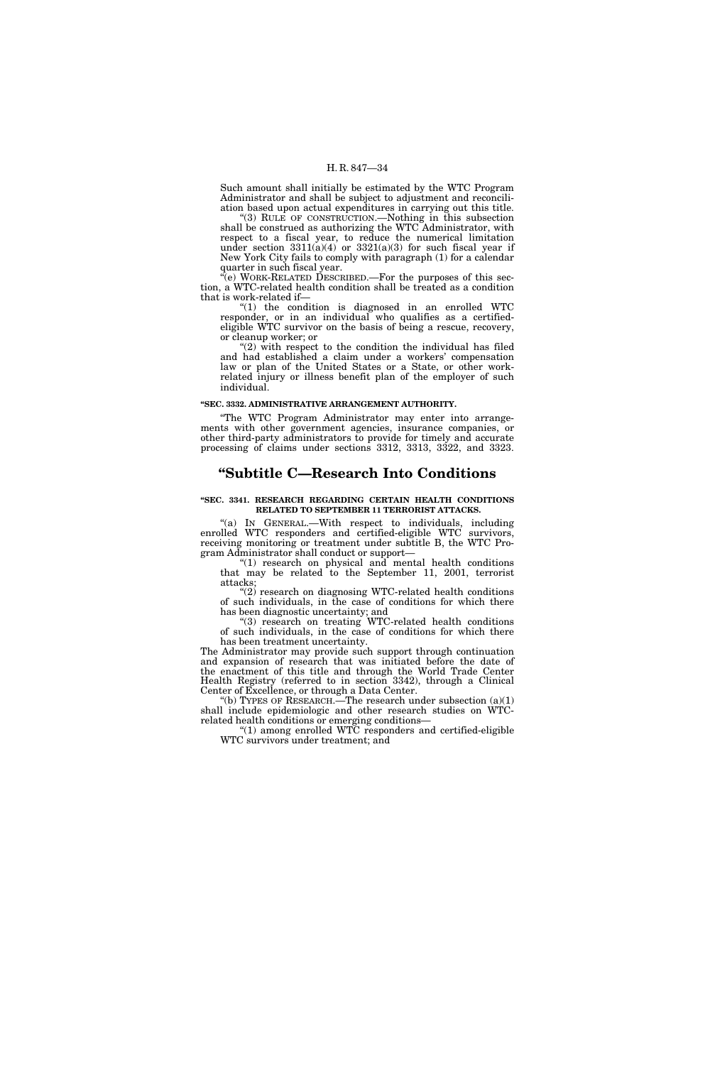Such amount shall initially be estimated by the WTC Program Administrator and shall be subject to adjustment and reconciliation based upon actual expenditures in carrying out this title.

"(3) RULE OF CONSTRUCTION.—Nothing in this subsection shall be construed as authorizing the WTC Administrator, with respect to a fiscal year, to reduce the numerical limitation under section 3311(a)(4) or 3321(a)(3) for such fiscal year if New York City fails to comply with paragraph (1) for a calendar quarter in such fiscal year.

"(e) WORK-RELATED DESCRIBED.—For the purposes of this section, a WTC-related health condition shall be treated as a condition that is work-related if—

"(1) the condition is diagnosed in an enrolled WTC responder, or in an individual who qualifies as a certified-eligible WTC survivor on the basis of being a rescue, recovery, or cleanup worker; or

"(2) with respect to the condition the individual has filed and had established a claim under a workers' compensation law or plan of the United States or a State, or other work-related injury or illness benefit plan of the employer of such individual.

**"SEC. 3332. ADMINISTRATIVE ARRANGEMENT AUTHORITY.**

"The WTC Program Administrator may enter into arrangements with other government agencies, insurance companies, or other third-party administrators to provide for timely and accurate processing of claims under sections 3312, 3313, 3322, and 3323.

# "Subtitle C—Research Into Conditions

**"SEC. 3341. RESEARCH REGARDING CERTAIN HEALTH CONDITIONS RELATED TO SEPTEMBER 11 TERRORIST ATTACKS.**

"(a) IN GENERAL.—With respect to individuals, including enrolled WTC responders and certified-eligible WTC survivors, receiving monitoring or treatment under subtitle B, the WTC Program Administrator shall conduct or support—

"(1) research on physical and mental health conditions that may be related to the September 11, 2001, terrorist attacks;

"(2) research on diagnosing WTC-related health conditions of such individuals, in the case of conditions for which there has been diagnostic uncertainty; and

"(3) research on treating WTC-related health conditions of such individuals, in the case of conditions for which there has been treatment uncertainty.

The Administrator may provide such support through continuation and expansion of research that was initiated before the date of the enactment of this title and through the World Trade Center Health Registry (referred to in section 3342), through a Clinical Center of Excellence, or through a Data Center.

"(b) TYPES OF RESEARCH.—The research under subsection (a)(1) shall include epidemiologic and other research studies on WTC-related health conditions or emerging conditions—

"(1) among enrolled WTC responders and certified-eligible WTC survivors under treatment; and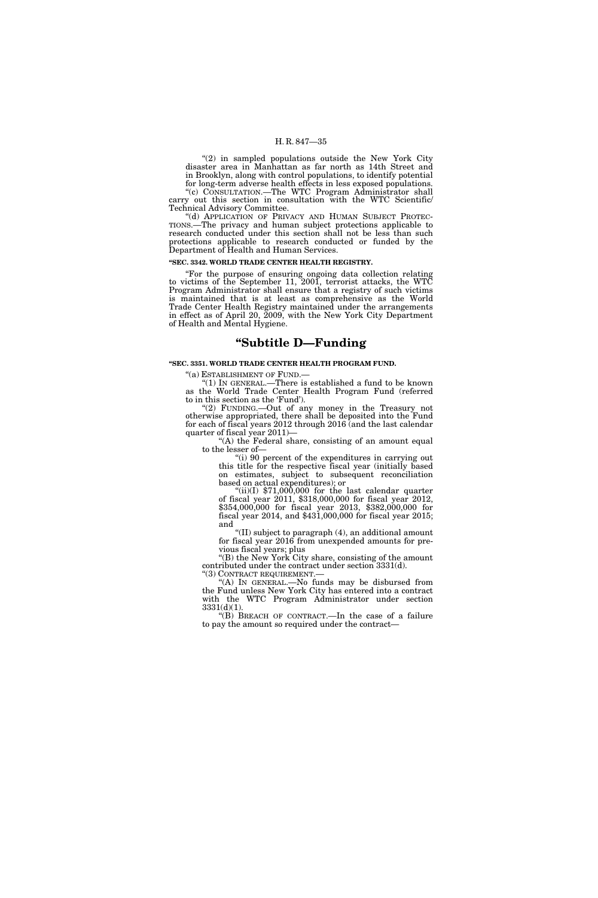"(2) in sampled populations outside the New York City disaster area in Manhattan as far north as 14th Street and in Brooklyn, along with control populations, to identify potential for long-term adverse health effects in less exposed populations.

"(c) CONSULTATION.—The WTC Program Administrator shall carry out this section in consultation with the WTC Scientific/Technical Advisory Committee.

"(d) APPLICATION OF PRIVACY AND HUMAN SUBJECT PROTECTIONS.—The privacy and human subject protections applicable to research conducted under this section shall not be less than such protections applicable to research conducted or funded by the Department of Health and Human Services.

**"SEC. 3342. WORLD TRADE CENTER HEALTH REGISTRY.**

"For the purpose of ensuring ongoing data collection relating to victims of the September 11, 2001, terrorist attacks, the WTC Program Administrator shall ensure that a registry of such victims is maintained that is at least as comprehensive as the World Trade Center Health Registry maintained under the arrangements in effect as of April 20, 2009, with the New York City Department of Health and Mental Hygiene.

# "Subtitle D—Funding

**"SEC. 3351. WORLD TRADE CENTER HEALTH PROGRAM FUND.**

"(a) ESTABLISHMENT OF FUND.—

"(1) IN GENERAL.—There is established a fund to be known as the World Trade Center Health Program Fund (referred to in this section as the 'Fund').

"(2) FUNDING.—Out of any money in the Treasury not otherwise appropriated, there shall be deposited into the Fund for each of fiscal years 2012 through 2016 (and the last calendar quarter of fiscal year 2011)—

"(A) the Federal share, consisting of an amount equal to the lesser of—

"(i) 90 percent of the expenditures in carrying out this title for the respective fiscal year (initially based on estimates, subject to subsequent reconciliation based on actual expenditures); or

"(ii)(I) $71,000,000 for the last calendar quarter of fiscal year 2011, $318,000,000 for fiscal year 2012, $354,000,000 for fiscal year 2013, $382,000,000 for fiscal year 2014, and $431,000,000 for fiscal year 2015; and

"(II) subject to paragraph (4), an additional amount for fiscal year 2016 from unexpended amounts for previous fiscal years; plus

"(B) the New York City share, consisting of the amount contributed under the contract under section 3331(d).

"(3) CONTRACT REQUIREMENT.—

"(A) IN GENERAL.—No funds may be disbursed from the Fund unless New York City has entered into a contract with the WTC Program Administrator under section 3331(d)(1).

"(B) BREACH OF CONTRACT.—In the case of a failure to pay the amount so required under the contract—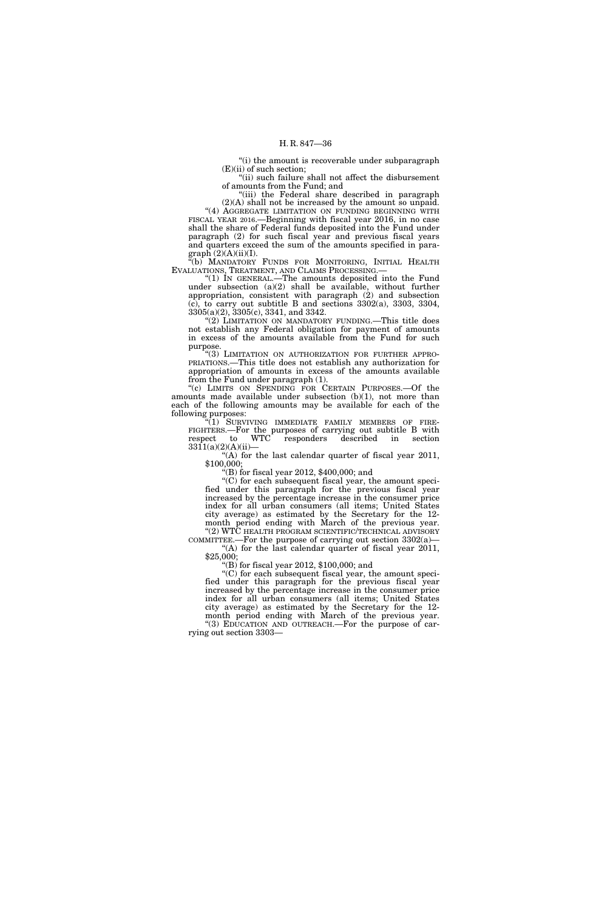"(i) the amount is recoverable under subparagraph (E)(ii) of such section;

"(ii) such failure shall not affect the disbursement of amounts from the Fund; and

"(iii) the Federal share described in paragraph (2)(A) shall not be increased by the amount so unpaid.

"(4) AGGREGATE LIMITATION ON FUNDING BEGINNING WITH FISCAL YEAR 2016.—Beginning with fiscal year 2016, in no case shall the share of Federal funds deposited into the Fund under paragraph (2) for such fiscal year and previous fiscal years and quarters exceed the sum of the amounts specified in paragraph (2)(A)(ii)(I).

"(b) MANDATORY FUNDS FOR MONITORING, INITIAL HEALTH EVALUATIONS, TREATMENT, AND CLAIMS PROCESSING.—

"(1) IN GENERAL.—The amounts deposited into the Fund under subsection (a)(2) shall be available, without further appropriation, consistent with paragraph (2) and subsection (c), to carry out subtitle B and sections 3302(a), 3303, 3304, 3305(a)(2), 3305(c), 3341, and 3342.

"(2) LIMITATION ON MANDATORY FUNDING.—This title does not establish any Federal obligation for payment of amounts in excess of the amounts available from the Fund for such purpose.

"(3) LIMITATION ON AUTHORIZATION FOR FURTHER APPROPRIATIONS.—This title does not establish any authorization for appropriation of amounts in excess of the amounts available from the Fund under paragraph (1).

"(c) LIMITS ON SPENDING FOR CERTAIN PURPOSES.—Of the amounts made available under subsection (b)(1), not more than each of the following amounts may be available for each of the following purposes:

"(1) SURVIVING IMMEDIATE FAMILY MEMBERS OF FIREFIGHTERS.—For the purposes of carrying out subtitle B with respect to WTC responders described in section 3311(a)(2)(A)(ii)—

"(A) for the last calendar quarter of fiscal year 2011, $100,000;

"(B) for fiscal year 2012, $400,000; and

"(C) for each subsequent fiscal year, the amount specified under this paragraph for the previous fiscal year increased by the percentage increase in the consumer price index for all urban consumers (all items; United States city average) as estimated by the Secretary for the 12-month period ending with March of the previous year.

"(2) WTC HEALTH PROGRAM SCIENTIFIC/TECHNICAL ADVISORY COMMITTEE.—For the purpose of carrying out section 3302(a)—

"(A) for the last calendar quarter of fiscal year 2011, $25,000;

"(B) for fiscal year 2012, $100,000; and

"(C) for each subsequent fiscal year, the amount specified under this paragraph for the previous fiscal year increased by the percentage increase in the consumer price index for all urban consumers (all items; United States city average) as estimated by the Secretary for the 12-month period ending with March of the previous year.

"(3) EDUCATION AND OUTREACH.—For the purpose of carrying out section 3303—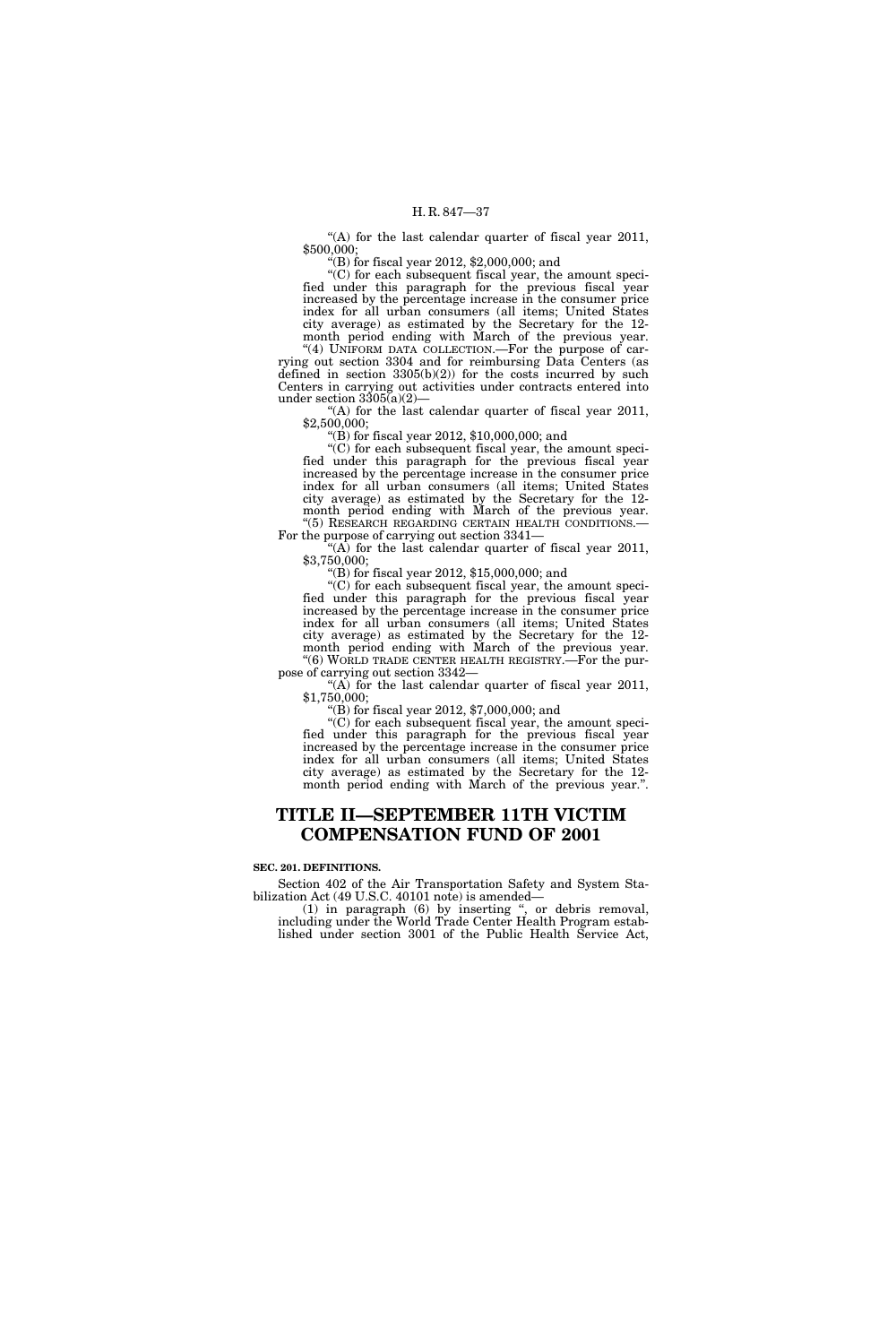"(A) for the last calendar quarter of fiscal year 2011, $500,000;

"(B) for fiscal year 2012, $2,000,000; and

"(C) for each subsequent fiscal year, the amount specified under this paragraph for the previous fiscal year increased by the percentage increase in the consumer price index for all urban consumers (all items; United States city average) as estimated by the Secretary for the 12-month period ending with March of the previous year.

"(4) UNIFORM DATA COLLECTION.—For the purpose of carrying out section 3304 and for reimbursing Data Centers (as defined in section 3305(b)(2)) for the costs incurred by such Centers in carrying out activities under contracts entered into under section 3305(a)(2)—

"(A) for the last calendar quarter of fiscal year 2011, $2,500,000;

"(B) for fiscal year 2012, $10,000,000; and

"(C) for each subsequent fiscal year, the amount specified under this paragraph for the previous fiscal year increased by the percentage increase in the consumer price index for all urban consumers (all items; United States city average) as estimated by the Secretary for the 12-month period ending with March of the previous year.

"(5) RESEARCH REGARDING CERTAIN HEALTH CONDITIONS.—For the purpose of carrying out section 3341—

"(A) for the last calendar quarter of fiscal year 2011, $3,750,000;

"(B) for fiscal year 2012, $15,000,000; and

"(C) for each subsequent fiscal year, the amount specified under this paragraph for the previous fiscal year increased by the percentage increase in the consumer price index for all urban consumers (all items; United States city average) as estimated by the Secretary for the 12-month period ending with March of the previous year.

"(6) WORLD TRADE CENTER HEALTH REGISTRY.—For the purpose of carrying out section 3342—

"(A) for the last calendar quarter of fiscal year 2011, $1,750,000;

"(B) for fiscal year 2012, $7,000,000; and

"(C) for each subsequent fiscal year, the amount specified under this paragraph for the previous fiscal year increased by the percentage increase in the consumer price index for all urban consumers (all items; United States city average) as estimated by the Secretary for the 12-month period ending with March of the previous year.".

# TITLE II—SEPTEMBER 11TH VICTIM COMPENSATION FUND OF 2001

**SEC. 201. DEFINITIONS.**

Section 402 of the Air Transportation Safety and System Stabilization Act (49 U.S.C. 40101 note) is amended—

(1) in paragraph (6) by inserting ", or debris removal, including under the World Trade Center Health Program established under section 3001 of the Public Health Service Act,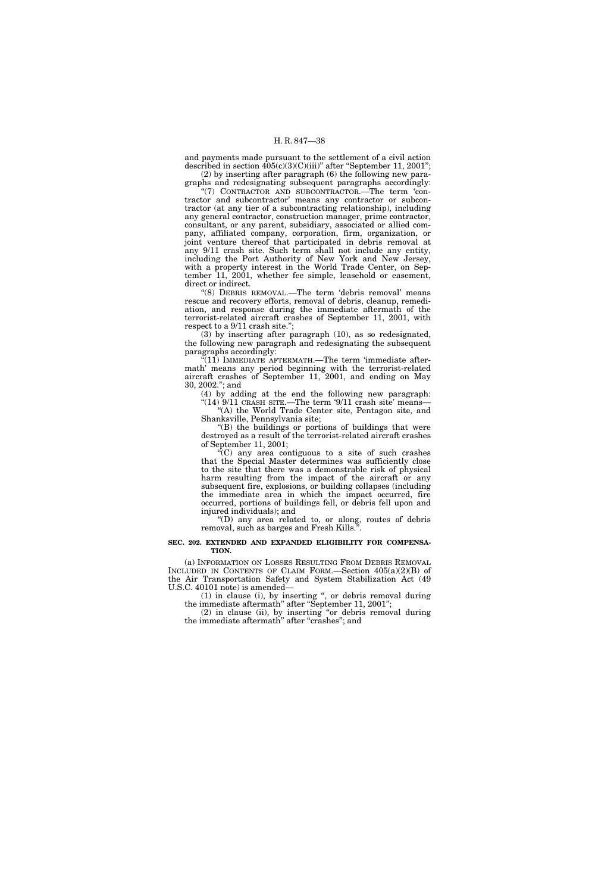and payments made pursuant to the settlement of a civil action described in section 405(c)(3)(C)(iii)" after "September 11, 2001";

(2) by inserting after paragraph (6) the following new paragraphs and redesignating subsequent paragraphs accordingly:

"(7) CONTRACTOR AND SUBCONTRACTOR.—The term 'contractor and subcontractor' means any contractor or subcontractor (at any tier of a subcontracting relationship), including any general contractor, construction manager, prime contractor, consultant, or any parent, subsidiary, associated or allied company, affiliated company, corporation, firm, organization, or joint venture thereof that participated in debris removal at any 9/11 crash site. Such term shall not include any entity, including the Port Authority of New York and New Jersey, with a property interest in the World Trade Center, on September 11, 2001, whether fee simple, leasehold or easement, direct or indirect.

"(8) DEBRIS REMOVAL.—The term 'debris removal' means rescue and recovery efforts, removal of debris, cleanup, remediation, and response during the immediate aftermath of the terrorist-related aircraft crashes of September 11, 2001, with respect to a 9/11 crash site.";

(3) by inserting after paragraph (10), as so redesignated, the following new paragraph and redesignating the subsequent paragraphs accordingly:

"(11) IMMEDIATE AFTERMATH.—The term 'immediate aftermath' means any period beginning with the terrorist-related aircraft crashes of September 11, 2001, and ending on May 30, 2002."; and

(4) by adding at the end the following new paragraph:

"(14) 9/11 CRASH SITE.—The term '9/11 crash site' means—

"(A) the World Trade Center site, Pentagon site, and Shanksville, Pennsylvania site;

"(B) the buildings or portions of buildings that were destroyed as a result of the terrorist-related aircraft crashes of September 11, 2001;

"(C) any area contiguous to a site of such crashes that the Special Master determines was sufficiently close to the site that there was a demonstrable risk of physical harm resulting from the impact of the aircraft or any subsequent fire, explosions, or building collapses (including the immediate area in which the impact occurred, fire occurred, portions of buildings fell, or debris fell upon and injured individuals); and

"(D) any area related to, or along, routes of debris removal, such as barges and Fresh Kills.".

**SEC. 202. EXTENDED AND EXPANDED ELIGIBILITY FOR COMPENSATION.**

(a) INFORMATION ON LOSSES RESULTING FROM DEBRIS REMOVAL INCLUDED IN CONTENTS OF CLAIM FORM.—Section 405(a)(2)(B) of the Air Transportation Safety and System Stabilization Act (49 U.S.C. 40101 note) is amended—

(1) in clause (i), by inserting ", or debris removal during the immediate aftermath" after "September 11, 2001";

(2) in clause (ii), by inserting "or debris removal during the immediate aftermath" after "crashes"; and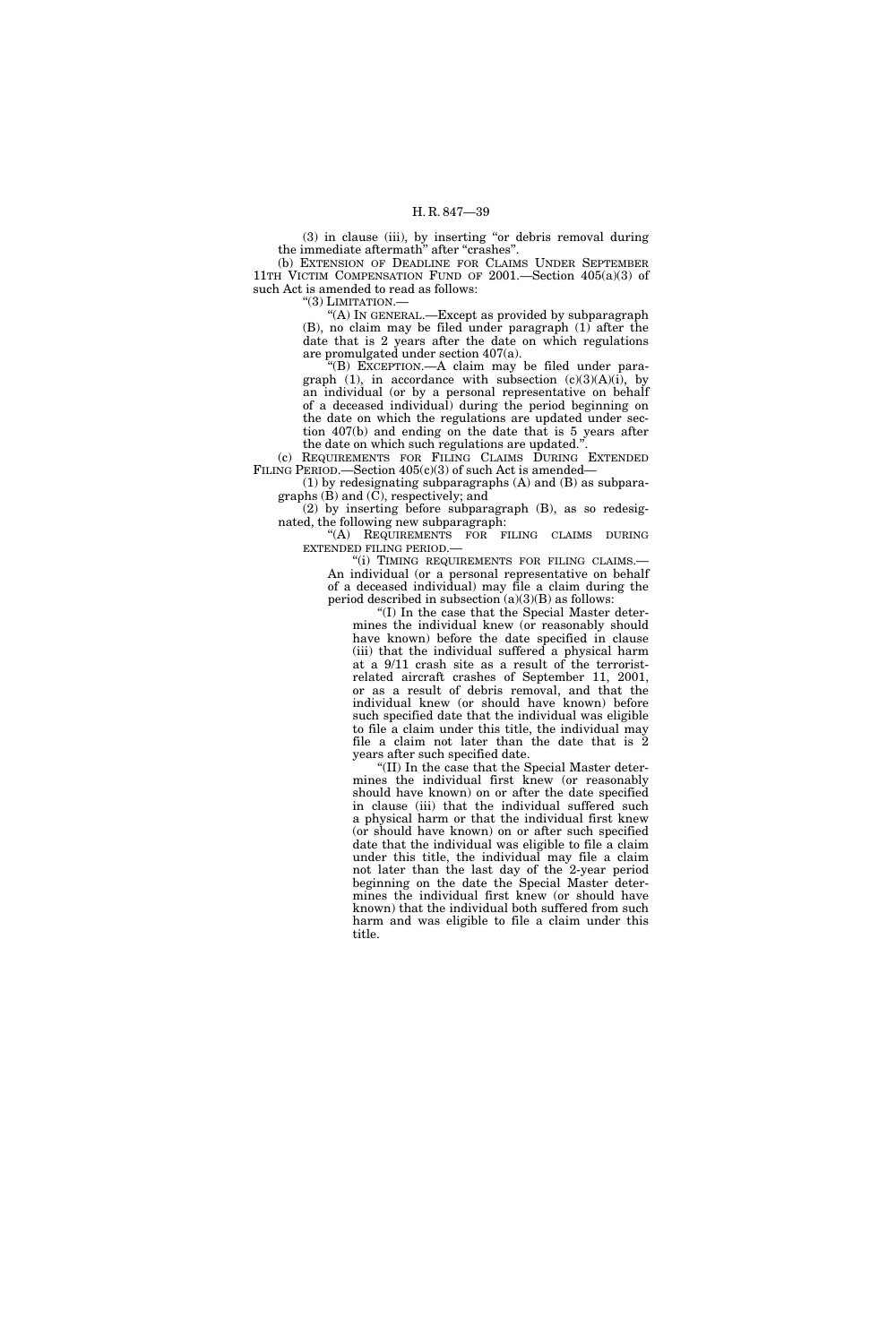(3) in clause (iii), by inserting "or debris removal during the immediate aftermath" after "crashes".

(b) EXTENSION OF DEADLINE FOR CLAIMS UNDER SEPTEMBER 11TH VICTIM COMPENSATION FUND OF 2001.—Section 405(a)(3) of such Act is amended to read as follows:

"(3) LIMITATION.—

"(A) IN GENERAL.—Except as provided by subparagraph (B), no claim may be filed under paragraph (1) after the date that is 2 years after the date on which regulations are promulgated under section 407(a).

"(B) EXCEPTION.—A claim may be filed under paragraph (1), in accordance with subsection (c)(3)(A)(i), by an individual (or by a personal representative on behalf of a deceased individual) during the period beginning on the date on which the regulations are updated under section 407(b) and ending on the date that is 5 years after the date on which such regulations are updated.".

(c) REQUIREMENTS FOR FILING CLAIMS DURING EXTENDED FILING PERIOD.—Section 405(c)(3) of such Act is amended—

(1) by redesignating subparagraphs (A) and (B) as subparagraphs (B) and (C), respectively; and

(2) by inserting before subparagraph (B), as so redesignated, the following new subparagraph:

"(A) REQUIREMENTS FOR FILING CLAIMS DURING EXTENDED FILING PERIOD.—

"(i) TIMING REQUIREMENTS FOR FILING CLAIMS.—An individual (or a personal representative on behalf of a deceased individual) may file a claim during the period described in subsection (a)(3)(B) as follows:

"(I) In the case that the Special Master determines the individual knew (or reasonably should have known) before the date specified in clause (iii) that the individual suffered a physical harm at a 9/11 crash site as a result of the terrorist-related aircraft crashes of September 11, 2001, or as a result of debris removal, and that the individual knew (or should have known) before such specified date that the individual was eligible to file a claim under this title, the individual may file a claim not later than the date that is 2 years after such specified date.

"(II) In the case that the Special Master determines the individual first knew (or reasonably should have known) on or after the date specified in clause (iii) that the individual suffered such a physical harm or that the individual first knew (or should have known) on or after such specified date that the individual was eligible to file a claim under this title, the individual may file a claim not later than the last day of the 2-year period beginning on the date the Special Master determines the individual first knew (or should have known) that the individual both suffered from such harm and was eligible to file a claim under this title.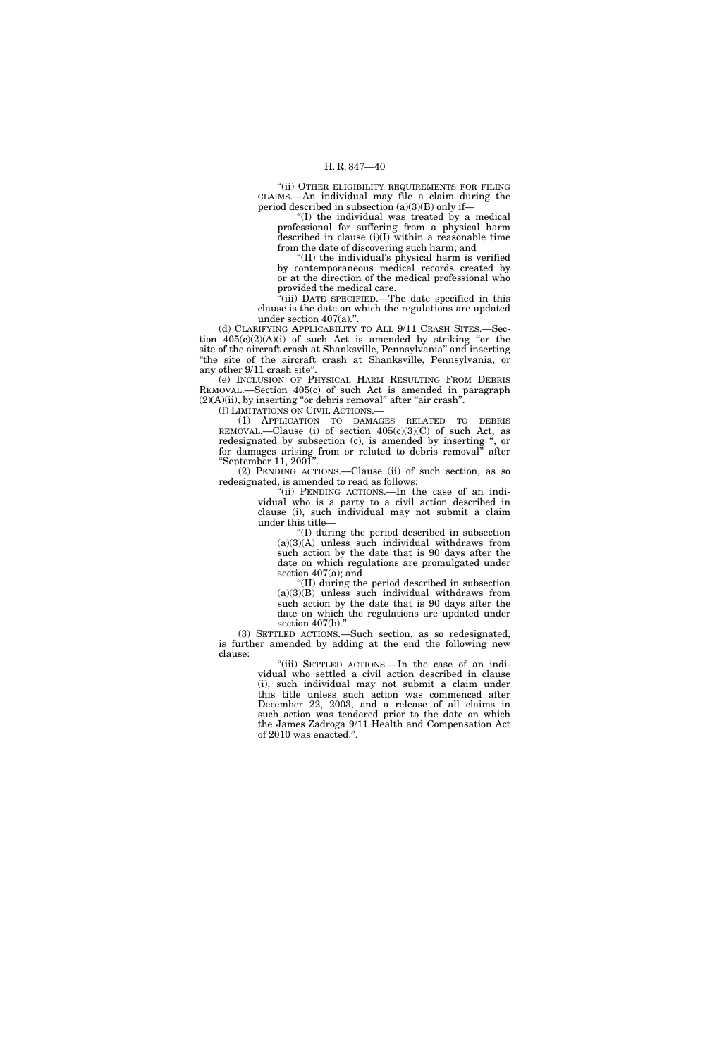"(ii) OTHER ELIGIBILITY REQUIREMENTS FOR FILING CLAIMS.—An individual may file a claim during the period described in subsection (a)(3)(B) only if—

"(I) the individual was treated by a medical professional for suffering from a physical harm described in clause (i)(I) within a reasonable time from the date of discovering such harm; and

"(II) the individual's physical harm is verified by contemporaneous medical records created by or at the direction of the medical professional who provided the medical care.

"(iii) DATE SPECIFIED.—The date specified in this clause is the date on which the regulations are updated under section 407(a).".

(d) CLARIFYING APPLICABILITY TO ALL 9/11 CRASH SITES.—Section 405(c)(2)(A)(i) of such Act is amended by striking "or the site of the aircraft crash at Shanksville, Pennsylvania" and inserting "the site of the aircraft crash at Shanksville, Pennsylvania, or any other 9/11 crash site".

(e) INCLUSION OF PHYSICAL HARM RESULTING FROM DEBRIS REMOVAL.—Section 405(c) of such Act is amended in paragraph (2)(A)(ii), by inserting "or debris removal" after "air crash".

(f) LIMITATIONS ON CIVIL ACTIONS.—

(1) APPLICATION TO DAMAGES RELATED TO DEBRIS REMOVAL.—Clause (i) of section 405(c)(3)(C) of such Act, as redesignated by subsection (c), is amended by inserting ", or for damages arising from or related to debris removal" after "September 11, 2001".

(2) PENDING ACTIONS.—Clause (ii) of such section, as so redesignated, is amended to read as follows:

"(ii) PENDING ACTIONS.—In the case of an individual who is a party to a civil action described in clause (i), such individual may not submit a claim under this title—

"(I) during the period described in subsection (a)(3)(A) unless such individual withdraws from such action by the date that is 90 days after the date on which regulations are promulgated under section 407(a); and

"(II) during the period described in subsection (a)(3)(B) unless such individual withdraws from such action by the date that is 90 days after the date on which the regulations are updated under section 407(b).".

(3) SETTLED ACTIONS.—Such section, as so redesignated, is further amended by adding at the end the following new clause:

"(iii) SETTLED ACTIONS.—In the case of an individual who settled a civil action described in clause (i), such individual may not submit a claim under this title unless such action was commenced after December 22, 2003, and a release of all claims in such action was tendered prior to the date on which the James Zadroga 9/11 Health and Compensation Act of 2010 was enacted.".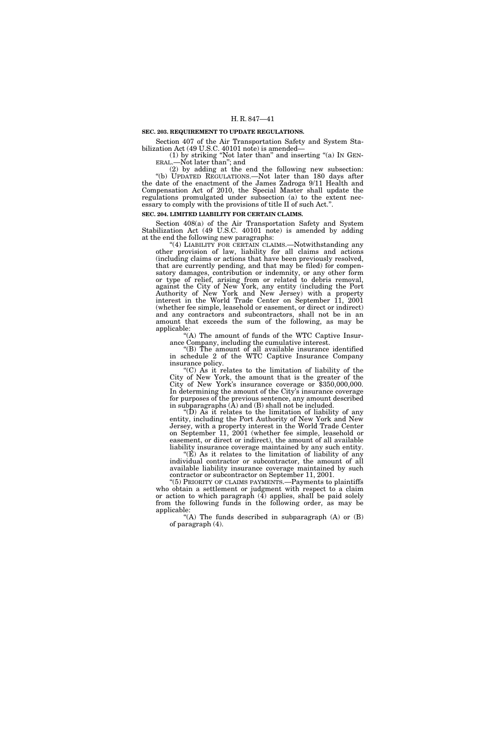**SEC. 203. REQUIREMENT TO UPDATE REGULATIONS.**

Section 407 of the Air Transportation Safety and System Stabilization Act (49 U.S.C. 40101 note) is amended—

(1) by striking "Not later than" and inserting "(a) IN GENERAL.—Not later than"; and

(2) by adding at the end the following new subsection: "(b) UPDATED REGULATIONS.—Not later than 180 days after the date of the enactment of the James Zadroga 9/11 Health and Compensation Act of 2010, the Special Master shall update the regulations promulgated under subsection (a) to the extent necessary to comply with the provisions of title II of such Act.".

**SEC. 204. LIMITED LIABILITY FOR CERTAIN CLAIMS.**

Section 408(a) of the Air Transportation Safety and System Stabilization Act (49 U.S.C. 40101 note) is amended by adding at the end the following new paragraphs:

"(4) LIABILITY FOR CERTAIN CLAIMS.—Notwithstanding any other provision of law, liability for all claims and actions (including claims or actions that have been previously resolved, that are currently pending, and that may be filed) for compensatory damages, contribution or indemnity, or any other form or type of relief, arising from or related to debris removal, against the City of New York, any entity (including the Port Authority of New York and New Jersey) with a property interest in the World Trade Center on September 11, 2001 (whether fee simple, leasehold or easement, or direct or indirect) and any contractors and subcontractors, shall not be in an amount that exceeds the sum of the following, as may be applicable:

"(A) The amount of funds of the WTC Captive Insurance Company, including the cumulative interest.

"(B) The amount of all available insurance identified in schedule 2 of the WTC Captive Insurance Company insurance policy.

"(C) As it relates to the limitation of liability of the City of New York, the amount that is the greater of the City of New York's insurance coverage or $350,000,000. In determining the amount of the City's insurance coverage for purposes of the previous sentence, any amount described in subparagraphs (A) and (B) shall not be included.

"(D) As it relates to the limitation of liability of any entity, including the Port Authority of New York and New Jersey, with a property interest in the World Trade Center on September 11, 2001 (whether fee simple, leasehold or easement, or direct or indirect), the amount of all available liability insurance coverage maintained by any such entity.

"(E) As it relates to the limitation of liability of any individual contractor or subcontractor, the amount of all available liability insurance coverage maintained by such contractor or subcontractor on September 11, 2001.

"(5) PRIORITY OF CLAIMS PAYMENTS.—Payments to plaintiffs who obtain a settlement or judgment with respect to a claim or action to which paragraph (4) applies, shall be paid solely from the following funds in the following order, as may be applicable:

"(A) The funds described in subparagraph (A) or (B) of paragraph (4).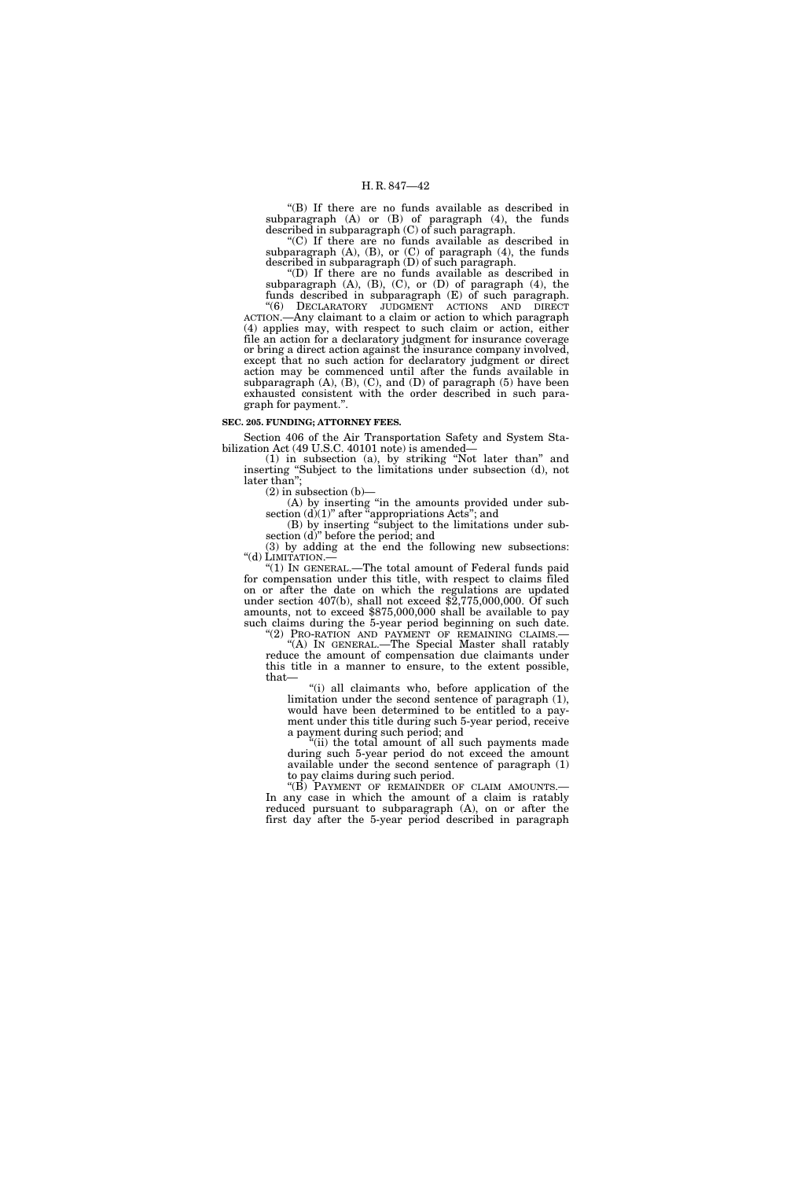"(B) If there are no funds available as described in subparagraph (A) or (B) of paragraph (4), the funds described in subparagraph (C) of such paragraph.

"(C) If there are no funds available as described in subparagraph (A), (B), or (C) of paragraph (4), the funds described in subparagraph (D) of such paragraph.

"(D) If there are no funds available as described in subparagraph (A), (B), (C), or (D) of paragraph (4), the funds described in subparagraph (E) of such paragraph.

"(6) DECLARATORY JUDGMENT ACTIONS AND DIRECT ACTION.—Any claimant to a claim or action to which paragraph (4) applies may, with respect to such claim or action, either file an action for a declaratory judgment for insurance coverage or bring a direct action against the insurance company involved, except that no such action for declaratory judgment or direct action may be commenced until after the funds available in subparagraph (A), (B), (C), and (D) of paragraph (5) have been exhausted consistent with the order described in such paragraph for payment.".

**SEC. 205. FUNDING; ATTORNEY FEES.**

Section 406 of the Air Transportation Safety and System Stabilization Act (49 U.S.C. 40101 note) is amended—

(1) in subsection (a), by striking "Not later than" and inserting "Subject to the limitations under subsection (d), not later than";

(2) in subsection (b)—

(A) by inserting "in the amounts provided under subsection (d)(1)" after "appropriations Acts"; and

(B) by inserting "subject to the limitations under subsection (d)" before the period; and

(3) by adding at the end the following new subsections:

"(d) LIMITATION.—

"(1) IN GENERAL.—The total amount of Federal funds paid for compensation under this title, with respect to claims filed on or after the date on which the regulations are updated under section 407(b), shall not exceed $2,775,000,000. Of such amounts, not to exceed $875,000,000 shall be available to pay such claims during the 5-year period beginning on such date.

"(2) PRO-RATION AND PAYMENT OF REMAINING CLAIMS.—

"(A) IN GENERAL.—The Special Master shall ratably reduce the amount of compensation due claimants under this title in a manner to ensure, to the extent possible, that—

"(i) all claimants who, before application of the limitation under the second sentence of paragraph (1), would have been determined to be entitled to a payment under this title during such 5-year period, receive a payment during such period; and

"(ii) the total amount of all such payments made during such 5-year period do not exceed the amount available under the second sentence of paragraph (1) to pay claims during such period.

"(B) PAYMENT OF REMAINDER OF CLAIM AMOUNTS.— In any case in which the amount of a claim is ratably reduced pursuant to subparagraph (A), on or after the first day after the 5-year period described in paragraph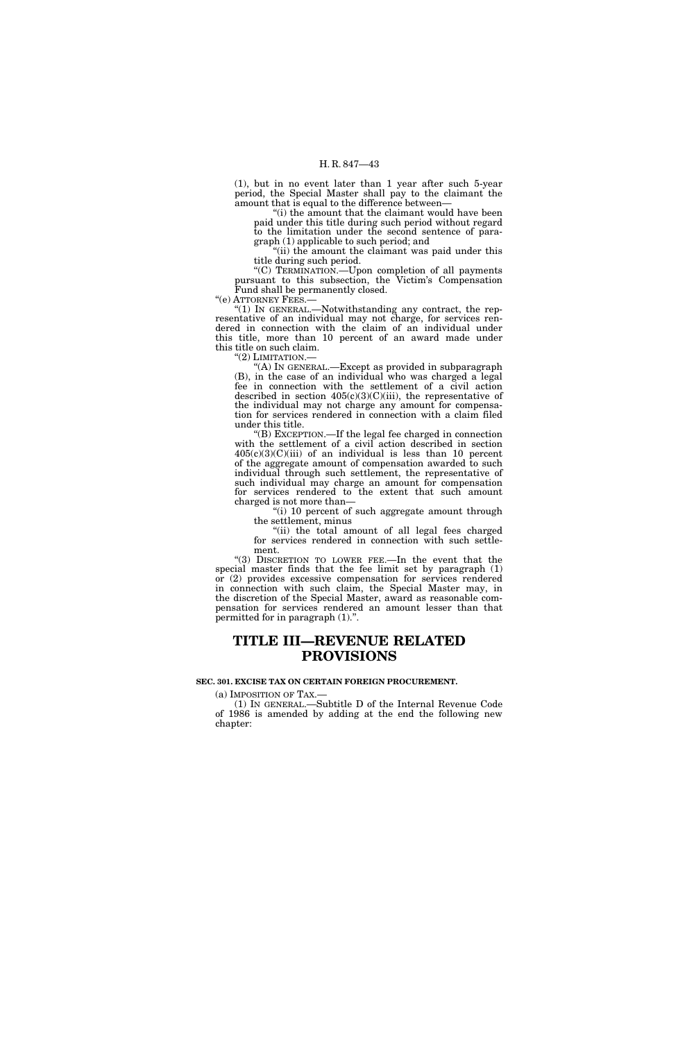(1), but in no event later than 1 year after such 5-year period, the Special Master shall pay to the claimant the amount that is equal to the difference between—

"(i) the amount that the claimant would have been paid under this title during such period without regard to the limitation under the second sentence of paragraph (1) applicable to such period; and

"(ii) the amount the claimant was paid under this title during such period.

"(C) TERMINATION.—Upon completion of all payments pursuant to this subsection, the Victim's Compensation Fund shall be permanently closed.

"(e) ATTORNEY FEES.—

"(1) IN GENERAL.—Notwithstanding any contract, the representative of an individual may not charge, for services rendered in connection with the claim of an individual under this title, more than 10 percent of an award made under this title on such claim.

"(2) LIMITATION.—

"(A) IN GENERAL.—Except as provided in subparagraph (B), in the case of an individual who was charged a legal fee in connection with the settlement of a civil action described in section 405(c)(3)(C)(iii), the representative of the individual may not charge any amount for compensation for services rendered in connection with a claim filed under this title.

"(B) EXCEPTION.—If the legal fee charged in connection with the settlement of a civil action described in section 405(c)(3)(C)(iii) of an individual is less than 10 percent of the aggregate amount of compensation awarded to such individual through such settlement, the representative of such individual may charge an amount for compensation for services rendered to the extent that such amount charged is not more than—

"(i) 10 percent of such aggregate amount through the settlement, minus

"(ii) the total amount of all legal fees charged for services rendered in connection with such settlement.

"(3) DISCRETION TO LOWER FEE.—In the event that the special master finds that the fee limit set by paragraph (1) or (2) provides excessive compensation for services rendered in connection with such claim, the Special Master may, in the discretion of the Special Master, award as reasonable compensation for services rendered an amount lesser than that permitted for in paragraph (1).".

# TITLE III—REVENUE RELATED PROVISIONS

**SEC. 301. EXCISE TAX ON CERTAIN FOREIGN PROCUREMENT.**

(a) IMPOSITION OF TAX.—

(1) IN GENERAL.—Subtitle D of the Internal Revenue Code of 1986 is amended by adding at the end the following new chapter: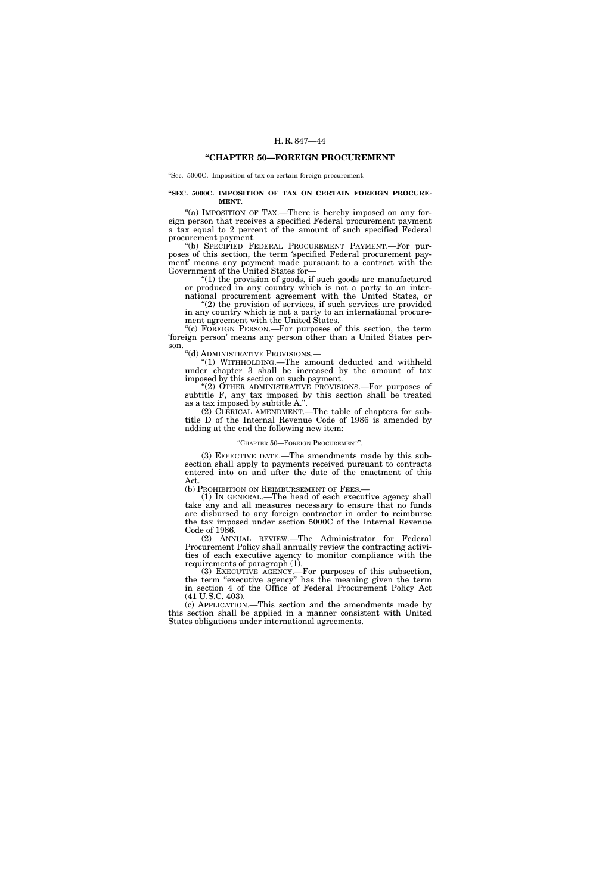## "CHAPTER 50—FOREIGN PROCUREMENT

"Sec. 5000C. Imposition of tax on certain foreign procurement.

**"SEC. 5000C. IMPOSITION OF TAX ON CERTAIN FOREIGN PROCUREMENT.**

"(a) IMPOSITION OF TAX.—There is hereby imposed on any foreign person that receives a specified Federal procurement payment a tax equal to 2 percent of the amount of such specified Federal procurement payment.

"(b) SPECIFIED FEDERAL PROCUREMENT PAYMENT.—For purposes of this section, the term 'specified Federal procurement payment' means any payment made pursuant to a contract with the Government of the United States for—

"(1) the provision of goods, if such goods are manufactured or produced in any country which is not a party to an international procurement agreement with the United States, or

"(2) the provision of services, if such services are provided in any country which is not a party to an international procurement agreement with the United States.

"(c) FOREIGN PERSON.—For purposes of this section, the term 'foreign person' means any person other than a United States person.

"(d) ADMINISTRATIVE PROVISIONS.—

"(1) WITHHOLDING.—The amount deducted and withheld under chapter 3 shall be increased by the amount of tax imposed by this section on such payment.

"(2) OTHER ADMINISTRATIVE PROVISIONS.—For purposes of subtitle F, any tax imposed by this section shall be treated as a tax imposed by subtitle A.".

(2) CLERICAL AMENDMENT.—The table of chapters for subtitle D of the Internal Revenue Code of 1986 is amended by adding at the end the following new item:

"CHAPTER 50—FOREIGN PROCUREMENT".

(3) EFFECTIVE DATE.—The amendments made by this subsection shall apply to payments received pursuant to contracts entered into on and after the date of the enactment of this Act.

(b) PROHIBITION ON REIMBURSEMENT OF FEES.—

(1) IN GENERAL.—The head of each executive agency shall take any and all measures necessary to ensure that no funds are disbursed to any foreign contractor in order to reimburse the tax imposed under section 5000C of the Internal Revenue Code of 1986.

(2) ANNUAL REVIEW.—The Administrator for Federal Procurement Policy shall annually review the contracting activities of each executive agency to monitor compliance with the requirements of paragraph (1).

(3) EXECUTIVE AGENCY.—For purposes of this subsection, the term "executive agency" has the meaning given the term in section 4 of the Office of Federal Procurement Policy Act (41 U.S.C. 403).

(c) APPLICATION.—This section and the amendments made by this section shall be applied in a manner consistent with United States obligations under international agreements.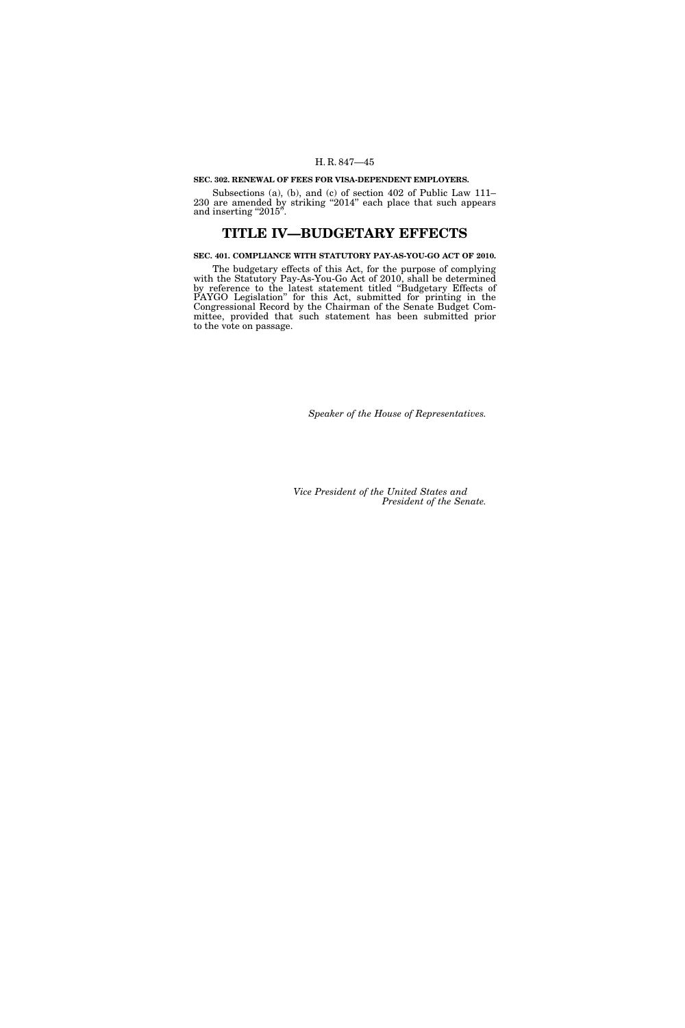**SEC. 302. RENEWAL OF FEES FOR VISA-DEPENDENT EMPLOYERS.**

Subsections (a), (b), and (c) of section 402 of Public Law 111–230 are amended by striking "2014" each place that such appears and inserting "2015".

# TITLE IV—BUDGETARY EFFECTS

**SEC. 401. COMPLIANCE WITH STATUTORY PAY-AS-YOU-GO ACT OF 2010.**

The budgetary effects of this Act, for the purpose of complying with the Statutory Pay-As-You-Go Act of 2010, shall be determined by reference to the latest statement titled "Budgetary Effects of PAYGO Legislation" for this Act, submitted for printing in the Congressional Record by the Chairman of the Senate Budget Committee, provided that such statement has been submitted prior to the vote on passage.

*Speaker of the House of Representatives.*

*Vice President of the United States and President of the Senate.*